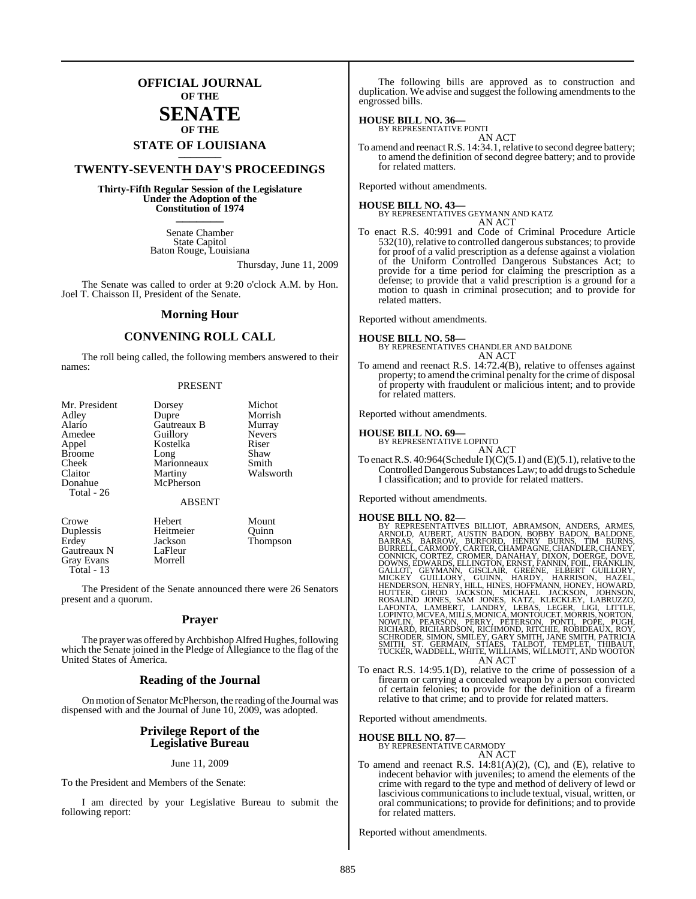# OFFICIAL JOURNAL
## OF THE
# SENATE
## OF THE
## STATE OF LOUISIANA

## TWENTY-SEVENTH DAY'S PROCEEDINGS

**Thirty-Fifth Regular Session of the Legislature**
**Under the Adoption of the**
**Constitution of 1974**

Senate Chamber
State Capitol
Baton Rouge, Louisiana

Thursday, June 11, 2009

The Senate was called to order at 9:20 o'clock A.M. by Hon. Joel T. Chaisson II, President of the Senate.

## Morning Hour

## CONVENING ROLL CALL

The roll being called, the following members answered to their names:

PRESENT

| | | |
|---|---|---|
| Mr. President | Dorsey | Michot |
| Adley | Dupre | Morrish |
| Alario | Gautreaux B | Murray |
| Amedee | Guillory | Nevers |
| Appel | Kostelka | Riser |
| Broome | Long | Shaw |
| Cheek | Marionneaux | Smith |
| Claitor | Martiny | Walsworth |
| Donahue | McPherson | |
| Total - 26 | | |

ABSENT

| | | |
|---|---|---|
| Crowe | Hebert | Mount |
| Duplessis | Heitmeier | Quinn |
| Erdey | Jackson | Thompson |
| Gautreaux N | LaFleur | |
| Gray Evans | Morrell | |
| Total - 13 | | |

The President of the Senate announced there were 26 Senators present and a quorum.

## Prayer

The prayer was offered by Archbishop Alfred Hughes, following which the Senate joined in the Pledge of Allegiance to the flag of the United States of America.

## Reading of the Journal

On motion of Senator McPherson, the reading of the Journal was dispensed with and the Journal of June 10, 2009, was adopted.

## Privilege Report of the Legislative Bureau

June 11, 2009

To the President and Members of the Senate:

I am directed by your Legislative Bureau to submit the following report:

The following bills are approved as to construction and duplication. We advise and suggest the following amendments to the engrossed bills.

**HOUSE BILL NO. 36—**
BY REPRESENTATIVE PONTI
AN ACT
To amend and reenact R.S. 14:34.1, relative to second degree battery; to amend the definition of second degree battery; and to provide for related matters.

Reported without amendments.

**HOUSE BILL NO. 43—**
BY REPRESENTATIVES GEYMANN AND KATZ
AN ACT
To enact R.S. 40:991 and Code of Criminal Procedure Article 532(10), relative to controlled dangerous substances; to provide for proof of a valid prescription as a defense against a violation of the Uniform Controlled Dangerous Substances Act; to provide for a time period for claiming the prescription as a defense; to provide that a valid prescription is a ground for a motion to quash in criminal prosecution; and to provide for related matters.

Reported without amendments.

**HOUSE BILL NO. 58—**
BY REPRESENTATIVES CHANDLER AND BALDONE
AN ACT
To amend and reenact R.S. 14:72.4(B), relative to offenses against property; to amend the criminal penalty for the crime of disposal of property with fraudulent or malicious intent; and to provide for related matters.

Reported without amendments.

**HOUSE BILL NO. 69—**
BY REPRESENTATIVE LOPINTO
AN ACT
To enact R.S. 40:964(Schedule I)(C)(5.1) and (E)(5.1), relative to the Controlled Dangerous Substances Law; to add drugs to Schedule I classification; and to provide for related matters.

Reported without amendments.

**HOUSE BILL NO. 82—**
BY REPRESENTATIVES BILLIOT, ABRAMSON, ANDERS, ARMES, ARNOLD, AUBERT, AUSTIN BADON, BOBBY BADON, BALDONE, BARRAS, BARROW, BURFORD, HENRY BURNS, TIM BURNS, BURRELL, CARMODY, CARTER, CHAMPAGNE, CHANDLER, CHANEY, CONNICK, CORTEZ, CROMER, DANAHAY, DIXON, DOERGE, DOVE, DOWNS, EDWARDS, ELLINGTON, ERNST, FANNIN, FOIL, FRANKLIN, GALLOT, GEYMANN, GISCLAIR, GREENE, ELBERT GUILLORY, MICKEY GUILLORY, GUINN, HARDY, HARRISON, HAZEL, HENDERSON, HENRY, HILL, HINES, HOFFMANN, HONEY, HOWARD, HUTTER, GIROD JACKSON, MICHAEL JACKSON, JOHNSON, ROSALIND JONES, SAM JONES, KATZ, KLECKLEY, LABRUZZO, LAFONTA, LAMBERT, LANDRY, LEBAS, LEGER, LIGI, LITTLE, LOPINTO, MCVEA, MILLS, MONICA, MONTOUCET, MORRIS, NORTON, NOWLIN, PEARSON, PERRY, PETERSON, PONTI, POPE, PUGH, RICHARD, RICHARDSON, RICHMOND, RITCHIE, ROBIDEAUX, ROY, SCHRODER, SIMON, SMILEY, GARY SMITH, JANE SMITH, PATRICIA SMITH, ST. GERMAIN, STIAES, TALBOT, TEMPLET, THIBAUT, TUCKER, WADDELL, WHITE, WILLIAMS, WILLMOTT, AND WOOTON
AN ACT
To enact R.S. 14:95.1(D), relative to the crime of possession of a firearm or carrying a concealed weapon by a person convicted of certain felonies; to provide for the definition of a firearm relative to that crime; and to provide for related matters.

Reported without amendments.

**HOUSE BILL NO. 87—**
BY REPRESENTATIVE CARMODY
AN ACT
To amend and reenact R.S. 14:81(A)(2), (C), and (E), relative to indecent behavior with juveniles; to amend the elements of the crime with regard to the type and method of delivery of lewd or lascivious communications to include textual, visual, written, or oral communications; to provide for definitions; and to provide for related matters.

Reported without amendments.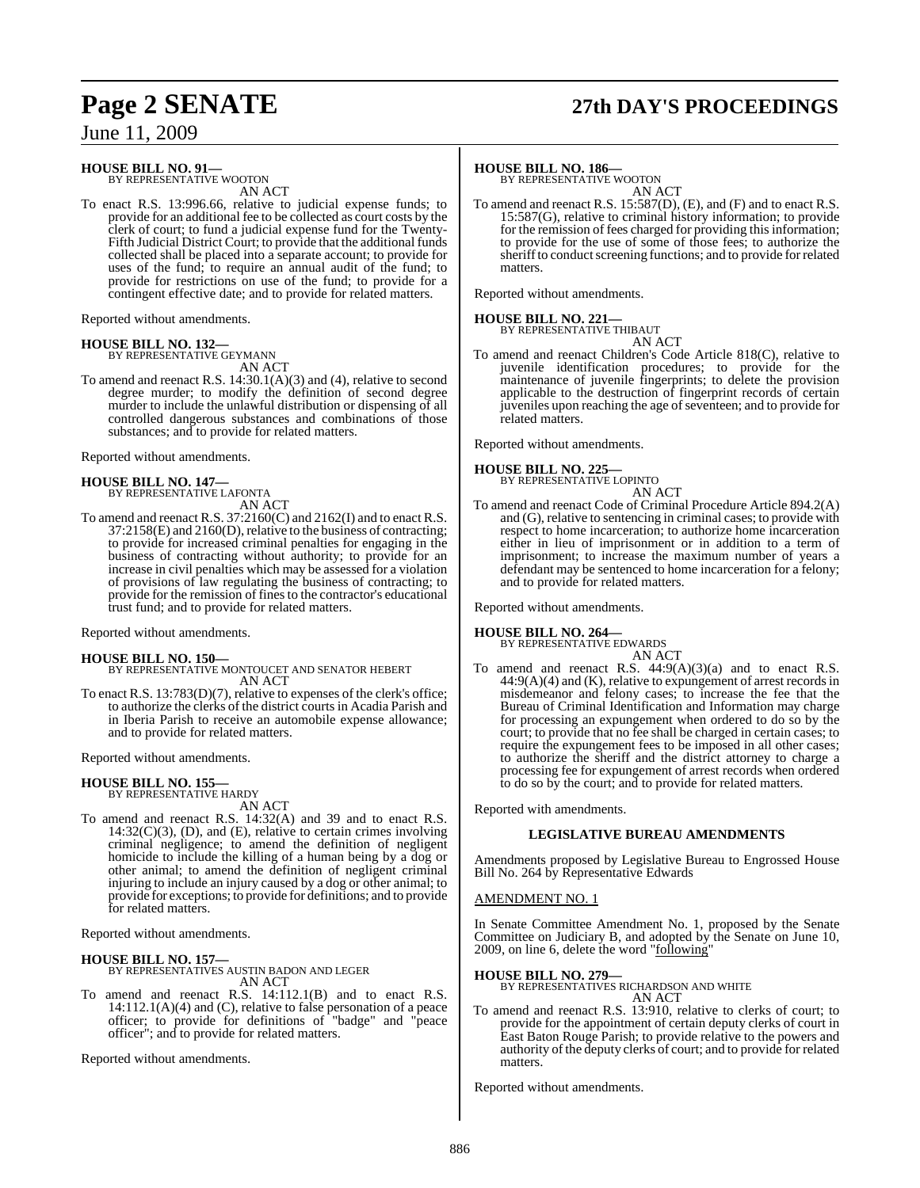**HOUSE BILL NO. 91—**
BY REPRESENTATIVE WOOTON
AN ACT

To enact R.S. 13:996.66, relative to judicial expense funds; to provide for an additional fee to be collected as court costs by the clerk of court; to fund a judicial expense fund for the Twenty-Fifth Judicial District Court; to provide that the additional funds collected shall be placed into a separate account; to provide for uses of the fund; to require an annual audit of the fund; to provide for restrictions on use of the fund; to provide for a contingent effective date; and to provide for related matters.

Reported without amendments.

**HOUSE BILL NO. 132—**
BY REPRESENTATIVE GEYMANN
AN ACT

To amend and reenact R.S. 14:30.1(A)(3) and (4), relative to second degree murder; to modify the definition of second degree murder to include the unlawful distribution or dispensing of all controlled dangerous substances and combinations of those substances; and to provide for related matters.

Reported without amendments.

**HOUSE BILL NO. 147—**
BY REPRESENTATIVE LAFONTA
AN ACT

To amend and reenact R.S. 37:2160(C) and 2162(I) and to enact R.S. 37:2158(E) and 2160(D), relative to the business of contracting; to provide for increased criminal penalties for engaging in the business of contracting without authority; to provide for an increase in civil penalties which may be assessed for a violation of provisions of law regulating the business of contracting; to provide for the remission of fines to the contractor's educational trust fund; and to provide for related matters.

Reported without amendments.

**HOUSE BILL NO. 150—**
BY REPRESENTATIVE MONTOUCET AND SENATOR HEBERT
AN ACT

To enact R.S. 13:783(D)(7), relative to expenses of the clerk's office; to authorize the clerks of the district courts in Acadia Parish and in Iberia Parish to receive an automobile expense allowance; and to provide for related matters.

Reported without amendments.

**HOUSE BILL NO. 155—**
BY REPRESENTATIVE HARDY
AN ACT

To amend and reenact R.S. 14:32(A) and 39 and to enact R.S. 14:32(C)(3), (D), and (E), relative to certain crimes involving criminal negligence; to amend the definition of negligent homicide to include the killing of a human being by a dog or other animal; to amend the definition of negligent criminal injuring to include an injury caused by a dog or other animal; to provide for exceptions; to provide for definitions; and to provide for related matters.

Reported without amendments.

**HOUSE BILL NO. 157—**
BY REPRESENTATIVES AUSTIN BADON AND LEGER
AN ACT

To amend and reenact R.S. 14:112.1(B) and to enact R.S. 14:112.1(A)(4) and (C), relative to false personation of a peace officer; to provide for definitions of "badge" and "peace officer"; and to provide for related matters.

Reported without amendments.

**HOUSE BILL NO. 186—**
BY REPRESENTATIVE WOOTON
AN ACT

To amend and reenact R.S. 15:587(D), (E), and (F) and to enact R.S. 15:587(G), relative to criminal history information; to provide for the remission of fees charged for providing this information; to provide for the use of some of those fees; to authorize the sheriff to conduct screening functions; and to provide for related matters.

Reported without amendments.

**HOUSE BILL NO. 221—**
BY REPRESENTATIVE THIBAUT
AN ACT

To amend and reenact Children's Code Article 818(C), relative to juvenile identification procedures; to provide for the maintenance of juvenile fingerprints; to delete the provision applicable to the destruction of fingerprint records of certain juveniles upon reaching the age of seventeen; and to provide for related matters.

Reported without amendments.

**HOUSE BILL NO. 225—**
BY REPRESENTATIVE LOPINTO
AN ACT

To amend and reenact Code of Criminal Procedure Article 894.2(A) and (G), relative to sentencing in criminal cases; to provide with respect to home incarceration; to authorize home incarceration either in lieu of imprisonment or in addition to a term of imprisonment; to increase the maximum number of years a defendant may be sentenced to home incarceration for a felony; and to provide for related matters.

Reported without amendments.

**HOUSE BILL NO. 264—**
BY REPRESENTATIVE EDWARDS
AN ACT

To amend and reenact R.S. 44:9(A)(3)(a) and to enact R.S. 44:9(A)(4) and (K), relative to expungement of arrest records in misdemeanor and felony cases; to increase the fee that the Bureau of Criminal Identification and Information may charge for processing an expungement when ordered to do so by the court; to provide that no fee shall be charged in certain cases; to require the expungement fees to be imposed in all other cases; to authorize the sheriff and the district attorney to charge a processing fee for expungement of arrest records when ordered to do so by the court; and to provide for related matters.

Reported with amendments.

**LEGISLATIVE BUREAU AMENDMENTS**

Amendments proposed by Legislative Bureau to Engrossed House Bill No. 264 by Representative Edwards

AMENDMENT NO. 1

In Senate Committee Amendment No. 1, proposed by the Senate Committee on Judiciary B, and adopted by the Senate on June 10, 2009, on line 6, delete the word "following"

**HOUSE BILL NO. 279—**
BY REPRESENTATIVES RICHARDSON AND WHITE
AN ACT

To amend and reenact R.S. 13:910, relative to clerks of court; to provide for the appointment of certain deputy clerks of court in East Baton Rouge Parish; to provide relative to the powers and authority of the deputy clerks of court; and to provide for related matters.

Reported without amendments.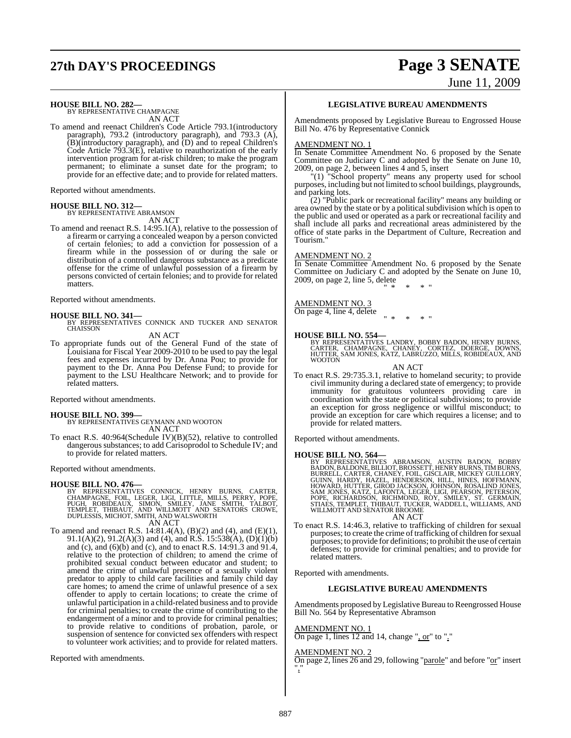**HOUSE BILL NO. 282—**
BY REPRESENTATIVE CHAMPAGNE
AN ACT

To amend and reenact Children's Code Article 793.1(introductory paragraph), 793.2 (introductory paragraph), and 793.3 (A), (B)(introductory paragraph), and (D) and to repeal Children's Code Article 793.3(E), relative to reauthorization of the early intervention program for at-risk children; to make the program permanent; to eliminate a sunset date for the program; to provide for an effective date; and to provide for related matters.

Reported without amendments.

**HOUSE BILL NO. 312—**
BY REPRESENTATIVE ABRAMSON
AN ACT

To amend and reenact R.S. 14:95.1(A), relative to the possession of a firearm or carrying a concealed weapon by a person convicted of certain felonies; to add a conviction for possession of a firearm while in the possession of or during the sale or distribution of a controlled dangerous substance as a predicate offense for the crime of unlawful possession of a firearm by persons convicted of certain felonies; and to provide for related matters.

Reported without amendments.

**HOUSE BILL NO. 341—**
BY REPRESENTATIVES CONNICK AND TUCKER AND SENATOR CHAISSON
AN ACT

To appropriate funds out of the General Fund of the state of Louisiana for Fiscal Year 2009-2010 to be used to pay the legal fees and expenses incurred by Dr. Anna Pou; to provide for payment to the Dr. Anna Pou Defense Fund; to provide for payment to the LSU Healthcare Network; and to provide for related matters.

Reported without amendments.

**HOUSE BILL NO. 399—**
BY REPRESENTATIVES GEYMANN AND WOOTON
AN ACT

To enact R.S. 40:964(Schedule IV)(B)(52), relative to controlled dangerous substances; to add Carisoprodol to Schedule IV; and to provide for related matters.

Reported without amendments.

**HOUSE BILL NO. 476—**
BY REPRESENTATIVES CONNICK, HENRY BURNS, CARTER, CHAMPAGNE, FOIL, LEGER, LIGI, LITTLE, MILLS, PERRY, POPE, PUGH, ROBIDEAUX, SIMON, SMILEY, JANE SMITH, TALBOT, TEMPLET, THIBAUT, AND WILLMOTT AND SENATORS CROWE, DUPLESSIS, MICHOT, SMITH, AND WALSWORTH
AN ACT

To amend and reenact R.S. 14:81.4(A), (B)(2) and (4), and (E)(1), 91.1(A)(2), 91.2(A)(3) and (4), and R.S. 15:538(A), (D)(1)(b) and (c), and (6)(b) and (c), and to enact R.S. 14:91.3 and 91.4, relative to the protection of children; to amend the crime of prohibited sexual conduct between educator and student; to amend the crime of unlawful presence of a sexually violent predator to apply to child care facilities and family child day care homes; to amend the crime of unlawful presence of a sex offender to apply to certain locations; to create the crime of unlawful participation in a child-related business and to provide for criminal penalties; to create the crime of contributing to the endangerment of a minor and to provide for criminal penalties; to provide relative to conditions of probation, parole, or suspension of sentence for convicted sex offenders with respect to volunteer work activities; and to provide for related matters.

Reported with amendments.

**LEGISLATIVE BUREAU AMENDMENTS**

Amendments proposed by Legislative Bureau to Engrossed House Bill No. 476 by Representative Connick

AMENDMENT NO. 1
In Senate Committee Amendment No. 6 proposed by the Senate Committee on Judiciary C and adopted by the Senate on June 10, 2009, on page 2, between lines 4 and 5, insert

"(1) "School property" means any property used for school purposes, including but not limited to school buildings, playgrounds, and parking lots.

(2) "Public park or recreational facility" means any building or area owned by the state or by a political subdivision which is open to the public and used or operated as a park or recreational facility and shall include all parks and recreational areas administered by the office of state parks in the Department of Culture, Recreation and Tourism."

AMENDMENT NO. 2
In Senate Committee Amendment No. 6 proposed by the Senate Committee on Judiciary C and adopted by the Senate on June 10, 2009, on page 2, line 5, delete

" * * * "

AMENDMENT NO. 3
On page 4, line 4, delete

" * * * "

**HOUSE BILL NO. 554—**
BY REPRESENTATIVES LANDRY, BOBBY BADON, HENRY BURNS, CARTER, CHAMPAGNE, CHANEY, CORTEZ, DOERGE, DOWNS, HUTTER, SAM JONES, KATZ, LABRUZZO, MILLS, ROBIDEAUX, AND WOOTON
AN ACT

To enact R.S. 29:735.3.1, relative to homeland security; to provide civil immunity during a declared state of emergency; to provide immunity for gratuitous volunteers providing care in coordination with the state or political subdivisions; to provide an exception for gross negligence or willful misconduct; to provide an exception for care which requires a license; and to provide for related matters.

Reported without amendments.

**HOUSE BILL NO. 564—**
BY REPRESENTATIVES ABRAMSON, AUSTIN BADON, BOBBY BADON, BALDONE, BILLIOT, BROSSETT, HENRY BURNS, TIM BURNS, BURRELL, CARTER, CHANEY, FOIL, GISCLAIR, MICKEY GUILLORY, GUINN, HARDY, HAZEL, HENDERSON, HILL, HINES, HOFFMANN, HOWARD, HUTTER, GIROD JACKSON, JOHNSON, ROSALIND JONES, SAM JONES, KATZ, LAFONTA, LEGER, LIGI, PEARSON, PETERSON, POPE, RICHARDSON, RICHMOND, ROY, SMILEY, ST. GERMAIN, STIAES, TEMPLET, THIBAUT, TUCKER, WADDELL, WILLIAMS, AND WILLMOTT AND SENATOR BROOME
AN ACT

To enact R.S. 14:46.3, relative to trafficking of children for sexual purposes; to create the crime of trafficking of children for sexual purposes; to provide for definitions; to prohibit the use of certain defenses; to provide for criminal penalties; and to provide for related matters.

Reported with amendments.

**LEGISLATIVE BUREAU AMENDMENTS**

Amendments proposed by Legislative Bureau to Reengrossed House Bill No. 564 by Representative Abramson

AMENDMENT NO. 1
On page 1, lines 12 and 14, change ", or" to "."

AMENDMENT NO. 2
On page 2, lines 26 and 29, following "parole" and before "or" insert ","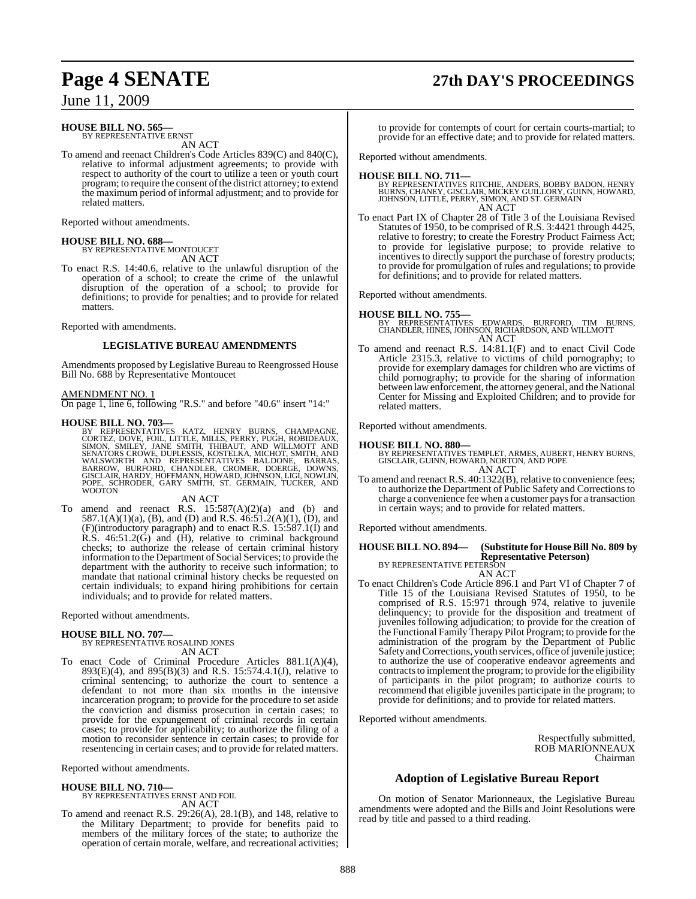**HOUSE BILL NO. 565—**
BY REPRESENTATIVE ERNST

AN ACT

To amend and reenact Children's Code Articles 839(C) and 840(C), relative to informal adjustment agreements; to provide with respect to authority of the court to utilize a teen or youth court program; to require the consent of the district attorney; to extend the maximum period of informal adjustment; and to provide for related matters.

Reported without amendments.

**HOUSE BILL NO. 688—**
BY REPRESENTATIVE MONTOUCET

AN ACT

To enact R.S. 14:40.6, relative to the unlawful disruption of the operation of a school; to create the crime of the unlawful disruption of the operation of a school; to provide for definitions; to provide for penalties; and to provide for related matters.

Reported with amendments.

## LEGISLATIVE BUREAU AMENDMENTS

Amendments proposed by Legislative Bureau to Reengrossed House Bill No. 688 by Representative Montoucet

AMENDMENT NO. 1

On page 1, line 6, following "R.S." and before "40.6" insert "14:"

**HOUSE BILL NO. 703—**
BY REPRESENTATIVES KATZ, HENRY BURNS, CHAMPAGNE, CORTEZ, DOVE, FOIL, LITTLE, MILLS, PERRY, PUGH, ROBIDEAUX, SIMON, SMILEY, JANE SMITH, THIBAUT, AND WILLMOTT AND SENATORS CROWE, DUPLESSIS, KOSTELKA, MICHOT, SMITH, AND WALSWORTH AND REPRESENTATIVES BALDONE, BARRAS, BARROW, BURFORD, CHANDLER, CROMER, DOERGE, DOWNS, GISCLAIR, HARDY, HOFFMANN, HOWARD, JOHNSON, LIGI, NOWLIN, POPE, SCHRODER, GARY SMITH, ST. GERMAIN, TUCKER, AND WOOTON

AN ACT

To amend and reenact R.S. 15:587(A)(2)(a) and (b) and 587.1(A)(1)(a), (B), and (D) and R.S. 46:51.2(A)(1), (D), and (F)(introductory paragraph) and to enact R.S. 15:587.1(I) and R.S. 46:51.2(G) and (H), relative to criminal background checks; to authorize the release of certain criminal history information to the Department of Social Services; to provide the department with the authority to receive such information; to mandate that national criminal history checks be requested on certain individuals; to expand hiring prohibitions for certain individuals; and to provide for related matters.

Reported without amendments.

**HOUSE BILL NO. 707—**
BY REPRESENTATIVE ROSALIND JONES

AN ACT

To enact Code of Criminal Procedure Articles 881.1(A)(4), 893(E)(4), and 895(B)(3) and R.S. 15:574.4.1(J), relative to criminal sentencing; to authorize the court to sentence a defendant to not more than six months in the intensive incarceration program; to provide for the procedure to set aside the conviction and dismiss prosecution in certain cases; to provide for the expungement of criminal records in certain cases; to provide for applicability; to authorize the filing of a motion to reconsider sentence in certain cases; to provide for resentencing in certain cases; and to provide for related matters.

Reported without amendments.

**HOUSE BILL NO. 710—**
BY REPRESENTATIVES ERNST AND FOIL

AN ACT

To amend and reenact R.S. 29:26(A), 28.1(B), and 148, relative to the Military Department; to provide for benefits paid to members of the military forces of the state; to authorize the operation of certain morale, welfare, and recreational activities; to provide for contempts of court for certain courts-martial; to provide for an effective date; and to provide for related matters.

Reported without amendments.

**HOUSE BILL NO. 711—**
BY REPRESENTATIVES RITCHIE, ANDERS, BOBBY BADON, HENRY BURNS, CHANEY, GISCLAIR, MICKEY GUILLORY, GUINN, HOWARD, JOHNSON, LITTLE, PERRY, SIMON, AND ST. GERMAIN

AN ACT

To enact Part IX of Chapter 28 of Title 3 of the Louisiana Revised Statutes of 1950, to be comprised of R.S. 3:4421 through 4425, relative to forestry; to create the Forestry Product Fairness Act; to provide for legislative purpose; to provide relative to incentives to directly support the purchase of forestry products; to provide for promulgation of rules and regulations; to provide for definitions; and to provide for related matters.

Reported without amendments.

**HOUSE BILL NO. 755—**
BY REPRESENTATIVES EDWARDS, BURFORD, TIM BURNS, CHANDLER, HINES, JOHNSON, RICHARDSON, AND WILLMOTT

AN ACT

To amend and reenact R.S. 14:81.1(F) and to enact Civil Code Article 2315.3, relative to victims of child pornography; to provide for exemplary damages for children who are victims of child pornography; to provide for the sharing of information between law enforcement, the attorney general, and the National Center for Missing and Exploited Children; and to provide for related matters.

Reported without amendments.

**HOUSE BILL NO. 880—**
BY REPRESENTATIVES TEMPLET, ARMES, AUBERT, HENRY BURNS, GISCLAIR, GUINN, HOWARD, NORTON, AND POPE

AN ACT

To amend and reenact R.S. 40:1322(B), relative to convenience fees; to authorize the Department of Public Safety and Corrections to charge a convenience fee when a customer pays for a transaction in certain ways; and to provide for related matters.

Reported without amendments.

**HOUSE BILL NO. 894— (Substitute for House Bill No. 809 by Representative Peterson)**
BY REPRESENTATIVE PETERSON

AN ACT

To enact Children's Code Article 896.1 and Part VI of Chapter 7 of Title 15 of the Louisiana Revised Statutes of 1950, to be comprised of R.S. 15:971 through 974, relative to juvenile delinquency; to provide for the disposition and treatment of juveniles following adjudication; to provide for the creation of the Functional Family Therapy Pilot Program; to provide for the administration of the program by the Department of Public Safety and Corrections, youth services, office of juvenile justice; to authorize the use of cooperative endeavor agreements and contracts to implement the program; to provide for the eligibility of participants in the pilot program; to authorize courts to recommend that eligible juveniles participate in the program; to provide for definitions; and to provide for related matters.

Reported without amendments.

Respectfully submitted,
ROB MARIONNEAUX
Chairman

## Adoption of Legislative Bureau Report

On motion of Senator Marionneaux, the Legislative Bureau amendments were adopted and the Bills and Joint Resolutions were read by title and passed to a third reading.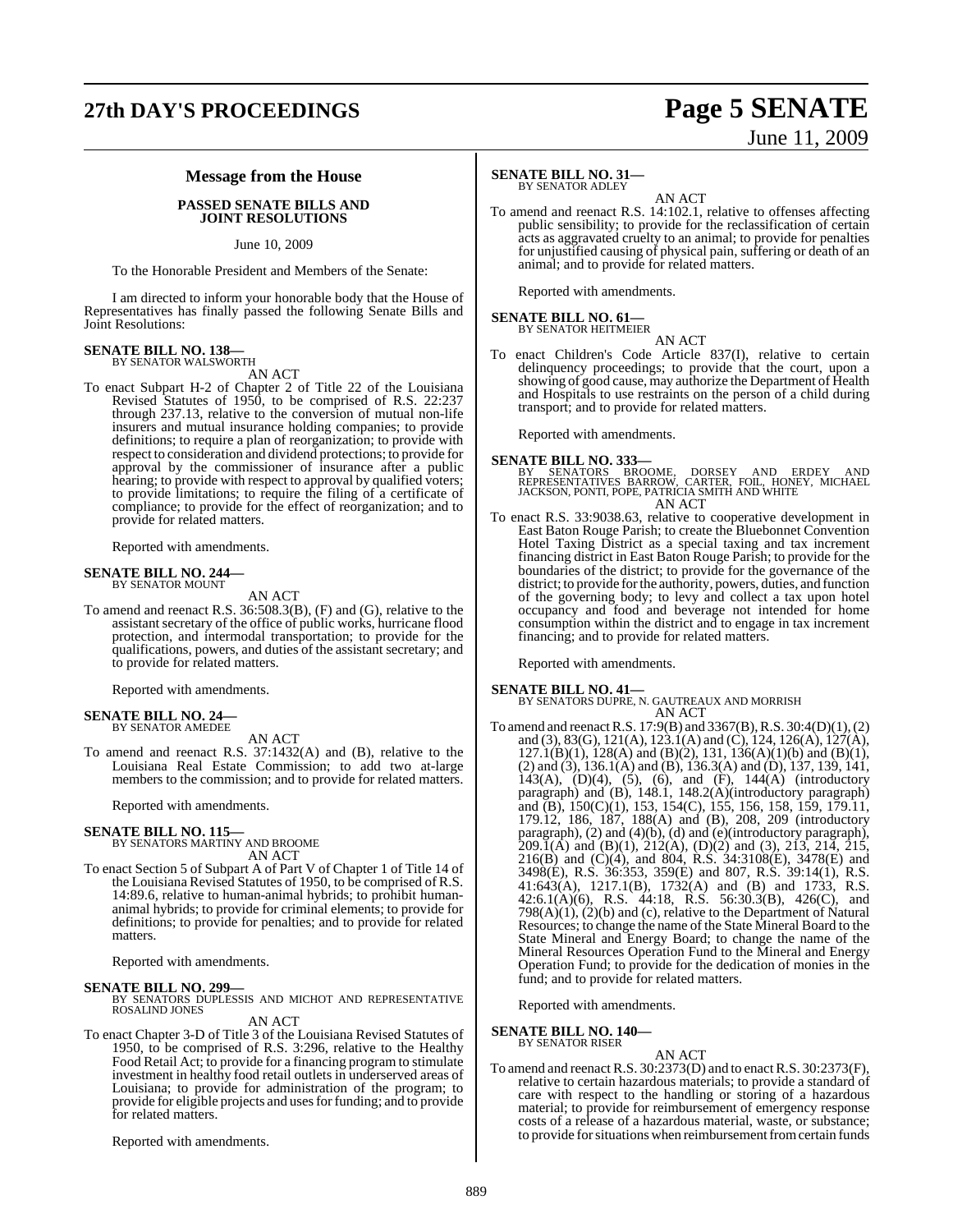## Message from the House

**PASSED SENATE BILLS AND JOINT RESOLUTIONS**

June 10, 2009

To the Honorable President and Members of the Senate:

I am directed to inform your honorable body that the House of Representatives has finally passed the following Senate Bills and Joint Resolutions:

**SENATE BILL NO. 138—**
BY SENATOR WALSWORTH

AN ACT

To enact Subpart H-2 of Chapter 2 of Title 22 of the Louisiana Revised Statutes of 1950, to be comprised of R.S. 22:237 through 237.13, relative to the conversion of mutual non-life insurers and mutual insurance holding companies; to provide definitions; to require a plan of reorganization; to provide with respect to consideration and dividend protections; to provide for approval by the commissioner of insurance after a public hearing; to provide with respect to approval by qualified voters; to provide limitations; to require the filing of a certificate of compliance; to provide for the effect of reorganization; and to provide for related matters.

Reported with amendments.

**SENATE BILL NO. 244—**
BY SENATOR MOUNT

AN ACT

To amend and reenact R.S. 36:508.3(B), (F) and (G), relative to the assistant secretary of the office of public works, hurricane flood protection, and intermodal transportation; to provide for the qualifications, powers, and duties of the assistant secretary; and to provide for related matters.

Reported with amendments.

**SENATE BILL NO. 24—**
BY SENATOR AMEDEE

AN ACT

To amend and reenact R.S. 37:1432(A) and (B), relative to the Louisiana Real Estate Commission; to add two at-large members to the commission; and to provide for related matters.

Reported with amendments.

**SENATE BILL NO. 115—**
BY SENATORS MARTINY AND BROOME

AN ACT

To enact Section 5 of Subpart A of Part V of Chapter 1 of Title 14 of the Louisiana Revised Statutes of 1950, to be comprised of R.S. 14:89.6, relative to human-animal hybrids; to prohibit human-animal hybrids; to provide for criminal elements; to provide for definitions; to provide for penalties; and to provide for related matters.

Reported with amendments.

**SENATE BILL NO. 299—**
BY SENATORS DUPLESSIS AND MICHOT AND REPRESENTATIVE ROSALIND JONES

AN ACT

To enact Chapter 3-D of Title 3 of the Louisiana Revised Statutes of 1950, to be comprised of R.S. 3:296, relative to the Healthy Food Retail Act; to provide for a financing program to stimulate investment in healthy food retail outlets in underserved areas of Louisiana; to provide for administration of the program; to provide for eligible projects and uses for funding; and to provide for related matters.

Reported with amendments.

**SENATE BILL NO. 31—**
BY SENATOR ADLEY

AN ACT

To amend and reenact R.S. 14:102.1, relative to offenses affecting public sensibility; to provide for the reclassification of certain acts as aggravated cruelty to an animal; to provide for penalties for unjustified causing of physical pain, suffering or death of an animal; and to provide for related matters.

Reported with amendments.

**SENATE BILL NO. 61—**
BY SENATOR HEITMEIER

AN ACT

To enact Children's Code Article 837(I), relative to certain delinquency proceedings; to provide that the court, upon a showing of good cause, may authorize the Department of Health and Hospitals to use restraints on the person of a child during transport; and to provide for related matters.

Reported with amendments.

**SENATE BILL NO. 333—**
BY SENATORS BROOME, DORSEY AND ERDEY AND REPRESENTATIVES BARROW, CARTER, FOIL, HONEY, MICHAEL JACKSON, PONTI, POPE, PATRICIA SMITH AND WHITE

AN ACT

To enact R.S. 33:9038.63, relative to cooperative development in East Baton Rouge Parish; to create the Bluebonnet Convention Hotel Taxing District as a special taxing and tax increment financing district in East Baton Rouge Parish; to provide for the boundaries of the district; to provide for the governance of the district; to provide for the authority, powers, duties, and function of the governing body; to levy and collect a tax upon hotel occupancy and food and beverage not intended for home consumption within the district and to engage in tax increment financing; and to provide for related matters.

Reported with amendments.

**SENATE BILL NO. 41—**
BY SENATORS DUPRE, N. GAUTREAUX AND MORRISH

AN ACT

To amend and reenact R.S. 17:9(B) and 3367(B), R.S. 30:4(D)(1), (2) and (3), 83(G), 121(A), 123.1(A) and (C), 124, 126(A), 127(A), 127.1(B)(1), 128(A) and (B)(2), 131, 136(A)(1)(b) and (B)(1), (2) and (3), 136.1(A) and (B), 136.3(A) and (D), 137, 139, 141, 143(A), (D)(4), (5), (6), and (F), 144(A) (introductory paragraph) and (B), 148.1, 148.2(A)(introductory paragraph) and (B), 150(C)(1), 153, 154(C), 155, 156, 158, 159, 179.11, 179.12, 186, 187, 188(A) and (B), 208, 209 (introductory paragraph), (2) and (4)(b), (d) and (e)(introductory paragraph), 209.1(A) and (B)(1), 212(A), (D)(2) and (3), 213, 214, 215, 216(B) and (C)(4), and 804, R.S. 34:3108(E), 3478(E) and 3498(E), R.S. 36:353, 359(E) and 807, R.S. 39:14(1), R.S. 41:643(A), 1217.1(B), 1732(A) and (B) and 1733, R.S. 42:6.1(A)(6), R.S. 44:18, R.S. 56:30.3(B), 426(C), and 798(A)(1), (2)(b) and (c), relative to the Department of Natural Resources; to change the name of the State Mineral Board to the State Mineral and Energy Board; to change the name of the Mineral Resources Operation Fund to the Mineral and Energy Operation Fund; to provide for the dedication of monies in the fund; and to provide for related matters.

Reported with amendments.

**SENATE BILL NO. 140—**
BY SENATOR RISER

AN ACT

To amend and reenact R.S. 30:2373(D) and to enact R.S. 30:2373(F), relative to certain hazardous materials; to provide a standard of care with respect to the handling or storing of a hazardous material; to provide for reimbursement of emergency response costs of a release of a hazardous material, waste, or substance; to provide for situations when reimbursement from certain funds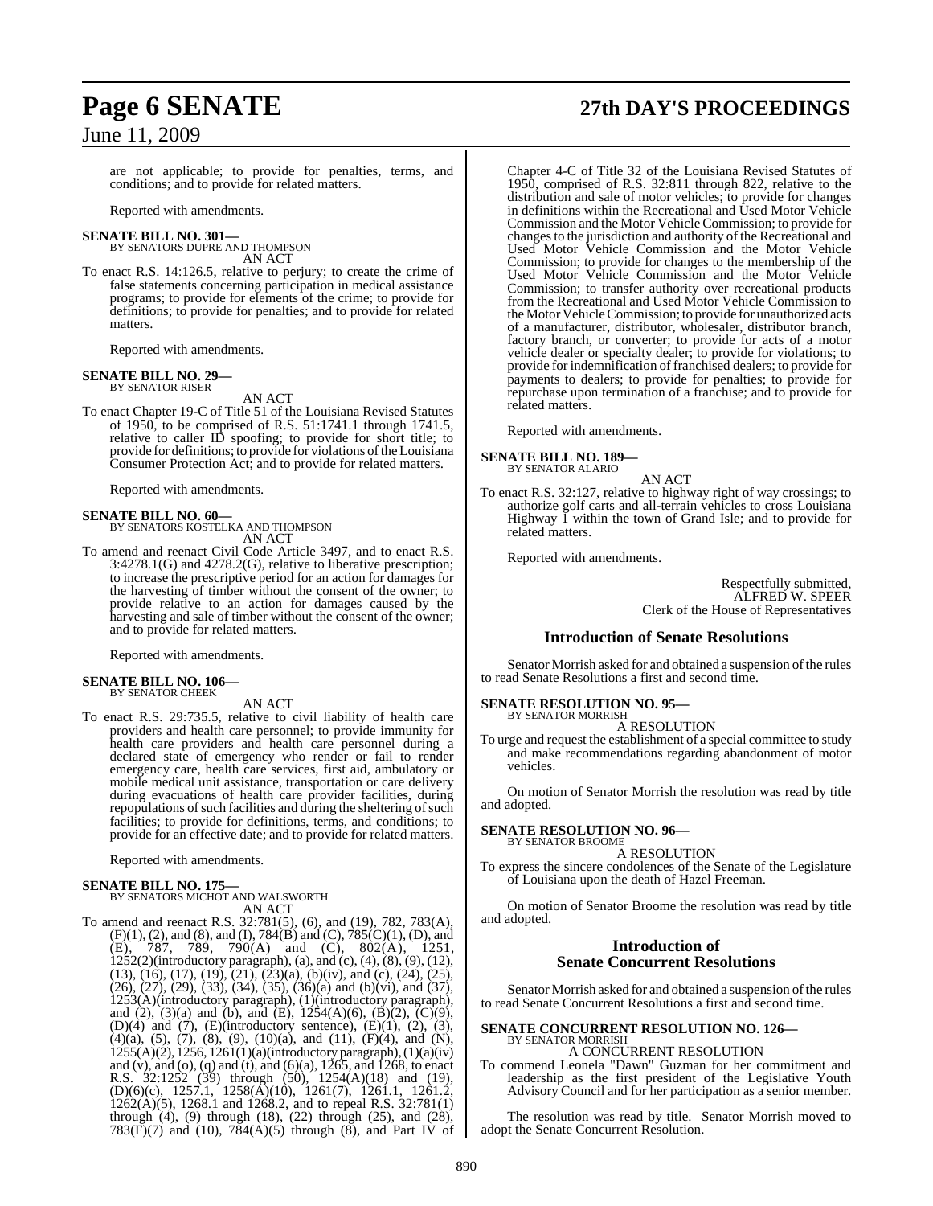are not applicable; to provide for penalties, terms, and conditions; and to provide for related matters.

Reported with amendments.

**SENATE BILL NO. 301—**
BY SENATORS DUPRE AND THOMPSON
AN ACT

To enact R.S. 14:126.5, relative to perjury; to create the crime of false statements concerning participation in medical assistance programs; to provide for elements of the crime; to provide for definitions; to provide for penalties; and to provide for related matters.

Reported with amendments.

**SENATE BILL NO. 29—**
BY SENATOR RISER
AN ACT

To enact Chapter 19-C of Title 51 of the Louisiana Revised Statutes of 1950, to be comprised of R.S. 51:1741.1 through 1741.5, relative to caller ID spoofing; to provide for short title; to provide for definitions; to provide for violations of the Louisiana Consumer Protection Act; and to provide for related matters.

Reported with amendments.

**SENATE BILL NO. 60—**
BY SENATORS KOSTELKA AND THOMPSON
AN ACT

To amend and reenact Civil Code Article 3497, and to enact R.S. 3:4278.1(G) and 4278.2(G), relative to liberative prescription; to increase the prescriptive period for an action for damages for the harvesting of timber without the consent of the owner; to provide relative to an action for damages caused by the harvesting and sale of timber without the consent of the owner; and to provide for related matters.

Reported with amendments.

**SENATE BILL NO. 106—**
BY SENATOR CHEEK
AN ACT

To enact R.S. 29:735.5, relative to civil liability of health care providers and health care personnel; to provide immunity for health care providers and health care personnel during a declared state of emergency who render or fail to render emergency care, health care services, first aid, ambulatory or mobile medical unit assistance, transportation or care delivery during evacuations of health care provider facilities, during repopulations of such facilities and during the sheltering of such facilities; to provide for definitions, terms, and conditions; to provide for an effective date; and to provide for related matters.

Reported with amendments.

**SENATE BILL NO. 175—**
BY SENATORS MICHOT AND WALSWORTH
AN ACT

To amend and reenact R.S. 32:781(5), (6), and (19), 782, 783(A), (F)(1), (2), and (8), and (I), 784(B) and (C), 785(C)(1), (D), and (E), 787, 789, 790(A) and (C), 802(A), 1251, 1252(2)(introductory paragraph), (a), and (c), (4), (8), (9), (12), (13), (16), (17), (19), (21), (23)(a), (b)(iv), and (c), (24), (25), (26), (27), (29), (33), (34), (35), (36)(a) and (b)(vi), and (37), 1253(A)(introductory paragraph), (1)(introductory paragraph), and (2), (3)(a) and (b), and (E), 1254(A)(6), (B)(2), (C)(9), (D)(4) and (7), (E)(introductory sentence), (E)(1), (2), (3), (4)(a), (5), (7), (8), (9), (10)(a), and (11), (F)(4), and (N), 1255(A)(2), 1256, 1261(1)(a)(introductory paragraph), (1)(a)(iv) and (v), and (o), (q) and (t), and (6)(a), 1265, and 1268, to enact R.S. 32:1252 (39) through (50), 1254(A)(18) and (19), (D)(6)(c), 1257.1, 1258(A)(10), 1261(7), 1261.1, 1261.2, 1262(A)(5), 1268.1 and 1268.2, and to repeal R.S. 32:781(1) through (4), (9) through (18), (22) through (25), and (28), 783(F)(7) and (10), 784(A)(5) through (8), and Part IV of Chapter 4-C of Title 32 of the Louisiana Revised Statutes of 1950, comprised of R.S. 32:811 through 822, relative to the distribution and sale of motor vehicles; to provide for changes in definitions within the Recreational and Used Motor Vehicle Commission and the Motor Vehicle Commission; to provide for changes to the jurisdiction and authority of the Recreational and Used Motor Vehicle Commission and the Motor Vehicle Commission; to provide for changes to the membership of the Used Motor Vehicle Commission and the Motor Vehicle Commission; to transfer authority over recreational products from the Recreational and Used Motor Vehicle Commission to the Motor Vehicle Commission; to provide for unauthorized acts of a manufacturer, distributor, wholesaler, distributor branch, factory branch, or converter; to provide for acts of a motor vehicle dealer or specialty dealer; to provide for violations; to provide for indemnification of franchised dealers; to provide for payments to dealers; to provide for penalties; to provide for repurchase upon termination of a franchise; and to provide for related matters.

Reported with amendments.

**SENATE BILL NO. 189—**
BY SENATOR ALARIO
AN ACT

To enact R.S. 32:127, relative to highway right of way crossings; to authorize golf carts and all-terrain vehicles to cross Louisiana Highway 1 within the town of Grand Isle; and to provide for related matters.

Reported with amendments.

Respectfully submitted,
ALFRED W. SPEER
Clerk of the House of Representatives

## Introduction of Senate Resolutions

Senator Morrish asked for and obtained a suspension of the rules to read Senate Resolutions a first and second time.

**SENATE RESOLUTION NO. 95—**
BY SENATOR MORRISH
A RESOLUTION

To urge and request the establishment of a special committee to study and make recommendations regarding abandonment of motor vehicles.

On motion of Senator Morrish the resolution was read by title and adopted.

**SENATE RESOLUTION NO. 96—**
BY SENATOR BROOME
A RESOLUTION

To express the sincere condolences of the Senate of the Legislature of Louisiana upon the death of Hazel Freeman.

On motion of Senator Broome the resolution was read by title and adopted.

## Introduction of Senate Concurrent Resolutions

Senator Morrish asked for and obtained a suspension of the rules to read Senate Concurrent Resolutions a first and second time.

**SENATE CONCURRENT RESOLUTION NO. 126—**
BY SENATOR MORRISH
A CONCURRENT RESOLUTION

To commend Leonela "Dawn" Guzman for her commitment and leadership as the first president of the Legislative Youth Advisory Council and for her participation as a senior member.

The resolution was read by title. Senator Morrish moved to adopt the Senate Concurrent Resolution.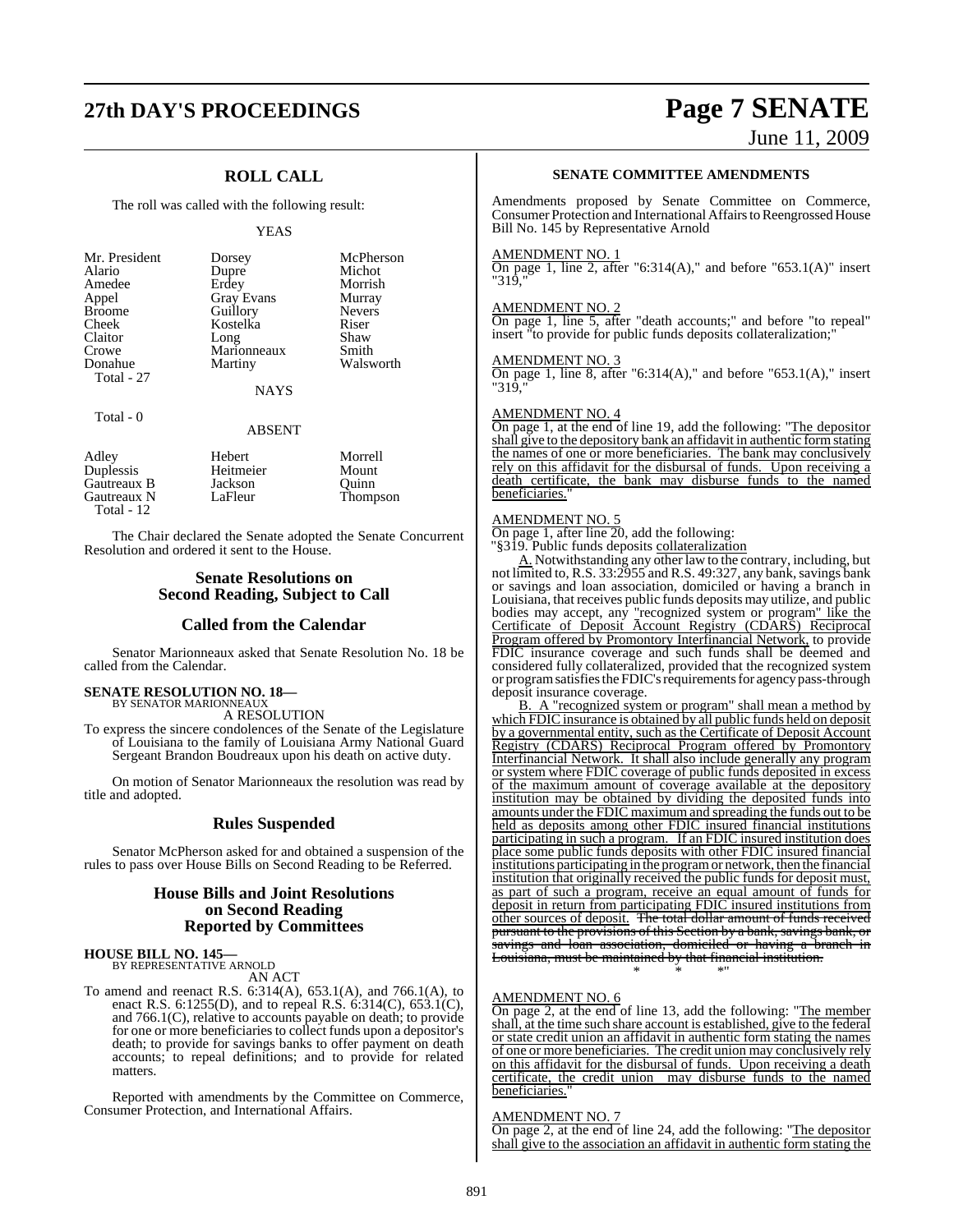## ROLL CALL

The roll was called with the following result:

YEAS

| | | |
|---|---|---|
| Mr. President | Dorsey | McPherson |
| Alario | Dupre | Michot |
| Amedee | Erdey | Morrish |
| Appel | Gray Evans | Murray |
| Broome | Guillory | Nevers |
| Cheek | Kostelka | Riser |
| Claitor | Long | Shaw |
| Crowe | Marionneaux | Smith |
| Donahue | Martiny | Walsworth |
| Total - 27 | | |

NAYS

Total - 0

ABSENT

| | | |
|---|---|---|
| Adley | Hebert | Morrell |
| Duplessis | Heitmeier | Mount |
| Gautreaux B | Jackson | Quinn |
| Gautreaux N | LaFleur | Thompson |
| Total - 12 | | |

The Chair declared the Senate adopted the Senate Concurrent Resolution and ordered it sent to the House.

## Senate Resolutions on Second Reading, Subject to Call

## Called from the Calendar

Senator Marionneaux asked that Senate Resolution No. 18 be called from the Calendar.

**SENATE RESOLUTION NO. 18—**
BY SENATOR MARIONNEAUX

A RESOLUTION

To express the sincere condolences of the Senate of the Legislature of Louisiana to the family of Louisiana Army National Guard Sergeant Brandon Boudreaux upon his death on active duty.

On motion of Senator Marionneaux the resolution was read by title and adopted.

## Rules Suspended

Senator McPherson asked for and obtained a suspension of the rules to pass over House Bills on Second Reading to be Referred.

## House Bills and Joint Resolutions on Second Reading Reported by Committees

**HOUSE BILL NO. 145—**
BY REPRESENTATIVE ARNOLD

AN ACT

To amend and reenact R.S. 6:314(A), 653.1(A), and 766.1(A), to enact R.S. 6:1255(D), and to repeal R.S. 6:314(C), 653.1(C), and 766.1(C), relative to accounts payable on death; to provide for one or more beneficiaries to collect funds upon a depositor's death; to provide for savings banks to offer payment on death accounts; to repeal definitions; and to provide for related matters.

Reported with amendments by the Committee on Commerce, Consumer Protection, and International Affairs.

**SENATE COMMITTEE AMENDMENTS**

Amendments proposed by Senate Committee on Commerce, Consumer Protection and International Affairs to Reengrossed House Bill No. 145 by Representative Arnold

AMENDMENT NO. 1

On page 1, line 2, after "6:314(A)," and before "653.1(A)" insert "319,"

AMENDMENT NO. 2

On page 1, line 5, after "death accounts;" and before "to repeal" insert "to provide for public funds deposits collateralization;"

AMENDMENT NO. 3

On page 1, line 8, after "6:314(A)," and before "653.1(A)," insert "319,"

AMENDMENT NO. 4

On page 1, at the end of line 19, add the following: "The depositor shall give to the depository bank an affidavit in authentic form stating the names of one or more beneficiaries. The bank may conclusively rely on this affidavit for the disbursal of funds. Upon receiving a death certificate, the bank may disburse funds to the named beneficiaries."

AMENDMENT NO. 5

On page 1, after line 20, add the following:

"§319. Public funds deposits collateralization

A. Notwithstanding any other law to the contrary, including, but not limited to, R.S. 33:2955 and R.S. 49:327, any bank, savings bank or savings and loan association, domiciled or having a branch in Louisiana, that receives public funds deposits may utilize, and public bodies may accept, any "recognized system or program" like the Certificate of Deposit Account Registry (CDARS) Reciprocal Program offered by Promontory Interfinancial Network, to provide FDIC insurance coverage and such funds shall be deemed and considered fully collateralized, provided that the recognized system or program satisfies the FDIC's requirements for agency pass-through deposit insurance coverage.

B. A "recognized system or program" shall mean a method by which FDIC insurance is obtained by all public funds held on deposit by a governmental entity, such as the Certificate of Deposit Account Registry (CDARS) Reciprocal Program offered by Promontory Interfinancial Network. It shall also include generally any program or system where FDIC coverage of public funds deposited in excess of the maximum amount of coverage available at the depository institution may be obtained by dividing the deposited funds into amounts under the FDIC maximum and spreading the funds out to be held as deposits among other FDIC insured financial institutions participating in such a program. If an FDIC insured institution does place some public funds deposits with other FDIC insured financial institutions participating in the program or network, then the financial institution that originally received the public funds for deposit must, as part of such a program, receive an equal amount of funds for deposit in return from participating FDIC insured institutions from other sources of deposit. ~~The total dollar amount of funds received pursuant to the provisions of this Section by a bank, savings bank, or savings and loan association, domiciled or having a branch in Louisiana, must be maintained by that financial institution.~~

\* \* \*"

AMENDMENT NO. 6

On page 2, at the end of line 13, add the following: "The member shall, at the time such share account is established, give to the federal or state credit union an affidavit in authentic form stating the names of one or more beneficiaries. The credit union may conclusively rely on this affidavit for the disbursal of funds. Upon receiving a death certificate, the credit union may disburse funds to the named beneficiaries."

AMENDMENT NO. 7

On page 2, at the end of line 24, add the following: "The depositor shall give to the association an affidavit in authentic form stating the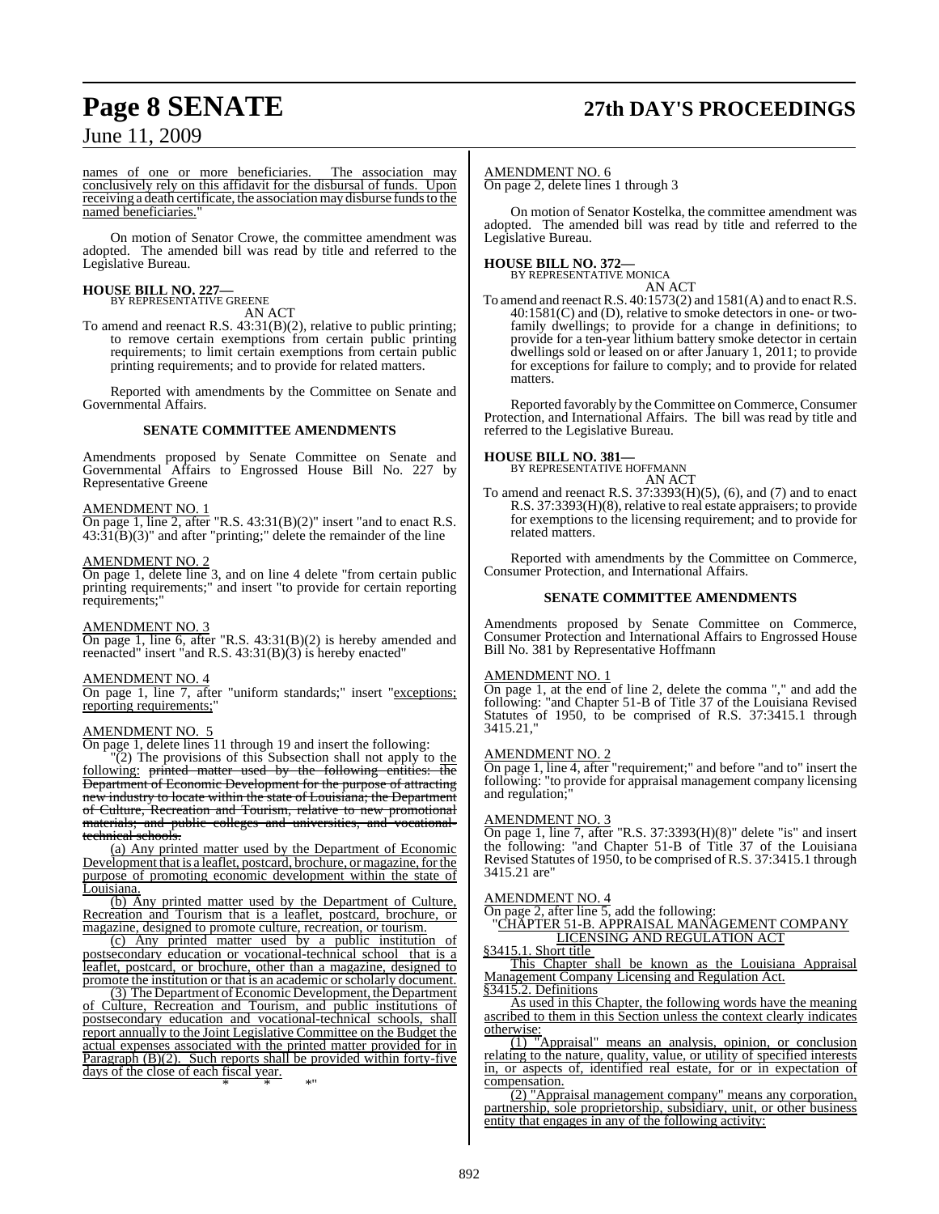names of one or more beneficiaries. The association may conclusively rely on this affidavit for the disbursal of funds. Upon receiving a death certificate, the association may disburse funds to the named beneficiaries."

On motion of Senator Crowe, the committee amendment was adopted. The amended bill was read by title and referred to the Legislative Bureau.

**HOUSE BILL NO. 227—**
BY REPRESENTATIVE GREENE
AN ACT

To amend and reenact R.S. 43:31(B)(2), relative to public printing; to remove certain exemptions from certain public printing requirements; to limit certain exemptions from certain public printing requirements; and to provide for related matters.

Reported with amendments by the Committee on Senate and Governmental Affairs.

**SENATE COMMITTEE AMENDMENTS**

Amendments proposed by Senate Committee on Senate and Governmental Affairs to Engrossed House Bill No. 227 by Representative Greene

AMENDMENT NO. 1
On page 1, line 2, after "R.S. 43:31(B)(2)" insert "and to enact R.S. 43:31(B)(3)" and after "printing;" delete the remainder of the line

AMENDMENT NO. 2
On page 1, delete line 3, and on line 4 delete "from certain public printing requirements;" and insert "to provide for certain reporting requirements;"

AMENDMENT NO. 3
On page 1, line 6, after "R.S. 43:31(B)(2) is hereby amended and reenacted" insert "and R.S. 43:31(B)(3) is hereby enacted"

AMENDMENT NO. 4
On page 1, line 7, after "uniform standards;" insert "exceptions; reporting requirements;"

AMENDMENT NO. 5
On page 1, delete lines 11 through 19 and insert the following:

"(2) The provisions of this Subsection shall not apply to the following: ~~printed matter used by the following entities: the Department of Economic Development for the purpose of attracting new industry to locate within the state of Louisiana; the Department of Culture, Recreation and Tourism, relative to new promotional materials; and public colleges and universities, and vocational-technical schools.~~

(a) Any printed matter used by the Department of Economic Development that is a leaflet, postcard, brochure, or magazine, for the purpose of promoting economic development within the state of Louisiana.

(b) Any printed matter used by the Department of Culture, Recreation and Tourism that is a leaflet, postcard, brochure, or magazine, designed to promote culture, recreation, or tourism.

(c) Any printed matter used by a public institution of postsecondary education or vocational-technical school that is a leaflet, postcard, or brochure, other than a magazine, designed to promote the institution or that is an academic or scholarly document.

(3) The Department of Economic Development, the Department of Culture, Recreation and Tourism, and public institutions of postsecondary education and vocational-technical schools, shall report annually to the Joint Legislative Committee on the Budget the actual expenses associated with the printed matter provided for in Paragraph (B)(2). Such reports shall be provided within forty-five days of the close of each fiscal year.

\* \* \*"

AMENDMENT NO. 6
On page 2, delete lines 1 through 3

On motion of Senator Kostelka, the committee amendment was adopted. The amended bill was read by title and referred to the Legislative Bureau.

**HOUSE BILL NO. 372—**
BY REPRESENTATIVE MONICA
AN ACT

To amend and reenact R.S. 40:1573(2) and 1581(A) and to enact R.S. 40:1581(C) and (D), relative to smoke detectors in one- or two-family dwellings; to provide for a change in definitions; to provide for a ten-year lithium battery smoke detector in certain dwellings sold or leased on or after January 1, 2011; to provide for exceptions for failure to comply; and to provide for related matters.

Reported favorably by the Committee on Commerce, Consumer Protection, and International Affairs. The bill was read by title and referred to the Legislative Bureau.

**HOUSE BILL NO. 381—**
BY REPRESENTATIVE HOFFMANN
AN ACT

To amend and reenact R.S. 37:3393(H)(5), (6), and (7) and to enact R.S. 37:3393(H)(8), relative to real estate appraisers; to provide for exemptions to the licensing requirement; and to provide for related matters.

Reported with amendments by the Committee on Commerce, Consumer Protection, and International Affairs.

**SENATE COMMITTEE AMENDMENTS**

Amendments proposed by Senate Committee on Commerce, Consumer Protection and International Affairs to Engrossed House Bill No. 381 by Representative Hoffmann

AMENDMENT NO. 1
On page 1, at the end of line 2, delete the comma "," and add the following: "and Chapter 51-B of Title 37 of the Louisiana Revised Statutes of 1950, to be comprised of R.S. 37:3415.1 through 3415.21,"

AMENDMENT NO. 2
On page 1, line 4, after "requirement;" and before "and to" insert the following: "to provide for appraisal management company licensing and regulation;"

AMENDMENT NO. 3
On page 1, line 7, after "R.S. 37:3393(H)(8)" delete "is" and insert the following: "and Chapter 51-B of Title 37 of the Louisiana Revised Statutes of 1950, to be comprised of R.S. 37:3415.1 through 3415.21 are"

AMENDMENT NO. 4
On page 2, after line 5, add the following:

"CHAPTER 51-B. APPRAISAL MANAGEMENT COMPANY LICENSING AND REGULATION ACT

§3415.1. Short title

This Chapter shall be known as the Louisiana Appraisal Management Company Licensing and Regulation Act.

§3415.2. Definitions

As used in this Chapter, the following words have the meaning ascribed to them in this Section unless the context clearly indicates otherwise:

(1) "Appraisal" means an analysis, opinion, or conclusion relating to the nature, quality, value, or utility of specified interests in, or aspects of, identified real estate, for or in expectation of compensation.

(2) "Appraisal management company" means any corporation, partnership, sole proprietorship, subsidiary, unit, or other business entity that engages in any of the following activity: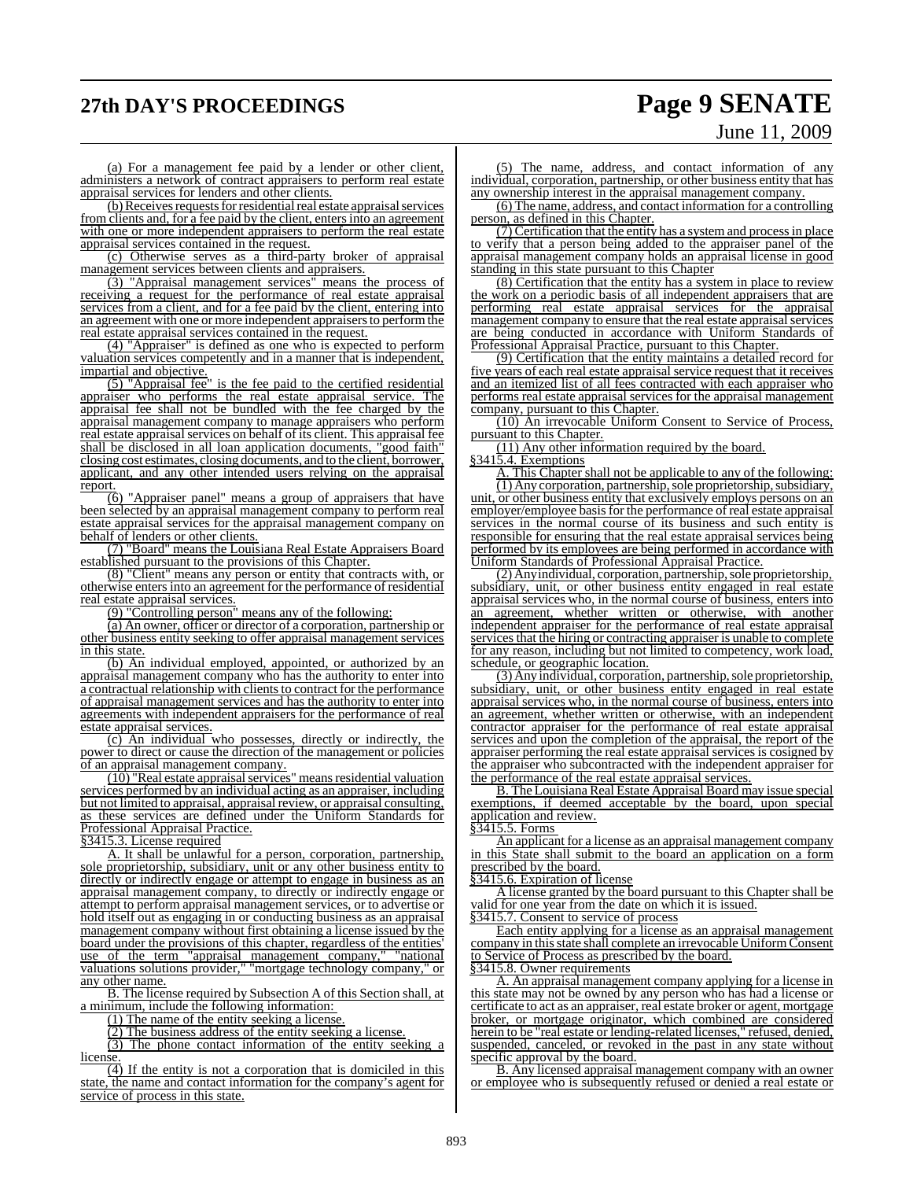(a) For a management fee paid by a lender or other client, administers a network of contract appraisers to perform real estate appraisal services for lenders and other clients.

(b) Receives requests for residential real estate appraisal services from clients and, for a fee paid by the client, enters into an agreement with one or more independent appraisers to perform the real estate appraisal services contained in the request.

(c) Otherwise serves as a third-party broker of appraisal management services between clients and appraisers.

(3) "Appraisal management services" means the process of receiving a request for the performance of real estate appraisal services from a client, and for a fee paid by the client, entering into an agreement with one or more independent appraisers to perform the real estate appraisal services contained in the request.

(4) "Appraiser" is defined as one who is expected to perform valuation services competently and in a manner that is independent, impartial and objective.

(5) "Appraisal fee" is the fee paid to the certified residential appraiser who performs the real estate appraisal service. The appraisal fee shall not be bundled with the fee charged by the appraisal management company to manage appraisers who perform real estate appraisal services on behalf of its client. This appraisal fee shall be disclosed in all loan application documents, "good faith" closing cost estimates, closing documents, and to the client, borrower, applicant, and any other intended users relying on the appraisal report.

(6) "Appraiser panel" means a group of appraisers that have been selected by an appraisal management company to perform real estate appraisal services for the appraisal management company on behalf of lenders or other clients.

(7) "Board" means the Louisiana Real Estate Appraisers Board established pursuant to the provisions of this Chapter.

(8) "Client" means any person or entity that contracts with, or otherwise enters into an agreement for the performance of residential real estate appraisal services.

(9) "Controlling person" means any of the following:

(a) An owner, officer or director of a corporation, partnership or other business entity seeking to offer appraisal management services in this state.

(b) An individual employed, appointed, or authorized by an appraisal management company who has the authority to enter into a contractual relationship with clients to contract for the performance of appraisal management services and has the authority to enter into agreements with independent appraisers for the performance of real estate appraisal services.

(c) An individual who possesses, directly or indirectly, the power to direct or cause the direction of the management or policies of an appraisal management company.

(10) "Real estate appraisal services" means residential valuation services performed by an individual acting as an appraiser, including but not limited to appraisal, appraisal review, or appraisal consulting, as these services are defined under the Uniform Standards for Professional Appraisal Practice.

§3415.3. License required

A. It shall be unlawful for a person, corporation, partnership, sole proprietorship, subsidiary, unit or any other business entity to directly or indirectly engage or attempt to engage in business as an appraisal management company, to directly or indirectly engage or attempt to perform appraisal management services, or to advertise or hold itself out as engaging in or conducting business as an appraisal management company without first obtaining a license issued by the board under the provisions of this chapter, regardless of the entities' use of the term "appraisal management company," "national valuations solutions provider," "mortgage technology company," or any other name.

B. The license required by Subsection A of this Section shall, at a minimum, include the following information:

(1) The name of the entity seeking a license.

(2) The business address of the entity seeking a license.

(3) The phone contact information of the entity seeking a license.

(4) If the entity is not a corporation that is domiciled in this state, the name and contact information for the company's agent for service of process in this state.

(5) The name, address, and contact information of any individual, corporation, partnership, or other business entity that has any ownership interest in the appraisal management company.

(6) The name, address, and contact information for a controlling person, as defined in this Chapter.

(7) Certification that the entity has a system and process in place to verify that a person being added to the appraiser panel of the appraisal management company holds an appraisal license in good standing in this state pursuant to this Chapter

(8) Certification that the entity has a system in place to review the work on a periodic basis of all independent appraisers that are performing real estate appraisal services for the appraisal management company to ensure that the real estate appraisal services are being conducted in accordance with Uniform Standards of Professional Appraisal Practice, pursuant to this Chapter.

(9) Certification that the entity maintains a detailed record for five years of each real estate appraisal service request that it receives and an itemized list of all fees contracted with each appraiser who performs real estate appraisal services for the appraisal management company, pursuant to this Chapter.

(10) An irrevocable Uniform Consent to Service of Process, pursuant to this Chapter.

(11) Any other information required by the board.

§3415.4. Exemptions

A. This Chapter shall not be applicable to any of the following:

(1) Any corporation, partnership, sole proprietorship, subsidiary, unit, or other business entity that exclusively employs persons on an employer/employee basis for the performance of real estate appraisal services in the normal course of its business and such entity is responsible for ensuring that the real estate appraisal services being performed by its employees are being performed in accordance with Uniform Standards of Professional Appraisal Practice.

(2) Any individual, corporation, partnership, sole proprietorship, subsidiary, unit, or other business entity engaged in real estate appraisal services who, in the normal course of business, enters into an agreement, whether written or otherwise, with another independent appraiser for the performance of real estate appraisal services that the hiring or contracting appraiser is unable to complete for any reason, including but not limited to competency, work load, schedule, or geographic location.

(3) Any individual, corporation, partnership, sole proprietorship, subsidiary, unit, or other business entity engaged in real estate appraisal services who, in the normal course of business, enters into an agreement, whether written or otherwise, with an independent contractor appraiser for the performance of real estate appraisal services and upon the completion of the appraisal, the report of the appraiser performing the real estate appraisal services is cosigned by the appraiser who subcontracted with the independent appraiser for the performance of the real estate appraisal services.

B. The Louisiana Real Estate Appraisal Board may issue special exemptions, if deemed acceptable by the board, upon special application and review.

§3415.5. Forms

An applicant for a license as an appraisal management company in this State shall submit to the board an application on a form prescribed by the board.

§3415.6. Expiration of license

A license granted by the board pursuant to this Chapter shall be valid for one year from the date on which it is issued.

§3415.7. Consent to service of process

Each entity applying for a license as an appraisal management company in this state shall complete an irrevocable Uniform Consent to Service of Process as prescribed by the board.

§3415.8. Owner requirements

A. An appraisal management company applying for a license in this state may not be owned by any person who has had a license or certificate to act as an appraiser, real estate broker or agent, mortgage broker, or mortgage originator, which combined are considered herein to be "real estate or lending-related licenses," refused, denied, suspended, canceled, or revoked in the past in any state without specific approval by the board.

B. Any licensed appraisal management company with an owner or employee who is subsequently refused or denied a real estate or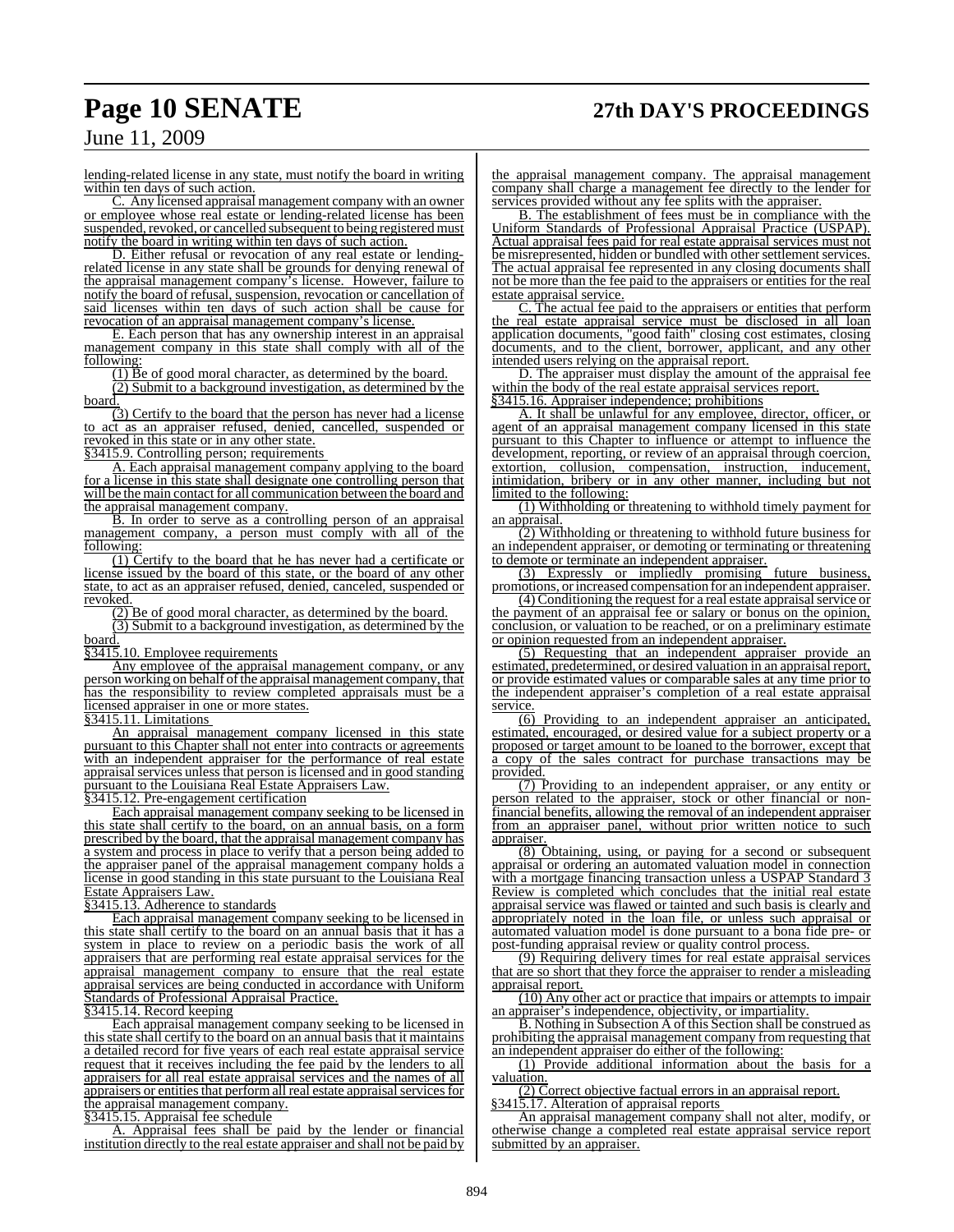lending-related license in any state, must notify the board in writing within ten days of such action.

C. Any licensed appraisal management company with an owner or employee whose real estate or lending-related license has been suspended, revoked, or cancelled subsequent to being registered must notify the board in writing within ten days of such action.

D. Either refusal or revocation of any real estate or lending-related license in any state shall be grounds for denying renewal of the appraisal management company's license. However, failure to notify the board of refusal, suspension, revocation or cancellation of said licenses within ten days of such action shall be cause for revocation of an appraisal management company's license.

E. Each person that has any ownership interest in an appraisal management company in this state shall comply with all of the following:

(1) Be of good moral character, as determined by the board.

(2) Submit to a background investigation, as determined by the board.

(3) Certify to the board that the person has never had a license to act as an appraiser refused, denied, cancelled, suspended or revoked in this state or in any other state.

§3415.9. Controlling person; requirements

A. Each appraisal management company applying to the board for a license in this state shall designate one controlling person that will be the main contact for all communication between the board and the appraisal management company.

B. In order to serve as a controlling person of an appraisal management company, a person must comply with all of the following:

(1) Certify to the board that he has never had a certificate or license issued by the board of this state, or the board of any other state, to act as an appraiser refused, denied, canceled, suspended or revoked.

(2) Be of good moral character, as determined by the board.

(3) Submit to a background investigation, as determined by the board.

§3415.10. Employee requirements

Any employee of the appraisal management company, or any person working on behalf of the appraisal management company, that has the responsibility to review completed appraisals must be a licensed appraiser in one or more states.

§3415.11. Limitations

An appraisal management company licensed in this state pursuant to this Chapter shall not enter into contracts or agreements with an independent appraiser for the performance of real estate appraisal services unless that person is licensed and in good standing pursuant to the Louisiana Real Estate Appraisers Law.

§3415.12. Pre-engagement certification

Each appraisal management company seeking to be licensed in this state shall certify to the board, on an annual basis, on a form prescribed by the board, that the appraisal management company has a system and process in place to verify that a person being added to the appraiser panel of the appraisal management company holds a license in good standing in this state pursuant to the Louisiana Real Estate Appraisers Law.

§3415.13. Adherence to standards

Each appraisal management company seeking to be licensed in this state shall certify to the board on an annual basis that it has a system in place to review on a periodic basis the work of all appraisers that are performing real estate appraisal services for the appraisal management company to ensure that the real estate appraisal services are being conducted in accordance with Uniform Standards of Professional Appraisal Practice.

§3415.14. Record keeping

Each appraisal management company seeking to be licensed in this state shall certify to the board on an annual basis that it maintains a detailed record for five years of each real estate appraisal service request that it receives including the fee paid by the lenders to all appraisers for all real estate appraisal services and the names of all appraisers or entities that perform all real estate appraisal services for the appraisal management company.

§3415.15. Appraisal fee schedule

A. Appraisal fees shall be paid by the lender or financial institution directly to the real estate appraiser and shall not be paid by the appraisal management company. The appraisal management company shall charge a management fee directly to the lender for services provided without any fee splits with the appraiser.

B. The establishment of fees must be in compliance with the Uniform Standards of Professional Appraisal Practice (USPAP). Actual appraisal fees paid for real estate appraisal services must not be misrepresented, hidden or bundled with other settlement services. The actual appraisal fee represented in any closing documents shall not be more than the fee paid to the appraisers or entities for the real estate appraisal service.

C. The actual fee paid to the appraisers or entities that perform the real estate appraisal service must be disclosed in all loan application documents, "good faith" closing cost estimates, closing documents, and to the client, borrower, applicant, and any other intended users relying on the appraisal report.

D. The appraiser must display the amount of the appraisal fee within the body of the real estate appraisal services report.

§3415.16. Appraiser independence; prohibitions

A. It shall be unlawful for any employee, director, officer, or agent of an appraisal management company licensed in this state pursuant to this Chapter to influence or attempt to influence the development, reporting, or review of an appraisal through coercion, extortion, collusion, compensation, instruction, inducement, intimidation, bribery or in any other manner, including but not limited to the following:

(1) Withholding or threatening to withhold timely payment for an appraisal.

(2) Withholding or threatening to withhold future business for an independent appraiser, or demoting or terminating or threatening to demote or terminate an independent appraiser.

(3) Expressly or impliedly promising future business, promotions, or increased compensation for an independent appraiser.

(4) Conditioning the request for a real estate appraisal service or the payment of an appraisal fee or salary or bonus on the opinion, conclusion, or valuation to be reached, or on a preliminary estimate or opinion requested from an independent appraiser.

(5) Requesting that an independent appraiser provide an estimated, predetermined, or desired valuation in an appraisal report, or provide estimated values or comparable sales at any time prior to the independent appraiser's completion of a real estate appraisal service.

(6) Providing to an independent appraiser an anticipated, estimated, encouraged, or desired value for a subject property or a proposed or target amount to be loaned to the borrower, except that a copy of the sales contract for purchase transactions may be provided.

(7) Providing to an independent appraiser, or any entity or person related to the appraiser, stock or other financial or non-financial benefits, allowing the removal of an independent appraiser from an appraiser panel, without prior written notice to such appraiser.

(8) Obtaining, using, or paying for a second or subsequent appraisal or ordering an automated valuation model in connection with a mortgage financing transaction unless a USPAP Standard 3 Review is completed which concludes that the initial real estate appraisal service was flawed or tainted and such basis is clearly and appropriately noted in the loan file, or unless such appraisal or automated valuation model is done pursuant to a bona fide pre- or post-funding appraisal review or quality control process.

(9) Requiring delivery times for real estate appraisal services that are so short that they force the appraiser to render a misleading appraisal report.

(10) Any other act or practice that impairs or attempts to impair an appraiser's independence, objectivity, or impartiality.

B. Nothing in Subsection A of this Section shall be construed as prohibiting the appraisal management company from requesting that an independent appraiser do either of the following:

(1) Provide additional information about the basis for a valuation.

(2) Correct objective factual errors in an appraisal report.

§3415.17. Alteration of appraisal reports

An appraisal management company shall not alter, modify, or otherwise change a completed real estate appraisal service report submitted by an appraiser.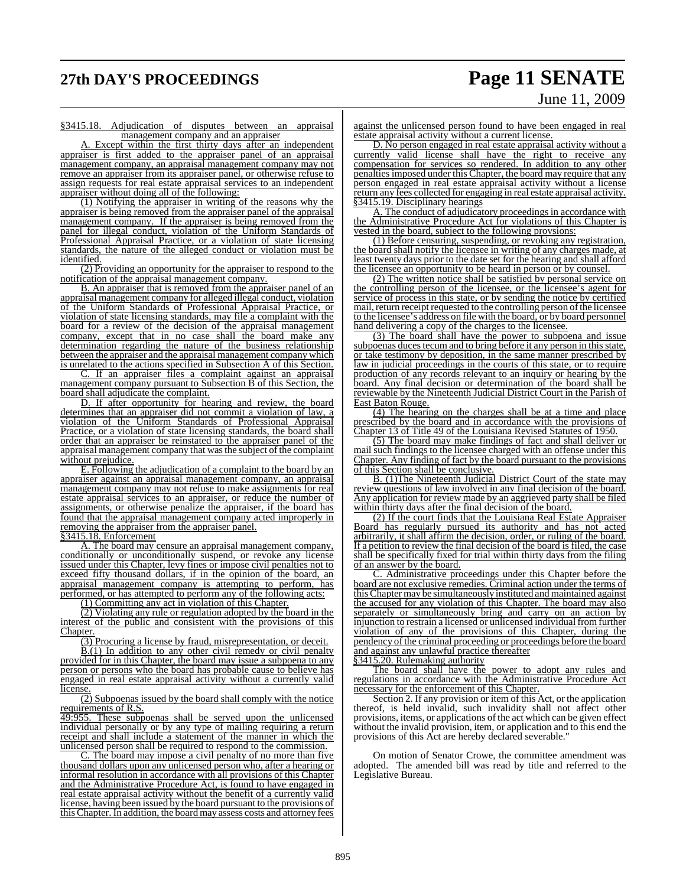§3415.18. Adjudication of disputes between an appraisal management company and an appraiser

A. Except within the first thirty days after an independent appraiser is first added to the appraiser panel of an appraisal management company, an appraisal management company may not remove an appraiser from its appraiser panel, or otherwise refuse to assign requests for real estate appraisal services to an independent appraiser without doing all of the following:

(1) Notifying the appraiser in writing of the reasons why the appraiser is being removed from the appraiser panel of the appraisal management company. If the appraiser is being removed from the panel for illegal conduct, violation of the Uniform Standards of Professional Appraisal Practice, or a violation of state licensing standards, the nature of the alleged conduct or violation must be identified.

(2) Providing an opportunity for the appraiser to respond to the notification of the appraisal management company.

B. An appraiser that is removed from the appraiser panel of an appraisal management company for alleged illegal conduct, violation of the Uniform Standards of Professional Appraisal Practice, or violation of state licensing standards, may file a complaint with the board for a review of the decision of the appraisal management company, except that in no case shall the board make any determination regarding the nature of the business relationship between the appraiser and the appraisal management company which is unrelated to the actions specified in Subsection A of this Section.

C. If an appraiser files a complaint against an appraisal management company pursuant to Subsection B of this Section, the board shall adjudicate the complaint.

D. If after opportunity for hearing and review, the board determines that an appraiser did not commit a violation of law, a violation of the Uniform Standards of Professional Appraisal Practice, or a violation of state licensing standards, the board shall order that an appraiser be reinstated to the appraiser panel of the appraisal management company that was the subject of the complaint without prejudice.

E. Following the adjudication of a complaint to the board by an appraiser against an appraisal management company, an appraisal management company may not refuse to make assignments for real estate appraisal services to an appraiser, or reduce the number of assignments, or otherwise penalize the appraiser, if the board has found that the appraisal management company acted improperly in removing the appraiser from the appraiser panel.

§3415.18. Enforcement

A. The board may censure an appraisal management company, conditionally or unconditionally suspend, or revoke any license issued under this Chapter, levy fines or impose civil penalties not to exceed fifty thousand dollars, if in the opinion of the board, an appraisal management company is attempting to perform, has performed, or has attempted to perform any of the following acts:

(1) Committing any act in violation of this Chapter.

(2) Violating any rule or regulation adopted by the board in the interest of the public and consistent with the provisions of this Chapter.

(3) Procuring a license by fraud, misrepresentation, or deceit.

B.(1) In addition to any other civil remedy or civil penalty provided for in this Chapter, the board may issue a subpoena to any person or persons who the board has probable cause to believe has engaged in real estate appraisal activity without a currently valid license.

(2) Subpoenas issued by the board shall comply with the notice requirements of R.S. 49:955. These subpoenas shall be served upon the unlicensed individual personally or by any type of mailing requiring a return receipt and shall include a statement of the manner in which the unlicensed person shall be required to respond to the commission.

C. The board may impose a civil penalty of no more than five thousand dollars upon any unlicensed person who, after a hearing or informal resolution in accordance with all provisions of this Chapter and the Administrative Procedure Act, is found to have engaged in real estate appraisal activity without the benefit of a currently valid license, having been issued by the board pursuant to the provisions of this Chapter. In addition, the board may assess costs and attorney fees against the unlicensed person found to have been engaged in real estate appraisal activity without a current license.

D. No person engaged in real estate appraisal activity without a currently valid license shall have the right to receive any compensation for services so rendered. In addition to any other penalties imposed under this Chapter, the board may require that any person engaged in real estate appraisal activity without a license return any fees collected for engaging in real estate appraisal activity.

§3415.19. Disciplinary hearings

A. The conduct of adjudicatory proceedings in accordance with the Administrative Procedure Act for violations of this Chapter is vested in the board, subject to the following provsions:

(1) Before censuring, suspending, or revoking any registration, the board shall notify the licensee in writing of any charges made, at least twenty days prior to the date set for the hearing and shall afford the licensee an opportunity to be heard in person or by counsel.

(2) The written notice shall be satisfied by personal service on the controlling person of the licensee, the licensee's agent for service of process in this state, or by sending the notice by certified mail, return receipt requested to the controlling person of the licensee to the licensee's address on file with the board, or by board personnel hand delivering a copy of the charges to the licensee.

(3) The board shall have the power to subpoena and issue subpoenas duces tecum and to bring before it any person in this state, or take testimony by deposition, in the same manner prescribed by law in judicial proceedings in the courts of this state, or to require production of any records relevant to an inquiry or hearing by the board. Any final decision or determination of the board shall be reviewable by the Nineteenth Judicial District Court in the Parish of East Baton Rouge.

(4) The hearing on the charges shall be at a time and place prescribed by the board and in accordance with the provisions of Chapter 13 of Title 49 of the Louisiana Revised Statutes of 1950.

(5) The board may make findings of fact and shall deliver or mail such findings to the licensee charged with an offense under this Chapter. Any finding of fact by the board pursuant to the provisions of this Section shall be conclusive.

B. (1)The Nineteenth Judicial District Court of the state may review questions of law involved in any final decision of the board. Any application for review made by an aggrieved party shall be filed within thirty days after the final decision of the board.

(2) If the court finds that the Louisiana Real Estate Appraiser Board has regularly pursued its authority and has not acted arbitrarily, it shall affirm the decision, order, or ruling of the board. If a petition to review the final decision of the board is filed, the case shall be specifically fixed for trial within thirty days from the filing of an answer by the board.

C. Administrative proceedings under this Chapter before the board are not exclusive remedies. Criminal action under the terms of this Chapter may be simultaneously instituted and maintained against the accused for any violation of this Chapter. The board may also separately or simultaneously bring and carry on an action by injunction to restrain a licensed or unlicensed individual from further violation of any of the provisions of this Chapter, during the pendency of the criminal proceeding or proceedings before the board and against any unlawful practice thereafter

§3415.20. Rulemaking authority

The board shall have the power to adopt any rules and regulations in accordance with the Administrative Procedure Act necessary for the enforcement of this Chapter.

Section 2. If any provision or item of this Act, or the application thereof, is held invalid, such invalidity shall not affect other provisions, items, or applications of the act which can be given effect without the invalid provision, item, or application and to this end the provisions of this Act are hereby declared severable."

On motion of Senator Crowe, the committee amendment was adopted. The amended bill was read by title and referred to the Legislative Bureau.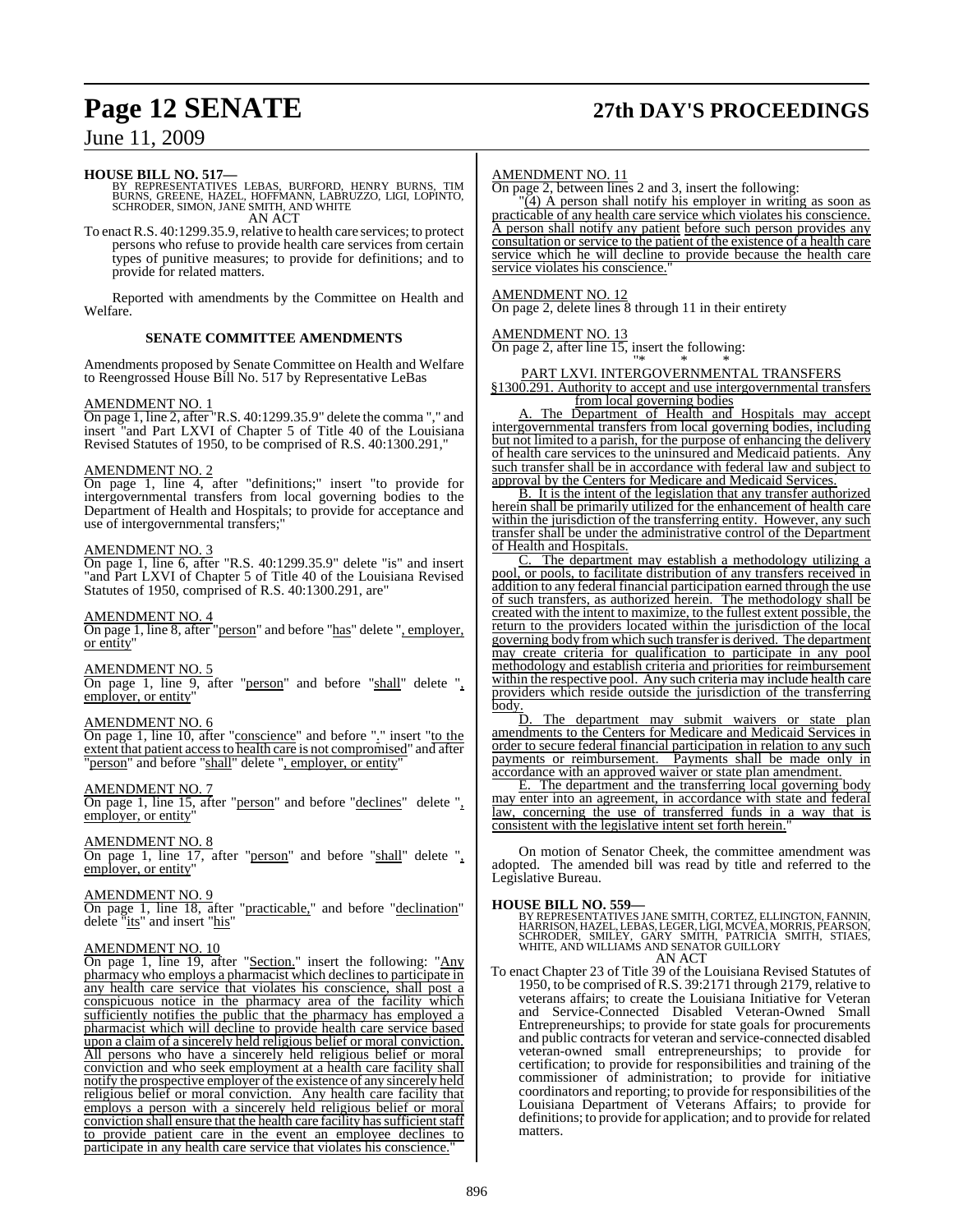**HOUSE BILL NO. 517—**
BY REPRESENTATIVES LEBAS, BURFORD, HENRY BURNS, TIM BURNS, GREENE, HAZEL, HOFFMANN, LABRUZZO, LIGI, LOPINTO, SCHRODER, SIMON, JANE SMITH, AND WHITE

AN ACT

To enact R.S. 40:1299.35.9, relative to health care services; to protect persons who refuse to provide health care services from certain types of punitive measures; to provide for definitions; and to provide for related matters.

Reported with amendments by the Committee on Health and Welfare.

**SENATE COMMITTEE AMENDMENTS**

Amendments proposed by Senate Committee on Health and Welfare to Reengrossed House Bill No. 517 by Representative LeBas

AMENDMENT NO. 1

On page 1, line 2, after "R.S. 40:1299.35.9" delete the comma "," and insert "and Part LXVI of Chapter 5 of Title 40 of the Louisiana Revised Statutes of 1950, to be comprised of R.S. 40:1300.291,"

AMENDMENT NO. 2

On page 1, line 4, after "definitions;" insert "to provide for intergovernmental transfers from local governing bodies to the Department of Health and Hospitals; to provide for acceptance and use of intergovernmental transfers;"

AMENDMENT NO. 3

On page 1, line 6, after "R.S. 40:1299.35.9" delete "is" and insert "and Part LXVI of Chapter 5 of Title 40 of the Louisiana Revised Statutes of 1950, comprised of R.S. 40:1300.291, are"

AMENDMENT NO. 4

On page 1, line 8, after "person" and before "has" delete ", employer, or entity"

AMENDMENT NO. 5

On page 1, line 9, after "person" and before "shall" delete ", employer, or entity"

AMENDMENT NO. 6

On page 1, line 10, after "conscience" and before "." insert "to the extent that patient access to health care is not compromised" and after "person" and before "shall" delete ", employer, or entity"

AMENDMENT NO. 7

On page 1, line 15, after "person" and before "declines" delete ", employer, or entity"

AMENDMENT NO. 8

On page 1, line 17, after "person" and before "shall" delete ", employer, or entity"

AMENDMENT NO. 9

On page 1, line 18, after "practicable," and before "declination" delete "its" and insert "his"

AMENDMENT NO. 10

On page 1, line 19, after "Section." insert the following: "Any pharmacy who employs a pharmacist which declines to participate in any health care service that violates his conscience, shall post a conspicuous notice in the pharmacy area of the facility which sufficiently notifies the public that the pharmacy has employed a pharmacist which will decline to provide health care service based upon a claim of a sincerely held religious belief or moral conviction. All persons who have a sincerely held religious belief or moral conviction and who seek employment at a health care facility shall notify the prospective employer of the existence of any sincerely held religious belief or moral conviction. Any health care facility that employs a person with a sincerely held religious belief or moral conviction shall ensure that the health care facility has sufficient staff to provide patient care in the event an employee declines to participate in any health care service that violates his conscience."

AMENDMENT NO. 11

On page 2, between lines 2 and 3, insert the following:

"(4) A person shall notify his employer in writing as soon as practicable of any health care service which violates his conscience. A person shall notify any patient before such person provides any consultation or service to the patient of the existence of a health care service which he will decline to provide because the health care service violates his conscience."

AMENDMENT NO. 12

On page 2, delete lines 8 through 11 in their entirety

AMENDMENT NO. 13

On page 2, after line 15, insert the following:

"\* \* \*

PART LXVI. INTERGOVERNMENTAL TRANSFERS

§1300.291. Authority to accept and use intergovernmental transfers from local governing bodies

A. The Department of Health and Hospitals may accept intergovernmental transfers from local governing bodies, including but not limited to a parish, for the purpose of enhancing the delivery of health care services to the uninsured and Medicaid patients. Any such transfer shall be in accordance with federal law and subject to approval by the Centers for Medicare and Medicaid Services.

B. It is the intent of the legislation that any transfer authorized herein shall be primarily utilized for the enhancement of health care within the jurisdiction of the transferring entity. However, any such transfer shall be under the administrative control of the Department of Health and Hospitals.

C. The department may establish a methodology utilizing a pool, or pools, to facilitate distribution of any transfers received in addition to any federal financial participation earned through the use of such transfers, as authorized herein. The methodology shall be created with the intent to maximize, to the fullest extent possible, the return to the providers located within the jurisdiction of the local governing body from which such transfer is derived. The department may create criteria for qualification to participate in any pool methodology and establish criteria and priorities for reimbursement within the respective pool. Any such criteria may include health care providers which reside outside the jurisdiction of the transferring body.

D. The department may submit waivers or state plan amendments to the Centers for Medicare and Medicaid Services in order to secure federal financial participation in relation to any such payments or reimbursement. Payments shall be made only in accordance with an approved waiver or state plan amendment.

E. The department and the transferring local governing body may enter into an agreement, in accordance with state and federal law, concerning the use of transferred funds in a way that is consistent with the legislative intent set forth herein."

On motion of Senator Cheek, the committee amendment was adopted. The amended bill was read by title and referred to the Legislative Bureau.

**HOUSE BILL NO. 559—**
BY REPRESENTATIVES JANE SMITH, CORTEZ, ELLINGTON, FANNIN, HARRISON, HAZEL, LEBAS, LEGER, LIGI, MCVEA, MORRIS, PEARSON, SCHRODER, SMILEY, GARY SMITH, PATRICIA SMITH, STIAES, WHITE, AND WILLIAMS AND SENATOR GUILLORY

AN ACT

To enact Chapter 23 of Title 39 of the Louisiana Revised Statutes of 1950, to be comprised of R.S. 39:2171 through 2179, relative to veterans affairs; to create the Louisiana Initiative for Veteran and Service-Connected Disabled Veteran-Owned Small Entrepreneurships; to provide for state goals for procurements and public contracts for veteran and service-connected disabled veteran-owned small entrepreneurships; to provide for certification; to provide for responsibilities and training of the commissioner of administration; to provide for initiative coordinators and reporting; to provide for responsibilities of the Louisiana Department of Veterans Affairs; to provide for definitions; to provide for application; and to provide for related matters.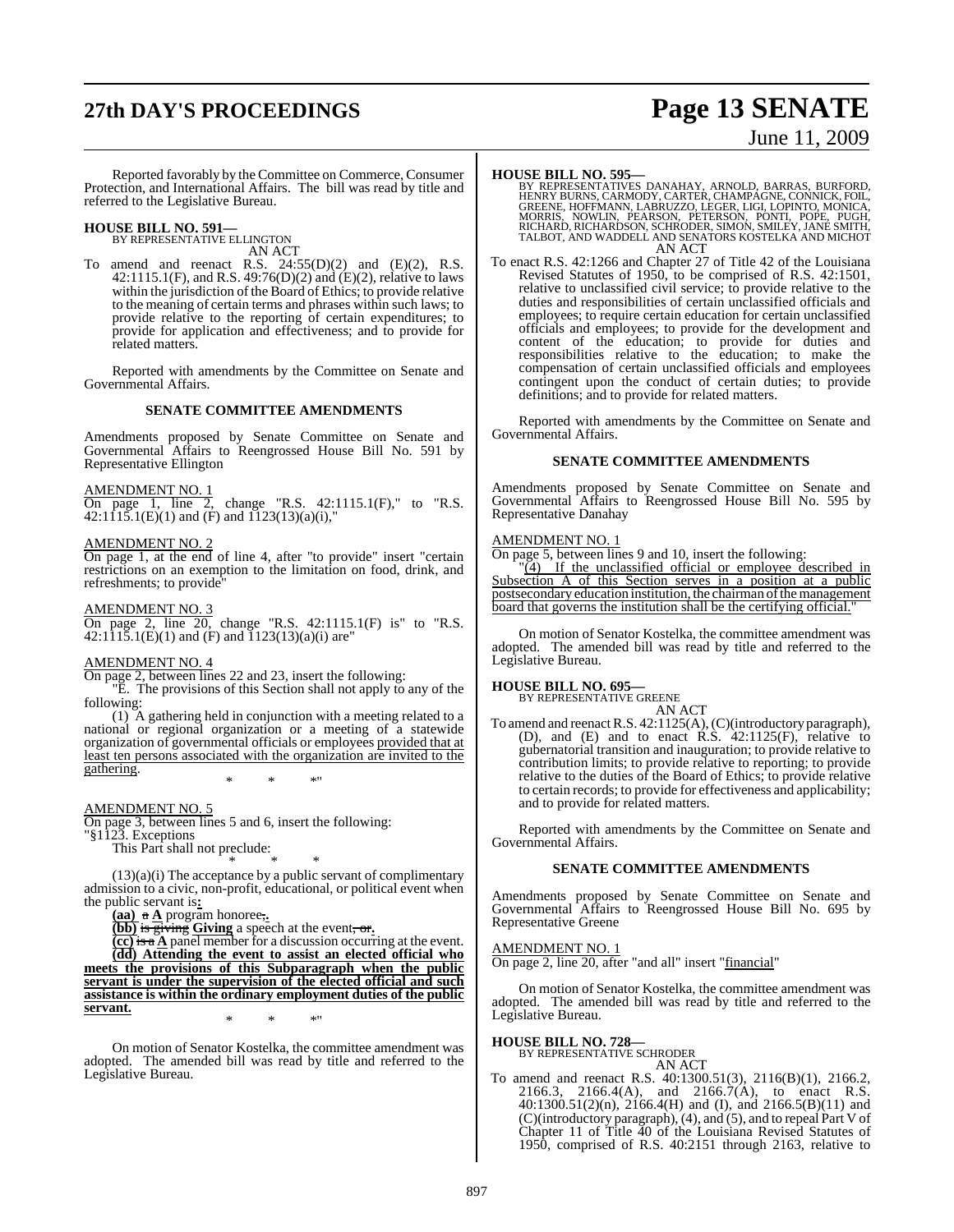Reported favorably by the Committee on Commerce, Consumer Protection, and International Affairs. The bill was read by title and referred to the Legislative Bureau.

**HOUSE BILL NO. 591—**
BY REPRESENTATIVE ELLINGTON
AN ACT

To amend and reenact R.S. 24:55(D)(2) and (E)(2), R.S. 42:1115.1(F), and R.S. 49:76(D)(2) and (E)(2), relative to laws within the jurisdiction of the Board of Ethics; to provide relative to the meaning of certain terms and phrases within such laws; to provide relative to the reporting of certain expenditures; to provide for application and effectiveness; and to provide for related matters.

Reported with amendments by the Committee on Senate and Governmental Affairs.

**SENATE COMMITTEE AMENDMENTS**

Amendments proposed by Senate Committee on Senate and Governmental Affairs to Reengrossed House Bill No. 591 by Representative Ellington

AMENDMENT NO. 1
On page 1, line 2, change "R.S. 42:1115.1(F)," to "R.S. 42:1115.1(E)(1) and (F) and 1123(13)(a)(i),"

AMENDMENT NO. 2
On page 1, at the end of line 4, after "to provide" insert "certain restrictions on an exemption to the limitation on food, drink, and refreshments; to provide"

AMENDMENT NO. 3
On page 2, line 20, change "R.S. 42:1115.1(F) is" to "R.S. 42:1115.1(E)(1) and (F) and 1123(13)(a)(i) are"

AMENDMENT NO. 4
On page 2, between lines 22 and 23, insert the following:

"E. The provisions of this Section shall not apply to any of the following:

(1) A gathering held in conjunction with a meeting related to a national or regional organization or a meeting of a statewide organization of governmental officials or employees provided that at least ten persons associated with the organization are invited to the gathering.

\* \* \*"

AMENDMENT NO. 5
On page 3, between lines 5 and 6, insert the following:

"§1123. Exceptions

This Part shall not preclude:

\* \* \*

(13)(a)(i) The acceptance by a public servant of complimentary admission to a civic, non-profit, educational, or political event when the public servant is**:**

**(aa)** ~~a~~ **A** program honoree~~,~~**.**

**(bb)** ~~is giving~~ **Giving** a speech at the event~~, or~~**.**

**(cc)** ~~is a~~ **A** panel member for a discussion occurring at the event.

**(dd) Attending the event to assist an elected official who meets the provisions of this Subparagraph when the public servant is under the supervision of the elected official and such assistance is within the ordinary employment duties of the public servant.**

\* \* \*"

On motion of Senator Kostelka, the committee amendment was adopted. The amended bill was read by title and referred to the Legislative Bureau.

**HOUSE BILL NO. 595—**
BY REPRESENTATIVES DANAHAY, ARNOLD, BARRAS, BURFORD, HENRY BURNS, CARMODY, CARTER, CHAMPAGNE, CONNICK, FOIL, GREENE, HOFFMANN, LABRUZZO, LEGER, LIGI, LOPINTO, MONICA, MORRIS, NOWLIN, PEARSON, PETERSON, PONTI, POPE, PUGH, RICHARD, RICHARDSON, SCHRODER, SIMON, SMILEY, JANE SMITH, TALBOT, AND WADDELL AND SENATORS KOSTELKA AND MICHOT
AN ACT

To enact R.S. 42:1266 and Chapter 27 of Title 42 of the Louisiana Revised Statutes of 1950, to be comprised of R.S. 42:1501, relative to unclassified civil service; to provide relative to the duties and responsibilities of certain unclassified officials and employees; to require certain education for certain unclassified officials and employees; to provide for the development and content of the education; to provide for duties and responsibilities relative to the education; to make the compensation of certain unclassified officials and employees contingent upon the conduct of certain duties; to provide definitions; and to provide for related matters.

Reported with amendments by the Committee on Senate and Governmental Affairs.

**SENATE COMMITTEE AMENDMENTS**

Amendments proposed by Senate Committee on Senate and Governmental Affairs to Reengrossed House Bill No. 595 by Representative Danahay

AMENDMENT NO. 1
On page 5, between lines 9 and 10, insert the following:

"(4) If the unclassified official or employee described in Subsection A of this Section serves in a position at a public postsecondary education institution, the chairman of the management board that governs the institution shall be the certifying official."

On motion of Senator Kostelka, the committee amendment was adopted. The amended bill was read by title and referred to the Legislative Bureau.

**HOUSE BILL NO. 695—**
BY REPRESENTATIVE GREENE
AN ACT

To amend and reenact R.S. 42:1125(A), (C)(introductory paragraph), (D), and (E) and to enact R.S. 42:1125(F), relative to gubernatorial transition and inauguration; to provide relative to contribution limits; to provide relative to reporting; to provide relative to the duties of the Board of Ethics; to provide relative to certain records; to provide for effectiveness and applicability; and to provide for related matters.

Reported with amendments by the Committee on Senate and Governmental Affairs.

**SENATE COMMITTEE AMENDMENTS**

Amendments proposed by Senate Committee on Senate and Governmental Affairs to Reengrossed House Bill No. 695 by Representative Greene

AMENDMENT NO. 1
On page 2, line 20, after "and all" insert "financial"

On motion of Senator Kostelka, the committee amendment was adopted. The amended bill was read by title and referred to the Legislative Bureau.

**HOUSE BILL NO. 728—**
BY REPRESENTATIVE SCHRODER
AN ACT

To amend and reenact R.S. 40:1300.51(3), 2116(B)(1), 2166.2, 2166.3, 2166.4(A), and 2166.7(A), to enact R.S. 40:1300.51(2)(n), 2166.4(H) and (I), and 2166.5(B)(11) and (C)(introductory paragraph), (4), and (5), and to repeal Part V of Chapter 11 of Title 40 of the Louisiana Revised Statutes of 1950, comprised of R.S. 40:2151 through 2163, relative to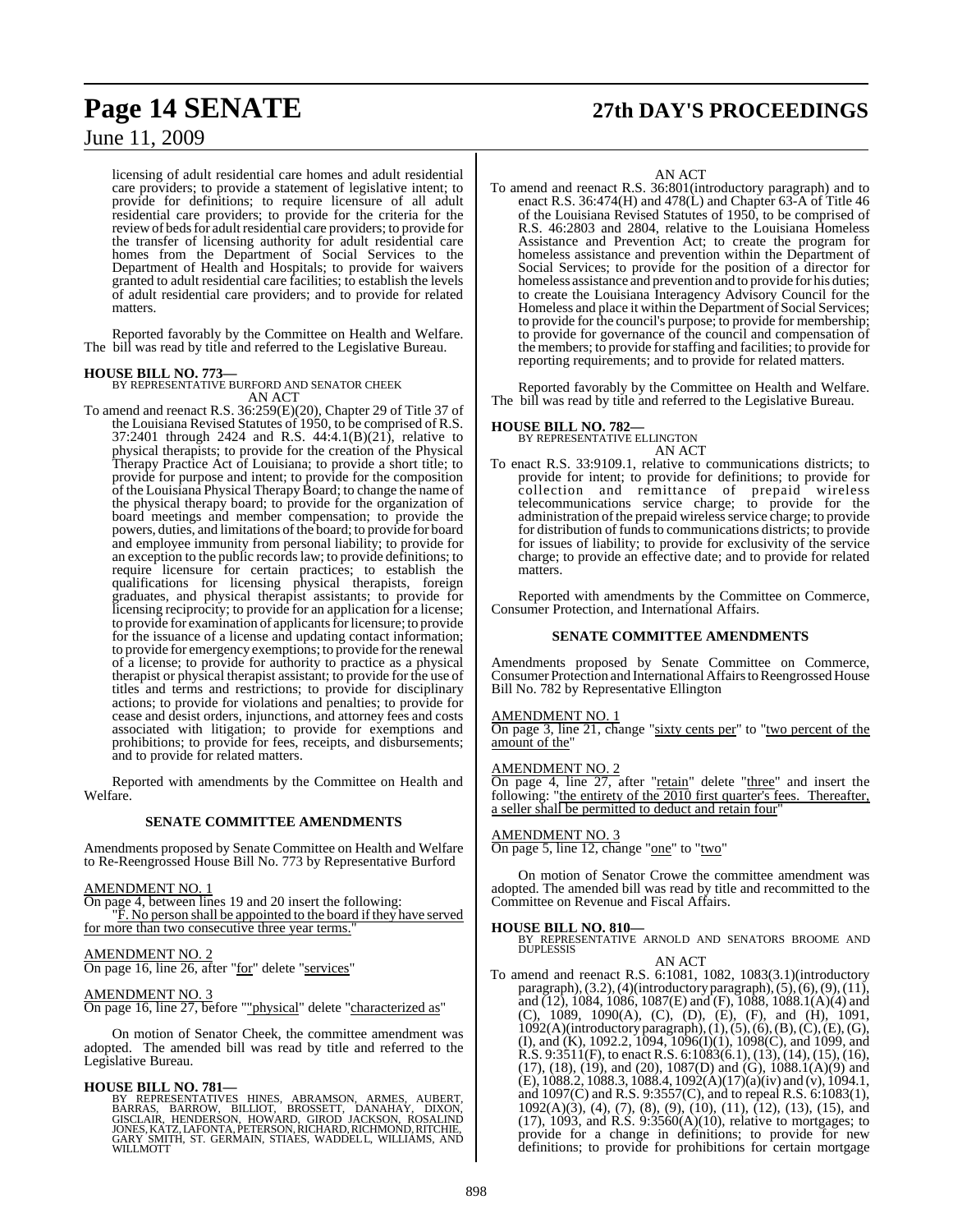licensing of adult residential care homes and adult residential care providers; to provide a statement of legislative intent; to provide for definitions; to require licensure of all adult residential care providers; to provide for the criteria for the review of beds for adult residential care providers; to provide for the transfer of licensing authority for adult residential care homes from the Department of Social Services to the Department of Health and Hospitals; to provide for waivers granted to adult residential care facilities; to establish the levels of adult residential care providers; and to provide for related matters.

Reported favorably by the Committee on Health and Welfare. The bill was read by title and referred to the Legislative Bureau.

**HOUSE BILL NO. 773—**
BY REPRESENTATIVE BURFORD AND SENATOR CHEEK
AN ACT

To amend and reenact R.S. 36:259(E)(20), Chapter 29 of Title 37 of the Louisiana Revised Statutes of 1950, to be comprised of R.S. 37:2401 through 2424 and R.S. 44:4.1(B)(21), relative to physical therapists; to provide for the creation of the Physical Therapy Practice Act of Louisiana; to provide a short title; to provide for purpose and intent; to provide for the composition of the Louisiana Physical Therapy Board; to change the name of the physical therapy board; to provide for the organization of board meetings and member compensation; to provide the powers, duties, and limitations of the board; to provide for board and employee immunity from personal liability; to provide for an exception to the public records law; to provide definitions; to require licensure for certain practices; to establish the qualifications for licensing physical therapists, foreign graduates, and physical therapist assistants; to provide for licensing reciprocity; to provide for an application for a license; to provide for examination of applicants for licensure; to provide for the issuance of a license and updating contact information; to provide for emergency exemptions; to provide for the renewal of a license; to provide for authority to practice as a physical therapist or physical therapist assistant; to provide for the use of titles and terms and restrictions; to provide for disciplinary actions; to provide for violations and penalties; to provide for cease and desist orders, injunctions, and attorney fees and costs associated with litigation; to provide for exemptions and prohibitions; to provide for fees, receipts, and disbursements; and to provide for related matters.

Reported with amendments by the Committee on Health and Welfare.

**SENATE COMMITTEE AMENDMENTS**

Amendments proposed by Senate Committee on Health and Welfare to Re-Reengrossed House Bill No. 773 by Representative Burford

AMENDMENT NO. 1
On page 4, between lines 19 and 20 insert the following:
"F. No person shall be appointed to the board if they have served for more than two consecutive three year terms."

AMENDMENT NO. 2
On page 16, line 26, after "for" delete "services"

AMENDMENT NO. 3
On page 16, line 27, before ""physical" delete "characterized as"

On motion of Senator Cheek, the committee amendment was adopted. The amended bill was read by title and referred to the Legislative Bureau.

**HOUSE BILL NO. 781—**
BY REPRESENTATIVES HINES, ABRAMSON, ARMES, AUBERT, BARRAS, BARROW, BILLIOT, BROSSETT, DANAHAY, DIXON, GISCLAIR, HENDERSON, HOWARD, GIROD JACKSON, ROSALIND JONES, KATZ, LAFONTA, PETERSON, RICHARD, RICHMOND, RITCHIE, GARY SMITH, ST. GERMAIN, STIAES, WADDELL, WILLIAMS, AND WILLMOTT
AN ACT

To amend and reenact R.S. 36:801(introductory paragraph) and to enact R.S. 36:474(H) and 478(L) and Chapter 63-A of Title 46 of the Louisiana Revised Statutes of 1950, to be comprised of R.S. 46:2803 and 2804, relative to the Louisiana Homeless Assistance and Prevention Act; to create the program for homeless assistance and prevention within the Department of Social Services; to provide for the position of a director for homeless assistance and prevention and to provide for his duties; to create the Louisiana Interagency Advisory Council for the Homeless and place it within the Department of Social Services; to provide for the council's purpose; to provide for membership; to provide for governance of the council and compensation of the members; to provide for staffing and facilities; to provide for reporting requirements; and to provide for related matters.

Reported favorably by the Committee on Health and Welfare. The bill was read by title and referred to the Legislative Bureau.

**HOUSE BILL NO. 782—**
BY REPRESENTATIVE ELLINGTON
AN ACT

To enact R.S. 33:9109.1, relative to communications districts; to provide for intent; to provide for definitions; to provide for collection and remittance of prepaid wireless telecommunications service charge; to provide for the administration of the prepaid wireless service charge; to provide for distribution of funds to communications districts; to provide for issues of liability; to provide for exclusivity of the service charge; to provide an effective date; and to provide for related matters.

Reported with amendments by the Committee on Commerce, Consumer Protection, and International Affairs.

**SENATE COMMITTEE AMENDMENTS**

Amendments proposed by Senate Committee on Commerce, Consumer Protection and International Affairs to Reengrossed House Bill No. 782 by Representative Ellington

AMENDMENT NO. 1
On page 3, line 21, change "sixty cents per" to "two percent of the amount of the"

AMENDMENT NO. 2
On page 4, line 27, after "retain" delete "three" and insert the following: "the entirety of the 2010 first quarter's fees. Thereafter, a seller shall be permitted to deduct and retain four"

AMENDMENT NO. 3
On page 5, line 12, change "one" to "two"

On motion of Senator Crowe the committee amendment was adopted. The amended bill was read by title and recommitted to the Committee on Revenue and Fiscal Affairs.

**HOUSE BILL NO. 810—**
BY REPRESENTATIVE ARNOLD AND SENATORS BROOME AND DUPLESSIS
AN ACT

To amend and reenact R.S. 6:1081, 1082, 1083(3.1)(introductory paragraph), (3.2), (4)(introductory paragraph), (5), (6), (9), (11), and (12), 1084, 1086, 1087(E) and (F), 1088, 1088.1(A)(4) and (C), 1089, 1090(A), (C), (D), (E), (F), and (H), 1091, 1092(A)(introductory paragraph), (1), (5), (6), (B), (C), (E), (G), (I), and (K), 1092.2, 1094, 1096(I)(1), 1098(C), and 1099, and R.S. 9:3511(F), to enact R.S. 6:1083(6.1), (13), (14), (15), (16), (17), (18), (19), and (20), 1087(D) and (G), 1088.1(A)(9) and (E), 1088.2, 1088.3, 1088.4, 1092(A)(17)(a)(iv) and (v), 1094.1, and 1097(C) and R.S. 9:3557(C), and to repeal R.S. 6:1083(1), 1092(A)(3), (4), (7), (8), (9), (10), (11), (12), (13), (15), and (17), 1093, and R.S. 9:3560(A)(10), relative to mortgages; to provide for a change in definitions; to provide for new definitions; to provide for prohibitions for certain mortgage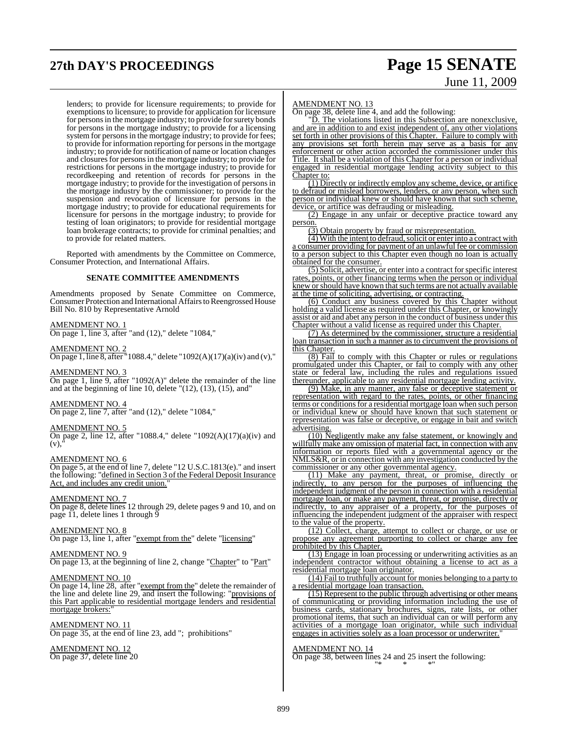lenders; to provide for licensure requirements; to provide for exemptions to licensure; to provide for application for licensure for persons in the mortgage industry; to provide for surety bonds for persons in the mortgage industry; to provide for a licensing system for persons in the mortgage industry; to provide for fees; to provide for information reporting for persons in the mortgage industry; to provide for notification of name or location changes and closures for persons in the mortgage industry; to provide for restrictions for persons in the mortgage industry; to provide for recordkeeping and retention of records for persons in the mortgage industry; to provide for the investigation of persons in the mortgage industry by the commissioner; to provide for the suspension and revocation of licensure for persons in the mortgage industry; to provide for educational requirements for licensure for persons in the mortgage industry; to provide for testing of loan originators; to provide for residential mortgage loan brokerage contracts; to provide for criminal penalties; and to provide for related matters.

Reported with amendments by the Committee on Commerce, Consumer Protection, and International Affairs.

## SENATE COMMITTEE AMENDMENTS

Amendments proposed by Senate Committee on Commerce, Consumer Protection and International Affairs to Reengrossed House Bill No. 810 by Representative Arnold

AMENDMENT NO. 1
On page 1, line 3, after "and (12)," delete "1084,"

AMENDMENT NO. 2
On page 1, line 8, after "1088.4," delete "1092(A)(17)(a)(iv) and (v),"

AMENDMENT NO. 3
On page 1, line 9, after "1092(A)" delete the remainder of the line and at the beginning of line 10, delete "(12), (13), (15), and"

AMENDMENT NO. 4
On page 2, line 7, after "and (12)," delete "1084,"

AMENDMENT NO. 5
On page 2, line 12, after "1088.4," delete "1092(A)(17)(a)(iv) and (v),"

AMENDMENT NO. 6
On page 5, at the end of line 7, delete "12 U.S.C.1813(e)." and insert the following: "defined in Section 3 of the Federal Deposit Insurance Act, and includes any credit union."

AMENDMENT NO. 7
On page 8, delete lines 12 through 29, delete pages 9 and 10, and on page 11, delete lines 1 through 9

AMENDMENT NO. 8
On page 13, line 1, after "exempt from the" delete "licensing"

AMENDMENT NO. 9
On page 13, at the beginning of line 2, change "Chapter" to "Part"

AMENDMENT NO. 10
On page 14, line 28, after "exempt from the" delete the remainder of the line and delete line 29, and insert the following: "provisions of this Part applicable to residential mortgage lenders and residential mortgage brokers:"

AMENDMENT NO. 11
On page 35, at the end of line 23, add "; prohibitions"

AMENDMENT NO. 12
On page 37, delete line 20

AMENDMENT NO. 13
On page 38, delete line 4, and add the following:

"D. The violations listed in this Subsection are nonexclusive, and are in addition to and exist independent of, any other violations set forth in other provisions of this Chapter. Failure to comply with any provisions set forth herein may serve as a basis for any enforcement or other action accorded the commissioner under this Title. It shall be a violation of this Chapter for a person or individual engaged in residential mortgage lending activity subject to this Chapter to:

(1) Directly or indirectly employ any scheme, device, or artifice to defraud or mislead borrowers, lenders, or any person, when such person or individual knew or should have known that such scheme, device, or artifice was defrauding or misleading.

(2) Engage in any unfair or deceptive practice toward any person.

(3) Obtain property by fraud or misrepresentation.

(4) With the intent to defraud, solicit or enter into a contract with a consumer providing for payment of an unlawful fee or commission to a person subject to this Chapter even though no loan is actually obtained for the consumer.

(5) Solicit, advertise, or enter into a contract for specific interest rates, points, or other financing terms when the person or individual knew or should have known that such terms are not actually available at the time of soliciting, advertising, or contracting.

(6) Conduct any business covered by this Chapter without holding a valid license as required under this Chapter, or knowingly assist or aid and abet any person in the conduct of business under this Chapter without a valid license as required under this Chapter.

(7) As determined by the commissioner, structure a residential loan transaction in such a manner as to circumvent the provisions of this Chapter.

(8) Fail to comply with this Chapter or rules or regulations promulgated under this Chapter, or fail to comply with any other state or federal law, including the rules and regulations issued thereunder, applicable to any residential mortgage lending activity.

(9) Make, in any manner, any false or deceptive statement or representation with regard to the rates, points, or other financing terms or conditions for a residential mortgage loan when such person or individual knew or should have known that such statement or representation was false or deceptive, or engage in bait and switch advertising.

(10) Negligently make any false statement, or knowingly and willfully make any omission of material fact, in connection with any information or reports filed with a governmental agency or the NMLS&R, or in connection with any investigation conducted by the commissioner or any other governmental agency.

(11) Make any payment, threat, or promise, directly or indirectly, to any person for the purposes of influencing the independent judgment of the person in connection with a residential mortgage loan, or make any payment, threat, or promise, directly or indirectly, to any appraiser of a property, for the purposes of influencing the independent judgment of the appraiser with respect to the value of the property.

(12) Collect, charge, attempt to collect or charge, or use or propose any agreement purporting to collect or charge any fee prohibited by this Chapter.

(13) Engage in loan processing or underwriting activities as an independent contractor without obtaining a license to act as a residential mortgage loan originator.

(14) Fail to truthfully account for monies belonging to a party to a residential mortgage loan transaction.

(15) Represent to the public through advertising or other means of communicating or providing information including the use of business cards, stationary brochures, signs, rate lists, or other promotional items, that such an individual can or will perform any activities of a mortgage loan originator, while such individual engages in activities solely as a loan processor or underwriter."

AMENDMENT NO. 14
On page 38, between lines 24 and 25 insert the following:

"* * *"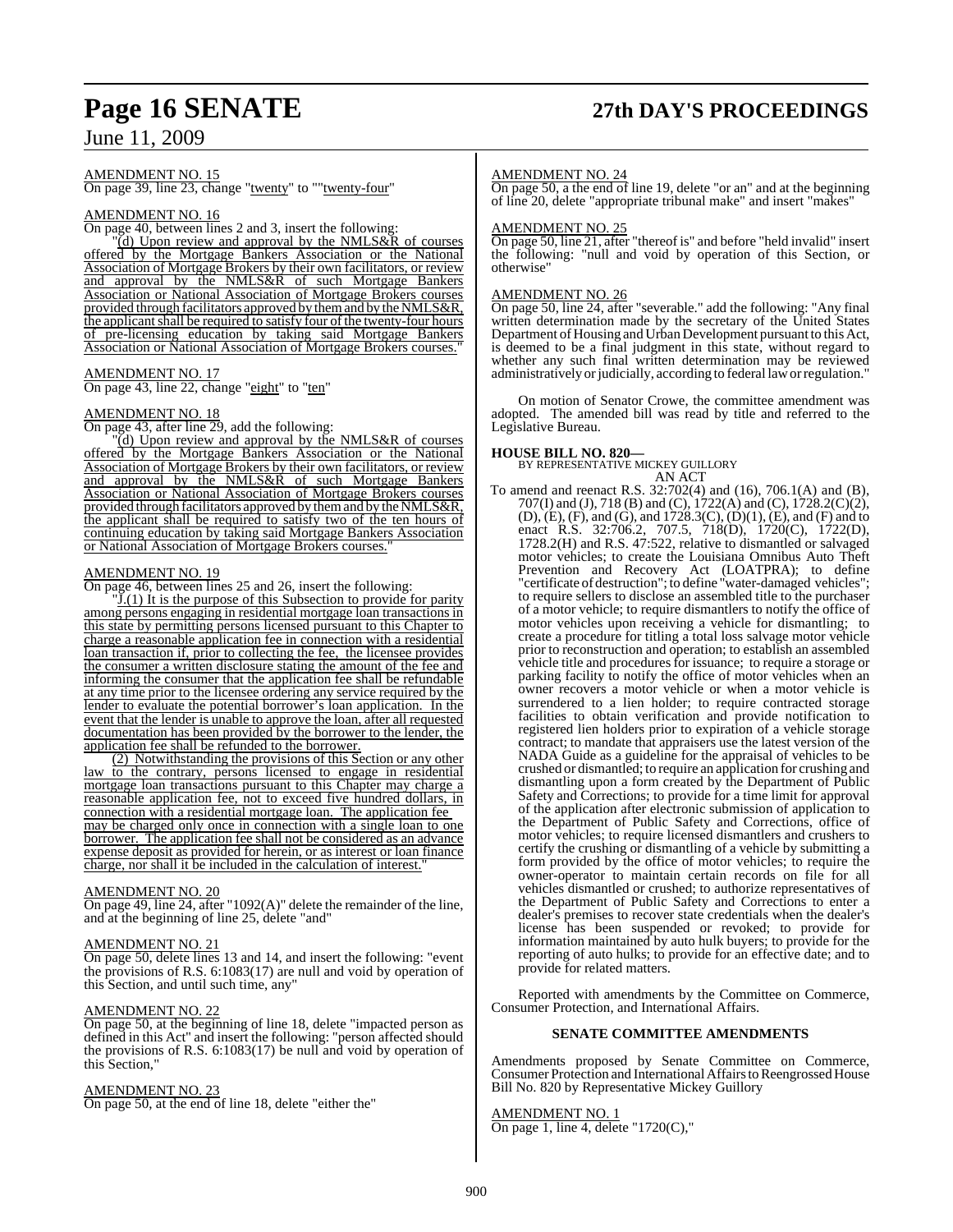AMENDMENT NO. 15

On page 39, line 23, change "twenty" to ""twenty-four"

AMENDMENT NO. 16

On page 40, between lines 2 and 3, insert the following:

"(d) Upon review and approval by the NMLS&R of courses offered by the Mortgage Bankers Association or the National Association of Mortgage Brokers by their own facilitators, or review and approval by the NMLS&R of such Mortgage Bankers Association or National Association of Mortgage Brokers courses provided through facilitators approved by them and by the NMLS&R, the applicant shall be required to satisfy four of the twenty-four hours of pre-licensing education by taking said Mortgage Bankers Association or National Association of Mortgage Brokers courses."

AMENDMENT NO. 17

On page 43, line 22, change "eight" to "ten"

AMENDMENT NO. 18

On page 43, after line 29, add the following:

"(d) Upon review and approval by the NMLS&R of courses offered by the Mortgage Bankers Association or the National Association of Mortgage Brokers by their own facilitators, or review and approval by the NMLS&R of such Mortgage Bankers Association or National Association of Mortgage Brokers courses provided through facilitators approved by them and by the NMLS&R, the applicant shall be required to satisfy two of the ten hours of continuing education by taking said Mortgage Bankers Association or National Association of Mortgage Brokers courses."

AMENDMENT NO. 19

On page 46, between lines 25 and 26, insert the following:

"J.(1) It is the purpose of this Subsection to provide for parity among persons engaging in residential mortgage loan transactions in this state by permitting persons licensed pursuant to this Chapter to charge a reasonable application fee in connection with a residential loan transaction if, prior to collecting the fee, the licensee provides the consumer a written disclosure stating the amount of the fee and informing the consumer that the application fee shall be refundable at any time prior to the licensee ordering any service required by the lender to evaluate the potential borrower's loan application. In the event that the lender is unable to approve the loan, after all requested documentation has been provided by the borrower to the lender, the application fee shall be refunded to the borrower.

(2) Notwithstanding the provisions of this Section or any other law to the contrary, persons licensed to engage in residential mortgage loan transactions pursuant to this Chapter may charge a reasonable application fee, not to exceed five hundred dollars, in connection with a residential mortgage loan. The application fee may be charged only once in connection with a single loan to one borrower. The application fee shall not be considered as an advance expense deposit as provided for herein, or as interest or loan finance charge, nor shall it be included in the calculation of interest."

AMENDMENT NO. 20

On page 49, line 24, after "1092(A)" delete the remainder of the line, and at the beginning of line 25, delete "and"

AMENDMENT NO. 21

On page 50, delete lines 13 and 14, and insert the following: "event the provisions of R.S. 6:1083(17) are null and void by operation of this Section, and until such time, any"

AMENDMENT NO. 22

On page 50, at the beginning of line 18, delete "impacted person as defined in this Act" and insert the following: "person affected should the provisions of R.S. 6:1083(17) be null and void by operation of this Section,"

AMENDMENT NO. 23

On page 50, at the end of line 18, delete "either the"

AMENDMENT NO. 24

On page 50, a the end of line 19, delete "or an" and at the beginning of line 20, delete "appropriate tribunal make" and insert "makes"

AMENDMENT NO. 25

On page 50, line 21, after "thereof is" and before "held invalid" insert the following: "null and void by operation of this Section, or otherwise"

AMENDMENT NO. 26

On page 50, line 24, after "severable." add the following: "Any final written determination made by the secretary of the United States Department of Housing and Urban Development pursuant to this Act, is deemed to be a final judgment in this state, without regard to whether any such final written determination may be reviewed administratively or judicially, according to federal law or regulation."

On motion of Senator Crowe, the committee amendment was adopted. The amended bill was read by title and referred to the Legislative Bureau.

**HOUSE BILL NO. 820—**
BY REPRESENTATIVE MICKEY GUILLORY
AN ACT

To amend and reenact R.S. 32:702(4) and (16), 706.1(A) and (B), 707(I) and (J), 718 (B) and (C), 1722(A) and (C), 1728.2(C)(2), (D), (E), (F), and (G), and 1728.3(C), (D)(1), (E), and (F) and to enact R.S. 32:706.2, 707.5, 718(D), 1720(C), 1722(D), 1728.2(H) and R.S. 47:522, relative to dismantled or salvaged motor vehicles; to create the Louisiana Omnibus Auto Theft Prevention and Recovery Act (LOATPRA); to define "certificate of destruction"; to define "water-damaged vehicles"; to require sellers to disclose an assembled title to the purchaser of a motor vehicle; to require dismantlers to notify the office of motor vehicles upon receiving a vehicle for dismantling; to create a procedure for titling a total loss salvage motor vehicle prior to reconstruction and operation; to establish an assembled vehicle title and procedures for issuance; to require a storage or parking facility to notify the office of motor vehicles when an owner recovers a motor vehicle or when a motor vehicle is surrendered to a lien holder; to require contracted storage facilities to obtain verification and provide notification to registered lien holders prior to expiration of a vehicle storage contract; to mandate that appraisers use the latest version of the NADA Guide as a guideline for the appraisal of vehicles to be crushed or dismantled; to require an application for crushing and dismantling upon a form created by the Department of Public Safety and Corrections; to provide for a time limit for approval of the application after electronic submission of application to the Department of Public Safety and Corrections, office of motor vehicles; to require licensed dismantlers and crushers to certify the crushing or dismantling of a vehicle by submitting a form provided by the office of motor vehicles; to require the owner-operator to maintain certain records on file for all vehicles dismantled or crushed; to authorize representatives of the Department of Public Safety and Corrections to enter a dealer's premises to recover state credentials when the dealer's license has been suspended or revoked; to provide for information maintained by auto hulk buyers; to provide for the reporting of auto hulks; to provide for an effective date; and to provide for related matters.

Reported with amendments by the Committee on Commerce, Consumer Protection, and International Affairs.

**SENATE COMMITTEE AMENDMENTS**

Amendments proposed by Senate Committee on Commerce, Consumer Protection and International Affairs to Reengrossed House Bill No. 820 by Representative Mickey Guillory

AMENDMENT NO. 1

On page 1, line 4, delete "1720(C),"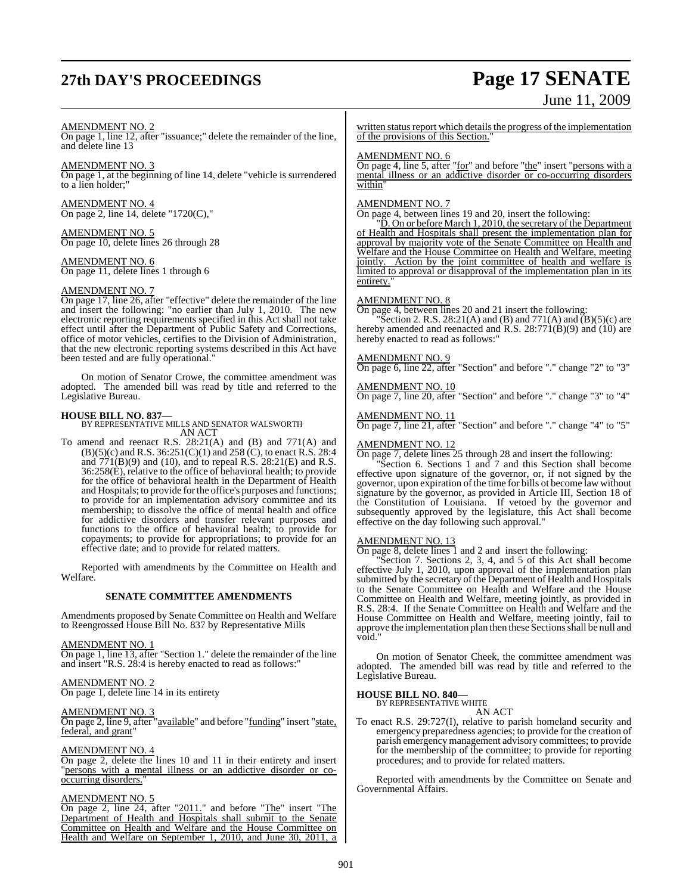AMENDMENT NO. 2

On page 1, line 12, after "issuance;" delete the remainder of the line, and delete line 13

AMENDMENT NO. 3

On page 1, at the beginning of line 14, delete "vehicle is surrendered to a lien holder;"

AMENDMENT NO. 4

On page 2, line 14, delete "1720(C),"

AMENDMENT NO. 5

On page 10, delete lines 26 through 28

AMENDMENT NO. 6

On page 11, delete lines 1 through 6

AMENDMENT NO. 7

On page 17, line 26, after "effective" delete the remainder of the line and insert the following: "no earlier than July 1, 2010. The new electronic reporting requirements specified in this Act shall not take effect until after the Department of Public Safety and Corrections, office of motor vehicles, certifies to the Division of Administration, that the new electronic reporting systems described in this Act have been tested and are fully operational."

On motion of Senator Crowe, the committee amendment was adopted. The amended bill was read by title and referred to the Legislative Bureau.

**HOUSE BILL NO. 837—**
BY REPRESENTATIVE MILLS AND SENATOR WALSWORTH
AN ACT

To amend and reenact R.S. 28:21(A) and (B) and 771(A) and (B)(5)(c) and R.S. 36:251(C)(1) and 258 (C), to enact R.S. 28:4 and 771(B)(9) and (10), and to repeal R.S. 28:21(E) and R.S. 36:258(E), relative to the office of behavioral health; to provide for the office of behavioral health in the Department of Health and Hospitals; to provide for the office's purposes and functions; to provide for an implementation advisory committee and its membership; to dissolve the office of mental health and office for addictive disorders and transfer relevant purposes and functions to the office of behavioral health; to provide for copayments; to provide for appropriations; to provide for an effective date; and to provide for related matters.

Reported with amendments by the Committee on Health and Welfare.

**SENATE COMMITTEE AMENDMENTS**

Amendments proposed by Senate Committee on Health and Welfare to Reengrossed House Bill No. 837 by Representative Mills

AMENDMENT NO. 1

On page 1, line 13, after "Section 1." delete the remainder of the line and insert "R.S. 28:4 is hereby enacted to read as follows:"

AMENDMENT NO. 2

On page 1, delete line 14 in its entirety

AMENDMENT NO. 3

On page 2, line 9, after "available" and before "funding" insert "state, federal, and grant"

AMENDMENT NO. 4

On page 2, delete the lines 10 and 11 in their entirety and insert "persons with a mental illness or an addictive disorder or co-occurring disorders."

AMENDMENT NO. 5

On page 2, line 24, after "2011." and before "The" insert "The Department of Health and Hospitals shall submit to the Senate Committee on Health and Welfare and the House Committee on Health and Welfare on September 1, 2010, and June 30, 2011, a written status report which details the progress of the implementation of the provisions of this Section."

AMENDMENT NO. 6

On page 4, line 5, after "for" and before "the" insert "persons with a mental illness or an addictive disorder or co-occurring disorders within"

AMENDMENT NO. 7

On page 4, between lines 19 and 20, insert the following:

"D. On or before March 1, 2010, the secretary of the Department of Health and Hospitals shall present the implementation plan for approval by majority vote of the Senate Committee on Health and Welfare and the House Committee on Health and Welfare, meeting jointly. Action by the joint committee of health and welfare is limited to approval or disapproval of the implementation plan in its entirety."

AMENDMENT NO. 8

On page 4, between lines 20 and 21 insert the following:

"Section 2. R.S. 28:21(A) and (B) and 771(A) and (B)(5)(c) are hereby amended and reenacted and R.S. 28:771(B)(9) and (10) are hereby enacted to read as follows:"

AMENDMENT NO. 9

On page 6, line 22, after "Section" and before "." change "2" to "3"

AMENDMENT NO. 10

On page 7, line 20, after "Section" and before "." change "3" to "4"

AMENDMENT NO. 11

On page 7, line 21, after "Section" and before "." change "4" to "5"

AMENDMENT NO. 12

On page 7, delete lines 25 through 28 and insert the following:

"Section 6. Sections 1 and 7 and this Section shall become effective upon signature of the governor, or, if not signed by the governor, upon expiration of the time for bills ot become law without signature by the governor, as provided in Article III, Section 18 of the Constitution of Louisiana. If vetoed by the governor and subsequently approved by the legislature, this Act shall become effective on the day following such approval."

AMENDMENT NO. 13

On page 8, delete lines 1 and 2 and insert the following:

"Section 7. Sections 2, 3, 4, and 5 of this Act shall become effective July 1, 2010, upon approval of the implementation plan submitted by the secretary of the Department of Health and Hospitals to the Senate Committee on Health and Welfare and the House Committee on Health and Welfare, meeting jointly, as provided in R.S. 28:4. If the Senate Committee on Health and Welfare and the House Committee on Health and Welfare, meeting jointly, fail to approve the implementation plan then these Sections shall be null and void."

On motion of Senator Cheek, the committee amendment was adopted. The amended bill was read by title and referred to the Legislative Bureau.

**HOUSE BILL NO. 840—**
BY REPRESENTATIVE WHITE
AN ACT

To enact R.S. 29:727(I), relative to parish homeland security and emergency preparedness agencies; to provide for the creation of parish emergency management advisory committees; to provide for the membership of the committee; to provide for reporting procedures; and to provide for related matters.

Reported with amendments by the Committee on Senate and Governmental Affairs.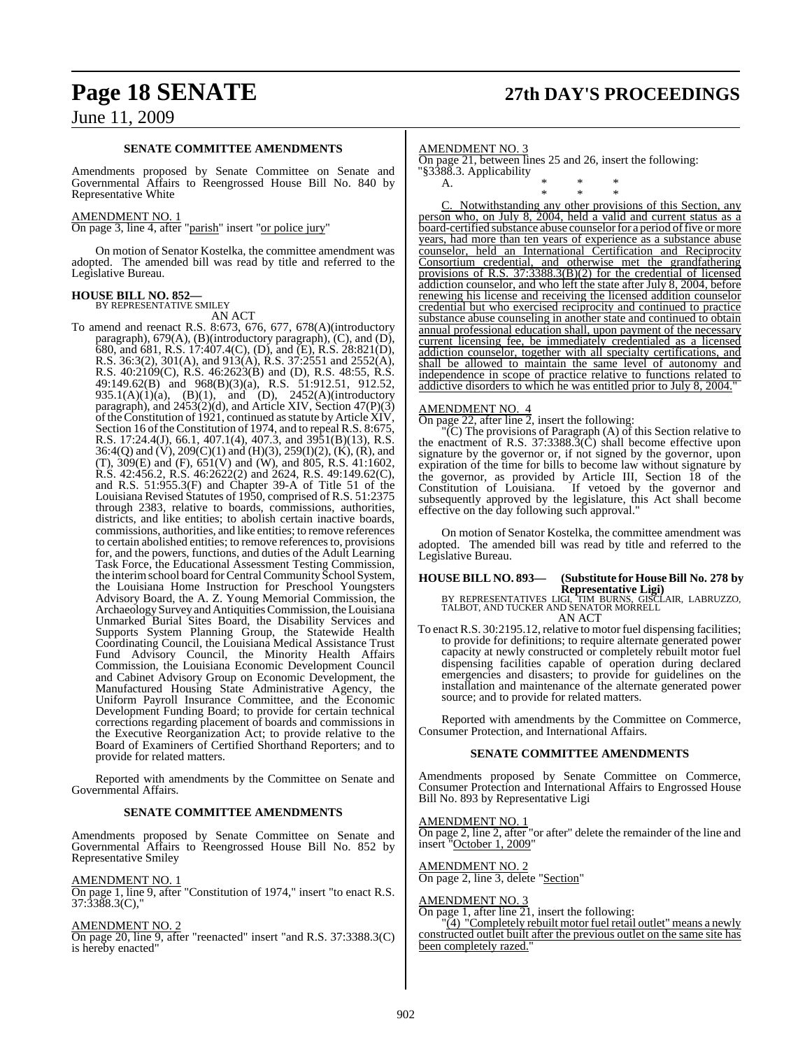## SENATE COMMITTEE AMENDMENTS

Amendments proposed by Senate Committee on Senate and Governmental Affairs to Reengrossed House Bill No. 840 by Representative White

AMENDMENT NO. 1

On page 3, line 4, after "parish" insert "or police jury"

On motion of Senator Kostelka, the committee amendment was adopted. The amended bill was read by title and referred to the Legislative Bureau.

**HOUSE BILL NO. 852—**
BY REPRESENTATIVE SMILEY

AN ACT

To amend and reenact R.S. 8:673, 676, 677, 678(A)(introductory paragraph), 679(A), (B)(introductory paragraph), (C), and (D), 680, and 681, R.S. 17:407.4(C), (D), and (E), R.S. 28:821(D), R.S. 36:3(2), 301(A), and 913(A), R.S. 37:2551 and 2552(A), R.S. 40:2109(C), R.S. 46:2623(B) and (D), R.S. 48:55, R.S. 49:149.62(B) and 968(B)(3)(a), R.S. 51:912.51, 912.52, 935.1(A)(1)(a), (B)(1), and (D), 2452(A)(introductory paragraph), and 2453(2)(d), and Article XIV, Section 47(P)(3) of the Constitution of 1921, continued as statute by Article XIV, Section 16 of the Constitution of 1974, and to repeal R.S. 8:675, R.S. 17:24.4(J), 66.1, 407.1(4), 407.3, and 3951(B)(13), R.S. 36:4(Q) and (V), 209(C)(1) and (H)(3), 259(I)(2), (K), (R), and (T), 309(E) and (F), 651(V) and (W), and 805, R.S. 41:1602, R.S. 42:456.2, R.S. 46:2622(2) and 2624, R.S. 49:149.62(C), and R.S. 51:955.3(F) and Chapter 39-A of Title 51 of the Louisiana Revised Statutes of 1950, comprised of R.S. 51:2375 through 2383, relative to boards, commissions, authorities, districts, and like entities; to abolish certain inactive boards, commissions, authorities, and like entities; to remove references to certain abolished entities; to remove references to, provisions for, and the powers, functions, and duties of the Adult Learning Task Force, the Educational Assessment Testing Commission, the interim school board for Central Community School System, the Louisiana Home Instruction for Preschool Youngsters Advisory Board, the A. Z. Young Memorial Commission, the Archaeology Survey and Antiquities Commission, the Louisiana Unmarked Burial Sites Board, the Disability Services and Supports System Planning Group, the Statewide Health Coordinating Council, the Louisiana Medical Assistance Trust Fund Advisory Council, the Minority Health Affairs Commission, the Louisiana Economic Development Council and Cabinet Advisory Group on Economic Development, the Manufactured Housing State Administrative Agency, the Uniform Payroll Insurance Committee, and the Economic Development Funding Board; to provide for certain technical corrections regarding placement of boards and commissions in the Executive Reorganization Act; to provide relative to the Board of Examiners of Certified Shorthand Reporters; and to provide for related matters.

Reported with amendments by the Committee on Senate and Governmental Affairs.

## SENATE COMMITTEE AMENDMENTS

Amendments proposed by Senate Committee on Senate and Governmental Affairs to Reengrossed House Bill No. 852 by Representative Smiley

AMENDMENT NO. 1

On page 1, line 9, after "Constitution of 1974," insert "to enact R.S. 37:3388.3(C),"

AMENDMENT NO. 2

On page 20, line 9, after "reenacted" insert "and R.S. 37:3388.3(C) is hereby enacted"

AMENDMENT NO. 3

On page 21, between lines 25 and 26, insert the following:

"§3388.3. Applicability

A. * * *

\* * *

C. Notwithstanding any other provisions of this Section, any person who, on July 8, 2004, held a valid and current status as a board-certified substance abuse counselor for a period of five or more years, had more than ten years of experience as a substance abuse counselor, held an International Certification and Reciprocity Consortium credential, and otherwise met the grandfathering provisions of R.S. 37:3388.3(B)(2) for the credential of licensed addiction counselor, and who left the state after July 8, 2004, before renewing his license and receiving the licensed addition counselor credential but who exercised reciprocity and continued to practice substance abuse counseling in another state and continued to obtain annual professional education shall, upon payment of the necessary current licensing fee, be immediately credentialed as a licensed addiction counselor, together with all specialty certifications, and shall be allowed to maintain the same level of autonomy and independence in scope of practice relative to functions related to addictive disorders to which he was entitled prior to July 8, 2004."

AMENDMENT NO. 4

On page 22, after line 2, insert the following:

"(C) The provisions of Paragraph (A) of this Section relative to the enactment of R.S. 37:3388.3(C) shall become effective upon signature by the governor or, if not signed by the governor, upon expiration of the time for bills to become law without signature by the governor, as provided by Article III, Section 18 of the Constitution of Louisiana. If vetoed by the governor and subsequently approved by the legislature, this Act shall become effective on the day following such approval."

On motion of Senator Kostelka, the committee amendment was adopted. The amended bill was read by title and referred to the Legislative Bureau.

**HOUSE BILL NO. 893— (Substitute for House Bill No. 278 by Representative Ligi)**
BY REPRESENTATIVES LIGI, TIM BURNS, GISCLAIR, LABRUZZO, TALBOT, AND TUCKER AND SENATOR MORRELL

AN ACT

To enact R.S. 30:2195.12, relative to motor fuel dispensing facilities; to provide for definitions; to require alternate generated power capacity at newly constructed or completely rebuilt motor fuel dispensing facilities capable of operation during declared emergencies and disasters; to provide for guidelines on the installation and maintenance of the alternate generated power source; and to provide for related matters.

Reported with amendments by the Committee on Commerce, Consumer Protection, and International Affairs.

## SENATE COMMITTEE AMENDMENTS

Amendments proposed by Senate Committee on Commerce, Consumer Protection and International Affairs to Engrossed House Bill No. 893 by Representative Ligi

AMENDMENT NO. 1

On page 2, line 2, after "or after" delete the remainder of the line and insert "October 1, 2009"

AMENDMENT NO. 2

On page 2, line 3, delete "Section"

AMENDMENT NO. 3

On page 1, after line 21, insert the following:

"(4) "Completely rebuilt motor fuel retail outlet" means a newly constructed outlet built after the previous outlet on the same site has been completely razed."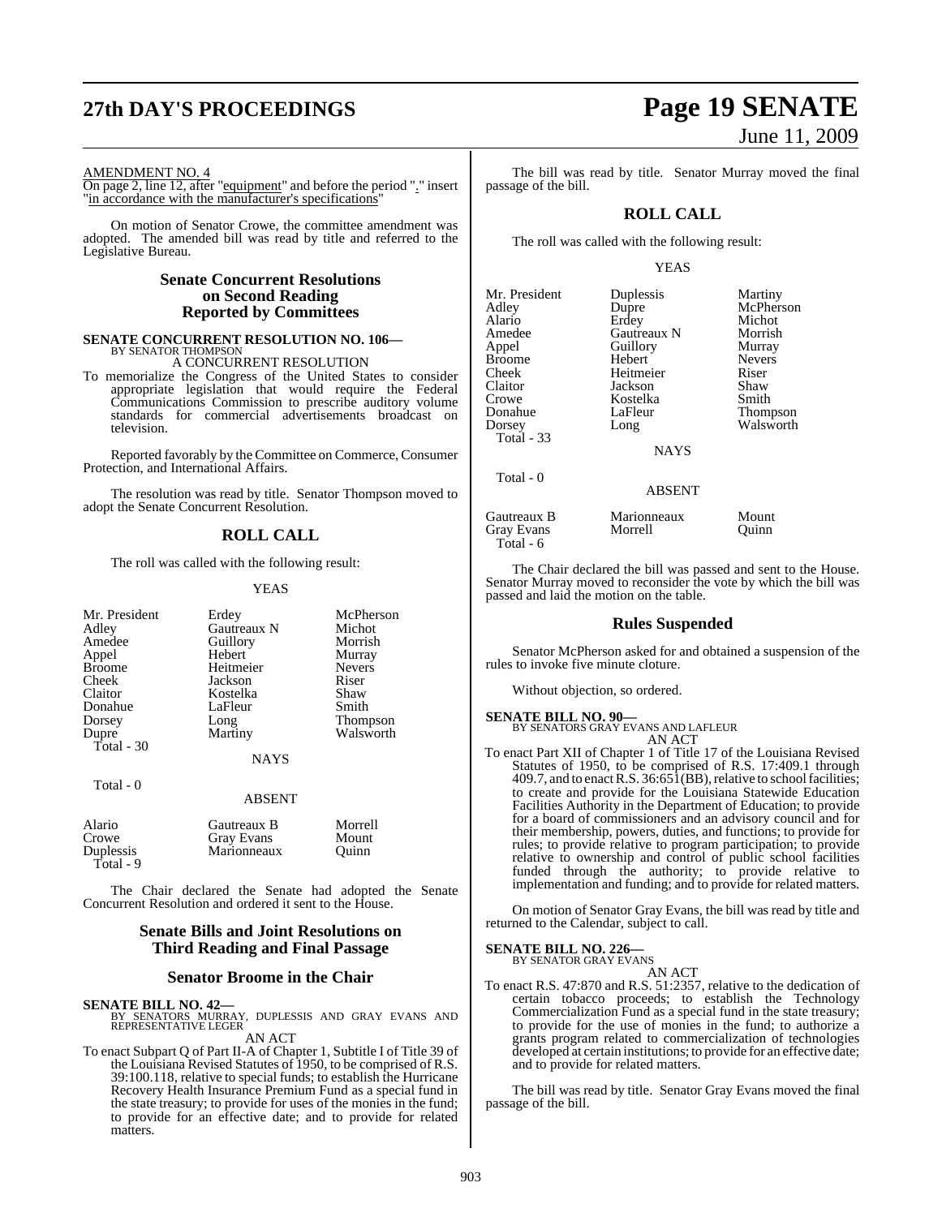AMENDMENT NO. 4

On page 2, line 12, after "equipment" and before the period "." insert "in accordance with the manufacturer's specifications"

On motion of Senator Crowe, the committee amendment was adopted. The amended bill was read by title and referred to the Legislative Bureau.

## Senate Concurrent Resolutions on Second Reading Reported by Committees

**SENATE CONCURRENT RESOLUTION NO. 106—**
BY SENATOR THOMPSON

A CONCURRENT RESOLUTION

To memorialize the Congress of the United States to consider appropriate legislation that would require the Federal Communications Commission to prescribe auditory volume standards for commercial advertisements broadcast on television.

Reported favorably by the Committee on Commerce, Consumer Protection, and International Affairs.

The resolution was read by title. Senator Thompson moved to adopt the Senate Concurrent Resolution.

## ROLL CALL

The roll was called with the following result:

YEAS

| | | |
|---|---|---|
| Mr. President | Erdey | McPherson |
| Adley | Gautreaux N | Michot |
| Amedee | Guillory | Morrish |
| Appel | Hebert | Murray |
| Broome | Heitmeier | Nevers |
| Cheek | Jackson | Riser |
| Claitor | Kostelka | Shaw |
| Donahue | LaFleur | Smith |
| Dorsey | Long | Thompson |
| Dupre | Martiny | Walsworth |
| Total - 30 | | |

NAYS

Total - 0

ABSENT

| | | |
|---|---|---|
| Alario | Gautreaux B | Morrell |
| Crowe | Gray Evans | Mount |
| Duplessis | Marionneaux | Quinn |
| Total - 9 | | |

The Chair declared the Senate had adopted the Senate Concurrent Resolution and ordered it sent to the House.

## Senate Bills and Joint Resolutions on Third Reading and Final Passage

## Senator Broome in the Chair

**SENATE BILL NO. 42—**
BY SENATORS MURRAY, DUPLESSIS AND GRAY EVANS AND REPRESENTATIVE LEGER

AN ACT

To enact Subpart Q of Part II-A of Chapter 1, Subtitle I of Title 39 of the Louisiana Revised Statutes of 1950, to be comprised of R.S. 39:100.118, relative to special funds; to establish the Hurricane Recovery Health Insurance Premium Fund as a special fund in the state treasury; to provide for uses of the monies in the fund; to provide for an effective date; and to provide for related matters.

The bill was read by title. Senator Murray moved the final passage of the bill.

## ROLL CALL

The roll was called with the following result:

YEAS

| | | |
|---|---|---|
| Mr. President | Duplessis | Martiny |
| Adley | Dupre | McPherson |
| Alario | Erdey | Michot |
| Amedee | Gautreaux N | Morrish |
| Appel | Guillory | Murray |
| Broome | Hebert | Nevers |
| Cheek | Heitmeier | Riser |
| Claitor | Jackson | Shaw |
| Crowe | Kostelka | Smith |
| Donahue | LaFleur | Thompson |
| Dorsey | Long | Walsworth |
| Total - 33 | | |

NAYS

Total - 0

ABSENT

| | | |
|---|---|---|
| Gautreaux B | Marionneaux | Mount |
| Gray Evans | Morrell | Quinn |
| Total - 6 | | |

The Chair declared the bill was passed and sent to the House. Senator Murray moved to reconsider the vote by which the bill was passed and laid the motion on the table.

## Rules Suspended

Senator McPherson asked for and obtained a suspension of the rules to invoke five minute cloture.

Without objection, so ordered.

**SENATE BILL NO. 90—**
BY SENATORS GRAY EVANS AND LAFLEUR

AN ACT

To enact Part XII of Chapter 1 of Title 17 of the Louisiana Revised Statutes of 1950, to be comprised of R.S. 17:409.1 through 409.7, and to enact R.S. 36:651(BB), relative to school facilities; to create and provide for the Louisiana Statewide Education Facilities Authority in the Department of Education; to provide for a board of commissioners and an advisory council and for their membership, powers, duties, and functions; to provide for rules; to provide relative to program participation; to provide relative to ownership and control of public school facilities funded through the authority; to provide relative to implementation and funding; and to provide for related matters.

On motion of Senator Gray Evans, the bill was read by title and returned to the Calendar, subject to call.

**SENATE BILL NO. 226—**
BY SENATOR GRAY EVANS

AN ACT

To enact R.S. 47:870 and R.S. 51:2357, relative to the dedication of certain tobacco proceeds; to establish the Technology Commercialization Fund as a special fund in the state treasury; to provide for the use of monies in the fund; to authorize a grants program related to commercialization of technologies developed at certain institutions; to provide for an effective date; and to provide for related matters.

The bill was read by title. Senator Gray Evans moved the final passage of the bill.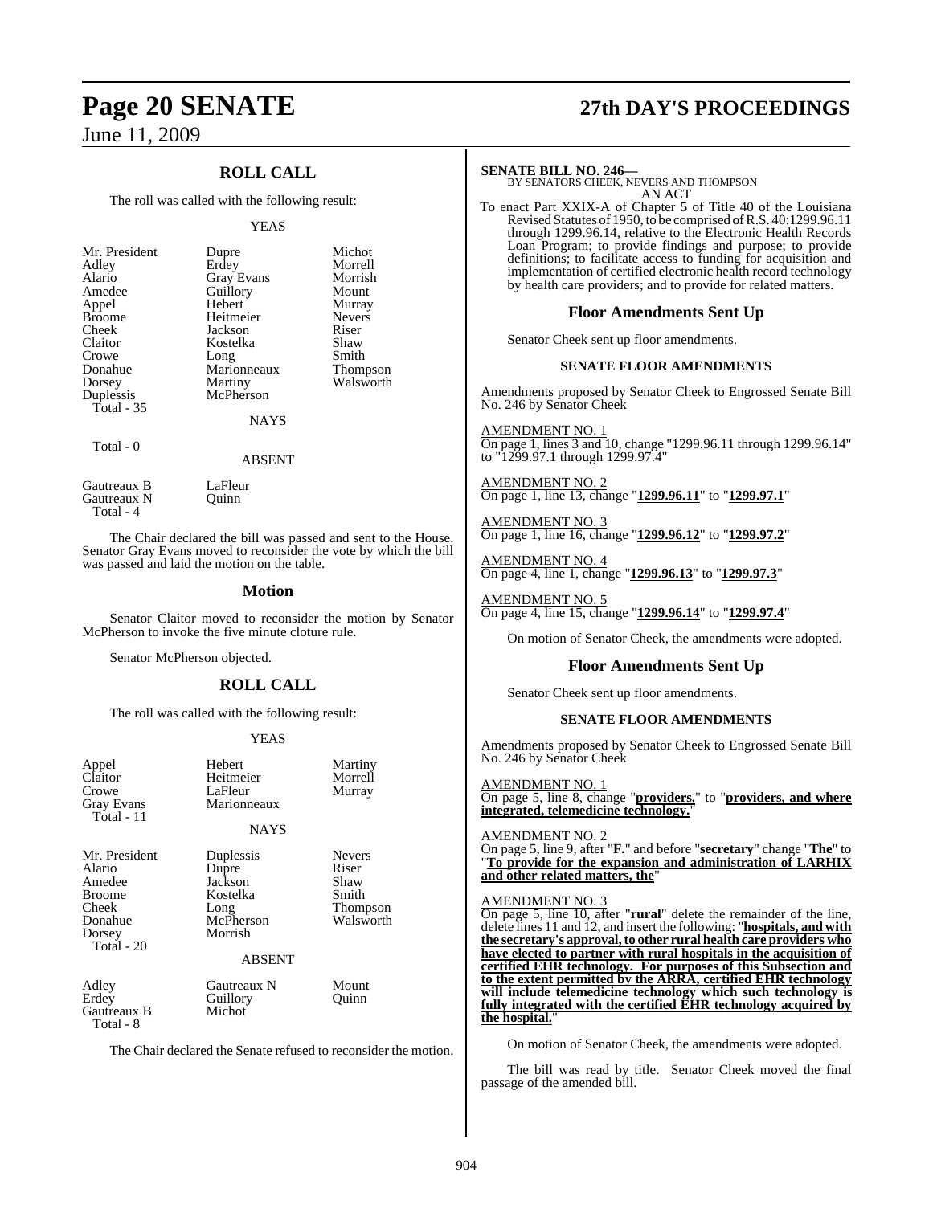## ROLL CALL

The roll was called with the following result:

YEAS

| | | |
|---|---|---|
| Mr. President | Dupre | Michot |
| Adley | Erdey | Morrell |
| Alario | Gray Evans | Morrish |
| Amedee | Guillory | Mount |
| Appel | Hebert | Murray |
| Broome | Heitmeier | Nevers |
| Cheek | Jackson | Riser |
| Claitor | Kostelka | Shaw |
| Crowe | Long | Smith |
| Donahue | Marionneaux | Thompson |
| Dorsey | Martiny | Walsworth |
| Duplessis | McPherson | |
| Total - 35 | | |

NAYS

Total - 0

ABSENT

| | |
|---|---|
| Gautreaux B | LaFleur |
| Gautreaux N | Quinn |
| Total - 4 | |

The Chair declared the bill was passed and sent to the House. Senator Gray Evans moved to reconsider the vote by which the bill was passed and laid the motion on the table.

### Motion

Senator Claitor moved to reconsider the motion by Senator McPherson to invoke the five minute cloture rule.

Senator McPherson objected.

## ROLL CALL

The roll was called with the following result:

YEAS

| | | |
|---|---|---|
| Appel | Hebert | Martiny |
| Claitor | Heitmeier | Morrell |
| Crowe | LaFleur | Murray |
| Gray Evans | Marionneaux | |
| Total - 11 | | |

NAYS

| | | |
|---|---|---|
| Mr. President | Duplessis | Nevers |
| Alario | Dupre | Riser |
| Amedee | Jackson | Shaw |
| Broome | Kostelka | Smith |
| Cheek | Long | Thompson |
| Donahue | McPherson | Walsworth |
| Dorsey | Morrish | |
| Total - 20 | | |

ABSENT

| | | |
|---|---|---|
| Adley | Gautreaux N | Mount |
| Erdey | Guillory | Quinn |
| Gautreaux B | Michot | |
| Total - 8 | | |

The Chair declared the Senate refused to reconsider the motion.

**SENATE BILL NO. 246—**
BY SENATORS CHEEK, NEVERS AND THOMPSON
AN ACT

To enact Part XXIX-A of Chapter 5 of Title 40 of the Louisiana Revised Statutes of 1950, to be comprised of R.S. 40:1299.96.11 through 1299.96.14, relative to the Electronic Health Records Loan Program; to provide findings and purpose; to provide definitions; to facilitate access to funding for acquisition and implementation of certified electronic health record technology by health care providers; and to provide for related matters.

### Floor Amendments Sent Up

Senator Cheek sent up floor amendments.

#### SENATE FLOOR AMENDMENTS

Amendments proposed by Senator Cheek to Engrossed Senate Bill No. 246 by Senator Cheek

AMENDMENT NO. 1
On page 1, lines 3 and 10, change "1299.96.11 through 1299.96.14" to "1299.97.1 through 1299.97.4"

AMENDMENT NO. 2
On page 1, line 13, change "**1299.96.11**" to "**1299.97.1**"

AMENDMENT NO. 3
On page 1, line 16, change "**1299.96.12**" to "**1299.97.2**"

AMENDMENT NO. 4
On page 4, line 1, change "**1299.96.13**" to "**1299.97.3**"

AMENDMENT NO. 5
On page 4, line 15, change "**1299.96.14**" to "**1299.97.4**"

On motion of Senator Cheek, the amendments were adopted.

### Floor Amendments Sent Up

Senator Cheek sent up floor amendments.

#### SENATE FLOOR AMENDMENTS

Amendments proposed by Senator Cheek to Engrossed Senate Bill No. 246 by Senator Cheek

AMENDMENT NO. 1
On page 5, line 8, change "**providers.**" to "**providers, and where integrated, telemedicine technology.**"

AMENDMENT NO. 2
On page 5, line 9, after "**F.**" and before "**secretary**" change "**The**" to "**To provide for the expansion and administration of LARHIX and other related matters, the**"

AMENDMENT NO. 3
On page 5, line 10, after "**rural**" delete the remainder of the line, delete lines 11 and 12, and insert the following: "**hospitals, and with the secretary's approval, to other rural health care providers who have elected to partner with rural hospitals in the acquisition of certified EHR technology. For purposes of this Subsection and to the extent permitted by the ARRA, certified EHR technology will include telemedicine technology which such technology is fully integrated with the certified EHR technology acquired by the hospital.**"

On motion of Senator Cheek, the amendments were adopted.

The bill was read by title. Senator Cheek moved the final passage of the amended bill.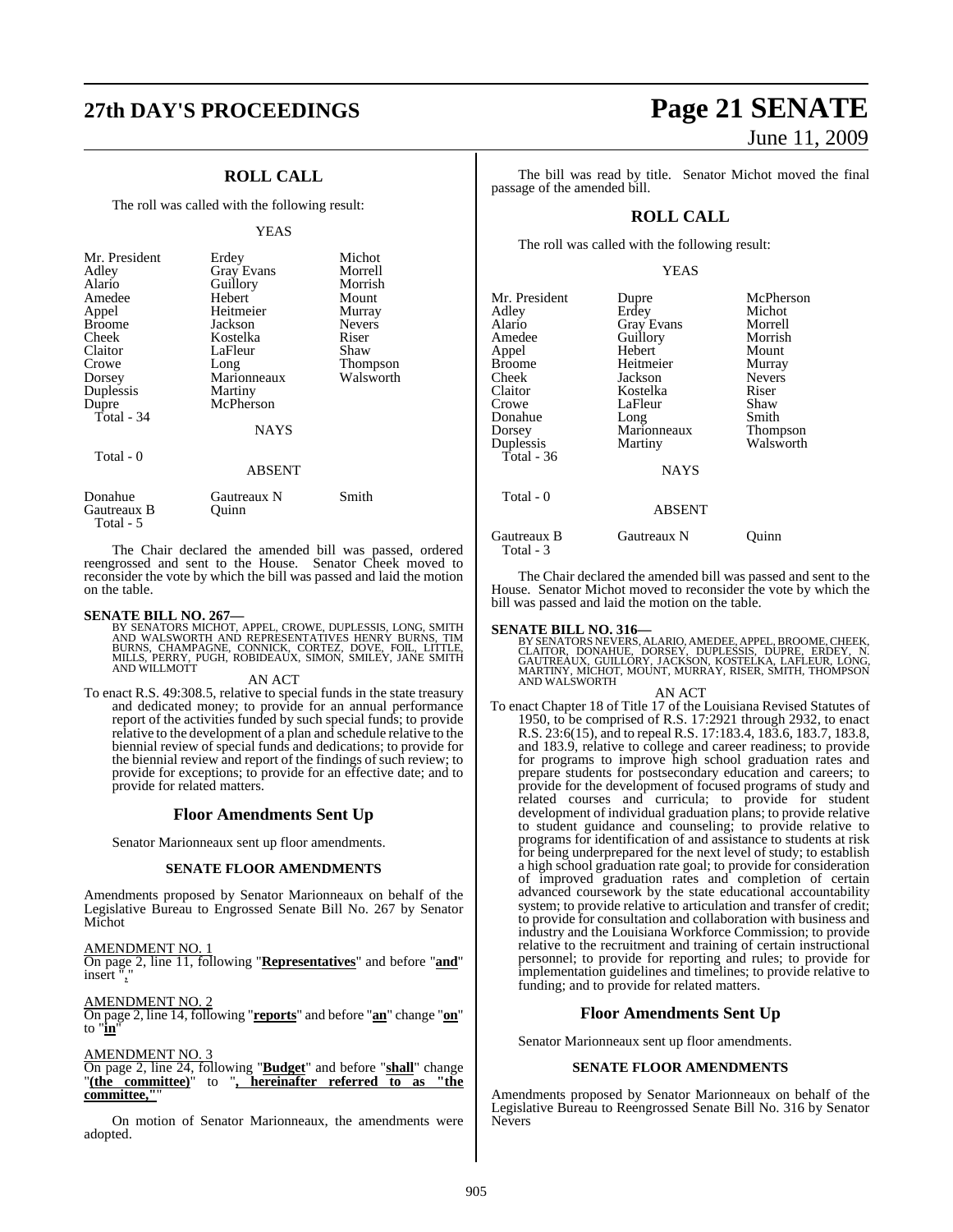## ROLL CALL

The roll was called with the following result:

YEAS

| | | |
|---|---|---|
| Mr. President | Erdey | Michot |
| Adley | Gray Evans | Morrell |
| Alario | Guillory | Morrish |
| Amedee | Hebert | Mount |
| Appel | Heitmeier | Murray |
| Broome | Jackson | Nevers |
| Cheek | Kostelka | Riser |
| Claitor | LaFleur | Shaw |
| Crowe | Long | Thompson |
| Dorsey | Marionneaux | Walsworth |
| Duplessis | Martiny | |
| Dupre | McPherson | |
| Total - 34 | | |

NAYS

Total - 0

ABSENT

| | | |
|---|---|---|
| Donahue | Gautreaux N | Smith |
| Gautreaux B | Quinn | |
| Total - 5 | | |

The Chair declared the amended bill was passed, ordered reengrossed and sent to the House. Senator Cheek moved to reconsider the vote by which the bill was passed and laid the motion on the table.

**SENATE BILL NO. 267—**
BY SENATORS MICHOT, APPEL, CROWE, DUPLESSIS, LONG, SMITH AND WALSWORTH AND REPRESENTATIVES HENRY BURNS, TIM BURNS, CHAMPAGNE, CONNICK, CORTEZ, DOVE, FOIL, LITTLE, MILLS, PERRY, PUGH, ROBIDEAUX, SIMON, SMILEY, JANE SMITH AND WILLMOTT

AN ACT

To enact R.S. 49:308.5, relative to special funds in the state treasury and dedicated money; to provide for an annual performance report of the activities funded by such special funds; to provide relative to the development of a plan and schedule relative to the biennial review of special funds and dedications; to provide for the biennial review and report of the findings of such review; to provide for exceptions; to provide for an effective date; and to provide for related matters.

## Floor Amendments Sent Up

Senator Marionneaux sent up floor amendments.

### SENATE FLOOR AMENDMENTS

Amendments proposed by Senator Marionneaux on behalf of the Legislative Bureau to Engrossed Senate Bill No. 267 by Senator Michot

AMENDMENT NO. 1
On page 2, line 11, following "**Representatives**" and before "**and**" insert "**,**"

AMENDMENT NO. 2
On page 2, line 14, following "**reports**" and before "**an**" change "**on**" to "**in**"

AMENDMENT NO. 3
On page 2, line 24, following "**Budget**" and before "**shall**" change "**(the committee)**" to "**, hereinafter referred to as "the committee,"**"

On motion of Senator Marionneaux, the amendments were adopted.

The bill was read by title. Senator Michot moved the final passage of the amended bill.

## ROLL CALL

The roll was called with the following result:

YEAS

| | | |
|---|---|---|
| Mr. President | Dupre | McPherson |
| Adley | Erdey | Michot |
| Alario | Gray Evans | Morrell |
| Amedee | Guillory | Morrish |
| Appel | Hebert | Mount |
| Broome | Heitmeier | Murray |
| Cheek | Jackson | Nevers |
| Claitor | Kostelka | Riser |
| Crowe | LaFleur | Shaw |
| Donahue | Long | Smith |
| Dorsey | Marionneaux | Thompson |
| Duplessis | Martiny | Walsworth |
| Total - 36 | | |

NAYS

Total - 0

ABSENT

| | | |
|---|---|---|
| Gautreaux B | Gautreaux N | Quinn |
| Total - 3 | | |

The Chair declared the amended bill was passed and sent to the House. Senator Michot moved to reconsider the vote by which the bill was passed and laid the motion on the table.

**SENATE BILL NO. 316—**
BY SENATORS NEVERS, ALARIO, AMEDEE, APPEL, BROOME, CHEEK, CLAITOR, DONAHUE, DORSEY, DUPLESSIS, DUPRE, ERDEY, N. GAUTREAUX, GUILLORY, JACKSON, KOSTELKA, LAFLEUR, LONG, MARTINY, MICHOT, MOUNT, MURRAY, RISER, SMITH, THOMPSON AND WALSWORTH

AN ACT

To enact Chapter 18 of Title 17 of the Louisiana Revised Statutes of 1950, to be comprised of R.S. 17:2921 through 2932, to enact R.S. 23:6(15), and to repeal R.S. 17:183.4, 183.6, 183.7, 183.8, and 183.9, relative to college and career readiness; to provide for programs to improve high school graduation rates and prepare students for postsecondary education and careers; to provide for the development of focused programs of study and related courses and curricula; to provide for student development of individual graduation plans; to provide relative to student guidance and counseling; to provide relative to programs for identification of and assistance to students at risk for being underprepared for the next level of study; to establish a high school graduation rate goal; to provide for consideration of improved graduation rates and completion of certain advanced coursework by the state educational accountability system; to provide relative to articulation and transfer of credit; to provide for consultation and collaboration with business and industry and the Louisiana Workforce Commission; to provide relative to the recruitment and training of certain instructional personnel; to provide for reporting and rules; to provide for implementation guidelines and timelines; to provide relative to funding; and to provide for related matters.

## Floor Amendments Sent Up

Senator Marionneaux sent up floor amendments.

### SENATE FLOOR AMENDMENTS

Amendments proposed by Senator Marionneaux on behalf of the Legislative Bureau to Reengrossed Senate Bill No. 316 by Senator Nevers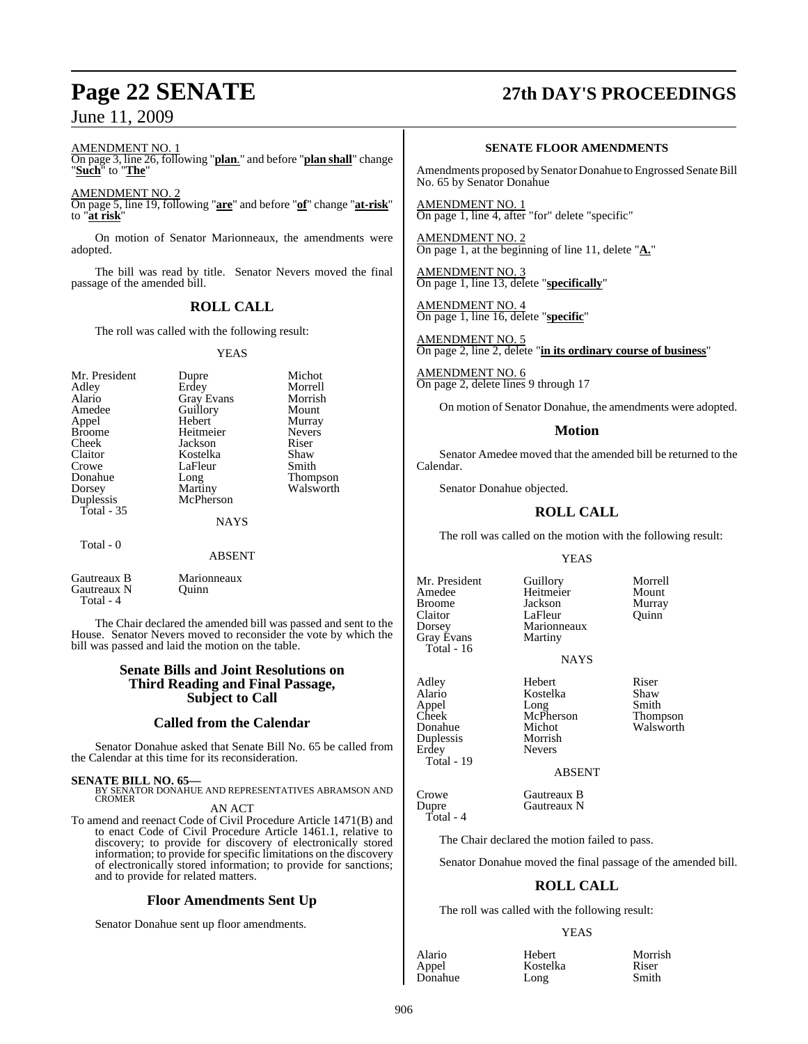AMENDMENT NO. 1

On page 3, line 26, following "**plan**." and before "**plan shall**" change "**Such**" to "**The**"

AMENDMENT NO. 2

On page 5, line 19, following "**are**" and before "**of**" change "**at-risk**" to "**at risk**"

On motion of Senator Marionneaux, the amendments were adopted.

The bill was read by title. Senator Nevers moved the final passage of the amended bill.

## ROLL CALL

The roll was called with the following result:

YEAS

| | | |
|---|---|---|
| Mr. President | Dupre | Michot |
| Adley | Erdey | Morrell |
| Alario | Gray Evans | Morrish |
| Amedee | Guillory | Mount |
| Appel | Hebert | Murray |
| Broome | Heitmeier | Nevers |
| Cheek | Jackson | Riser |
| Claitor | Kostelka | Shaw |
| Crowe | LaFleur | Smith |
| Donahue | Long | Thompson |
| Dorsey | Martiny | Walsworth |
| Duplessis | McPherson | |
| Total - 35 | | |

NAYS

Total - 0

ABSENT

| | |
|---|---|
| Gautreaux B | Marionneaux |
| Gautreaux N | Quinn |
| Total - 4 | |

The Chair declared the amended bill was passed and sent to the House. Senator Nevers moved to reconsider the vote by which the bill was passed and laid the motion on the table.

## Senate Bills and Joint Resolutions on Third Reading and Final Passage, Subject to Call

## Called from the Calendar

Senator Donahue asked that Senate Bill No. 65 be called from the Calendar at this time for its reconsideration.

**SENATE BILL NO. 65—**
BY SENATOR DONAHUE AND REPRESENTATIVES ABRAMSON AND CROMER

AN ACT

To amend and reenact Code of Civil Procedure Article 1471(B) and to enact Code of Civil Procedure Article 1461.1, relative to discovery; to provide for discovery of electronically stored information; to provide for specific limitations on the discovery of electronically stored information; to provide for sanctions; and to provide for related matters.

## Floor Amendments Sent Up

Senator Donahue sent up floor amendments.

### SENATE FLOOR AMENDMENTS

Amendments proposed by Senator Donahue to Engrossed Senate Bill No. 65 by Senator Donahue

AMENDMENT NO. 1

On page 1, line 4, after "for" delete "specific"

AMENDMENT NO. 2

On page 1, at the beginning of line 11, delete "**A.**"

AMENDMENT NO. 3

On page 1, line 13, delete "**specifically**"

AMENDMENT NO. 4

On page 1, line 16, delete "**specific**"

AMENDMENT NO. 5

On page 2, line 2, delete "**in its ordinary course of business**"

AMENDMENT NO. 6

On page 2, delete lines 9 through 17

On motion of Senator Donahue, the amendments were adopted.

## Motion

Senator Amedee moved that the amended bill be returned to the Calendar.

Senator Donahue objected.

## ROLL CALL

The roll was called on the motion with the following result:

YEAS

| | | |
|---|---|---|
| Mr. President | Guillory | Morrell |
| Amedee | Heitmeier | Mount |
| Broome | Jackson | Murray |
| Claitor | LaFleur | Quinn |
| Dorsey | Marionneaux | |
| Gray Evans | Martiny | |
| Total - 16 | | |

NAYS

| | | |
|---|---|---|
| Adley | Hebert | Riser |
| Alario | Kostelka | Shaw |
| Appel | Long | Smith |
| Cheek | McPherson | Thompson |
| Donahue | Michot | Walsworth |
| Duplessis | Morrish | |
| Erdey | Nevers | |
| Total - 19 | | |

ABSENT

| | |
|---|---|
| Crowe | Gautreaux B |
| Dupre | Gautreaux N |
| Total - 4 | |

The Chair declared the motion failed to pass.

Senator Donahue moved the final passage of the amended bill.

## ROLL CALL

The roll was called with the following result:

YEAS

| | | |
|---|---|---|
| Alario | Hebert | Morrish |
| Appel | Kostelka | Riser |
| Donahue | Long | Smith |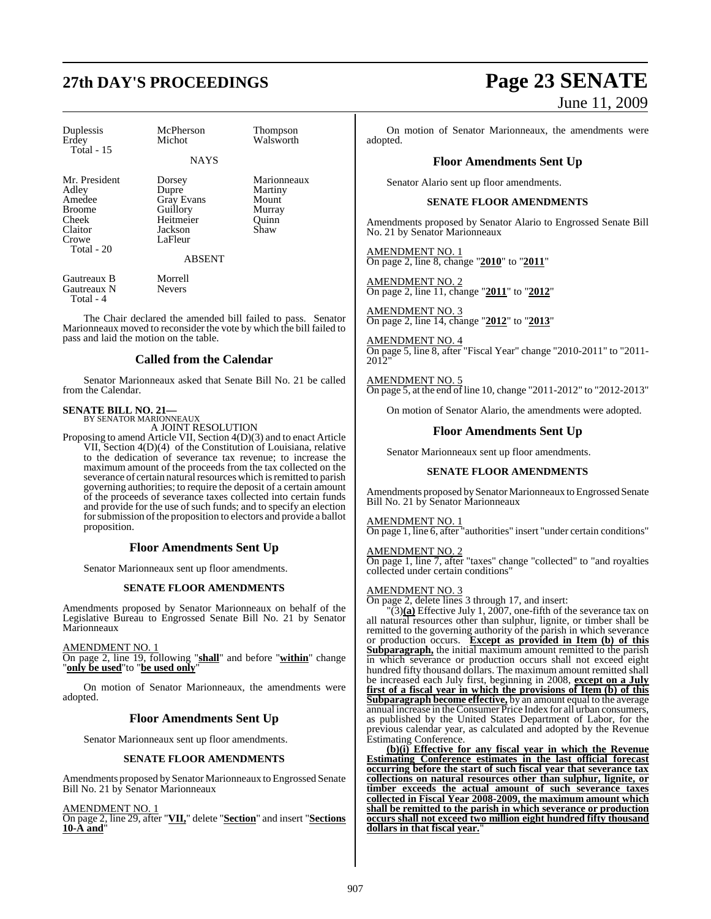| Duplessis | McPherson | Thompson |
|---|---|---|
| Erdey | Michot | Walsworth |
| Total - 15 | | |

NAYS

| Mr. President | Dorsey | Marionneaux |
|---|---|---|
| Adley | Dupre | Martiny |
| Amedee | Gray Evans | Mount |
| Broome | Guillory | Murray |
| Cheek | Heitmeier | Quinn |
| Claitor | Jackson | Shaw |
| Crowe | LaFleur | |
| Total - 20 | | |

ABSENT

| Gautreaux B | Morrell |
|---|---|
| Gautreaux N | Nevers |
| Total - 4 | |

The Chair declared the amended bill failed to pass. Senator Marionneaux moved to reconsider the vote by which the bill failed to pass and laid the motion on the table.

## Called from the Calendar

Senator Marionneaux asked that Senate Bill No. 21 be called from the Calendar.

**SENATE BILL NO. 21—**
BY SENATOR MARIONNEAUX

A JOINT RESOLUTION

Proposing to amend Article VII, Section 4(D)(3) and to enact Article VII, Section 4(D)(4) of the Constitution of Louisiana, relative to the dedication of severance tax revenue; to increase the maximum amount of the proceeds from the tax collected on the severance of certain natural resources which is remitted to parish governing authorities; to require the deposit of a certain amount of the proceeds of severance taxes collected into certain funds and provide for the use of such funds; and to specify an election for submission of the proposition to electors and provide a ballot proposition.

## Floor Amendments Sent Up

Senator Marionneaux sent up floor amendments.

### SENATE FLOOR AMENDMENTS

Amendments proposed by Senator Marionneaux on behalf of the Legislative Bureau to Engrossed Senate Bill No. 21 by Senator Marionneaux

AMENDMENT NO. 1
On page 2, line 19, following "**shall**" and before "**within**" change "**only be used**"to "**be used only**"

On motion of Senator Marionneaux, the amendments were adopted.

## Floor Amendments Sent Up

Senator Marionneaux sent up floor amendments.

### SENATE FLOOR AMENDMENTS

Amendments proposed by Senator Marionneaux to Engrossed Senate Bill No. 21 by Senator Marionneaux

AMENDMENT NO. 1
On page 2, line 29, after "**VII,**" delete "**Section**" and insert "**Sections 10-A and**"

On motion of Senator Marionneaux, the amendments were adopted.

## Floor Amendments Sent Up

Senator Alario sent up floor amendments.

### SENATE FLOOR AMENDMENTS

Amendments proposed by Senator Alario to Engrossed Senate Bill No. 21 by Senator Marionneaux

AMENDMENT NO. 1
On page 2, line 8, change "**2010**" to "**2011**"

AMENDMENT NO. 2
On page 2, line 11, change "**2011**" to "**2012**"

AMENDMENT NO. 3
On page 2, line 14, change "**2012**" to "**2013**"

AMENDMENT NO. 4
On page 5, line 8, after "Fiscal Year" change "2010-2011" to "2011-2012"

AMENDMENT NO. 5
On page 5, at the end of line 10, change "2011-2012" to "2012-2013"

On motion of Senator Alario, the amendments were adopted.

## Floor Amendments Sent Up

Senator Marionneaux sent up floor amendments.

### SENATE FLOOR AMENDMENTS

Amendments proposed by Senator Marionneaux to Engrossed Senate Bill No. 21 by Senator Marionneaux

AMENDMENT NO. 1
On page 1, line 6, after "authorities" insert "under certain conditions"

AMENDMENT NO. 2
On page 1, line 7, after "taxes" change "collected" to "and royalties collected under certain conditions"

AMENDMENT NO. 3
On page 2, delete lines 3 through 17, and insert:

"(3)**(a)** Effective July 1, 2007, one-fifth of the severance tax on all natural resources other than sulphur, lignite, or timber shall be remitted to the governing authority of the parish in which severance or production occurs. **Except as provided in Item (b) of this Subparagraph,** the initial maximum amount remitted to the parish in which severance or production occurs shall not exceed eight hundred fifty thousand dollars. The maximum amount remitted shall be increased each July first, beginning in 2008, **except on a July first of a fiscal year in which the provisions of Item (b) of this Subparagraph become effective,** by an amount equal to the average annual increase in the Consumer Price Index for all urban consumers, as published by the United States Department of Labor, for the previous calendar year, as calculated and adopted by the Revenue Estimating Conference.

**(b)(i) Effective for any fiscal year in which the Revenue Estimating Conference estimates in the last official forecast occurring before the start of such fiscal year that severance tax collections on natural resources other than sulphur, lignite, or timber exceeds the actual amount of such severance taxes collected in Fiscal Year 2008-2009, the maximum amount which shall be remitted to the parish in which severance or production occurs shall not exceed two million eight hundred fifty thousand dollars in that fiscal year.**"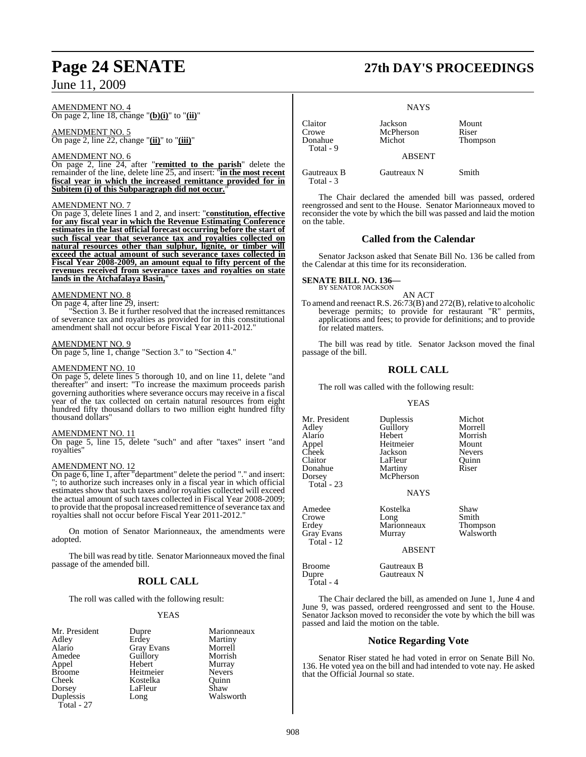AMENDMENT NO. 4

On page 2, line 18, change "**(b)(i)**" to "**(ii)**"

AMENDMENT NO. 5

On page 2, line 22, change "**(ii)**" to "**(iii)**"

AMENDMENT NO. 6

On page 2, line 24, after "**remitted to the parish**" delete the remainder of the line, delete line 25, and insert: "**in the most recent fiscal year in which the increased remittance provided for in Subitem (i) of this Subparagraph did not occur.**"

AMENDMENT NO. 7

On page 3, delete lines 1 and 2, and insert: "**constitution, effective for any fiscal year in which the Revenue Estimating Conference estimates in the last official forecast occurring before the start of such fiscal year that severance tax and royalties collected on natural resources other than sulphur, lignite, or timber will exceed the actual amount of such severance taxes collected in Fiscal Year 2008-2009, an amount equal to fifty percent of the revenues received from severance taxes and royalties on state lands in the Atchafalaya Basin,**"

AMENDMENT NO. 8

On page 4, after line 29, insert:

"Section 3. Be it further resolved that the increased remittances of severance tax and royalties as provided for in this constitutional amendment shall not occur before Fiscal Year 2011-2012."

AMENDMENT NO. 9

On page 5, line 1, change "Section 3." to "Section 4."

AMENDMENT NO. 10

On page 5, delete lines 5 thorough 10, and on line 11, delete "and thereafter" and insert: "To increase the maximum proceeds parish governing authorities where severance occurs may receive in a fiscal year of the tax collected on certain natural resources from eight hundred fifty thousand dollars to two million eight hundred fifty thousand dollars"

AMENDMENT NO. 11

On page 5, line 15, delete "such" and after "taxes" insert "and royalties"

AMENDMENT NO. 12

On page 6, line 1, after "department" delete the period "." and insert: "; to authorize such increases only in a fiscal year in which official estimates show that such taxes and/or royalties collected will exceed the actual amount of such taxes collected in Fiscal Year 2008-2009; to provide that the proposal increased remittence of severance tax and royalties shall not occur before Fiscal Year 2011-2012."

On motion of Senator Marionneaux, the amendments were adopted.

The bill was read by title. Senator Marionneaux moved the final passage of the amended bill.

## ROLL CALL

The roll was called with the following result:

YEAS

| | | |
|---|---|---|
| Mr. President | Dupre | Marionneaux |
| Adley | Erdey | Martiny |
| Alario | Gray Evans | Morrell |
| Amedee | Guillory | Morrish |
| Appel | Hebert | Murray |
| Broome | Heitmeier | Nevers |
| Cheek | Kostelka | Quinn |
| Dorsey | LaFleur | Shaw |
| Duplessis | Long | Walsworth |
| Total - 27 | | |

NAYS

| | | |
|---|---|---|
| Claitor | Jackson | Mount |
| Crowe | McPherson | Riser |
| Donahue | Michot | Thompson |
| Total - 9 | | |

ABSENT

| | | |
|---|---|---|
| Gautreaux B | Gautreaux N | Smith |
| Total - 3 | | |

The Chair declared the amended bill was passed, ordered reengrossed and sent to the House. Senator Marionneaux moved to reconsider the vote by which the bill was passed and laid the motion on the table.

## Called from the Calendar

Senator Jackson asked that Senate Bill No. 136 be called from the Calendar at this time for its reconsideration.

**SENATE BILL NO. 136—**
BY SENATOR JACKSON

AN ACT

To amend and reenact R.S. 26:73(B) and 272(B), relative to alcoholic beverage permits; to provide for restaurant "R" permits, applications and fees; to provide for definitions; and to provide for related matters.

The bill was read by title. Senator Jackson moved the final passage of the bill.

## ROLL CALL

The roll was called with the following result:

YEAS

| | | |
|---|---|---|
| Mr. President | Duplessis | Michot |
| Adley | Guillory | Morrell |
| Alario | Hebert | Morrish |
| Appel | Heitmeier | Mount |
| Cheek | Jackson | Nevers |
| Claitor | LaFleur | Quinn |
| Donahue | Martiny | Riser |
| Dorsey | McPherson | |
| Total - 23 | | |

NAYS

| | | |
|---|---|---|
| Amedee | Kostelka | Shaw |
| Crowe | Long | Smith |
| Erdey | Marionneaux | Thompson |
| Gray Evans | Murray | Walsworth |
| Total - 12 | | |

ABSENT

| | |
|---|---|
| Broome | Gautreaux B |
| Dupre | Gautreaux N |
| Total - 4 | |

The Chair declared the bill, as amended on June 1, June 4 and June 9, was passed, ordered reengrossed and sent to the House. Senator Jackson moved to reconsider the vote by which the bill was passed and laid the motion on the table.

## Notice Regarding Vote

Senator Riser stated he had voted in error on Senate Bill No. 136. He voted yea on the bill and had intended to vote nay. He asked that the Official Journal so state.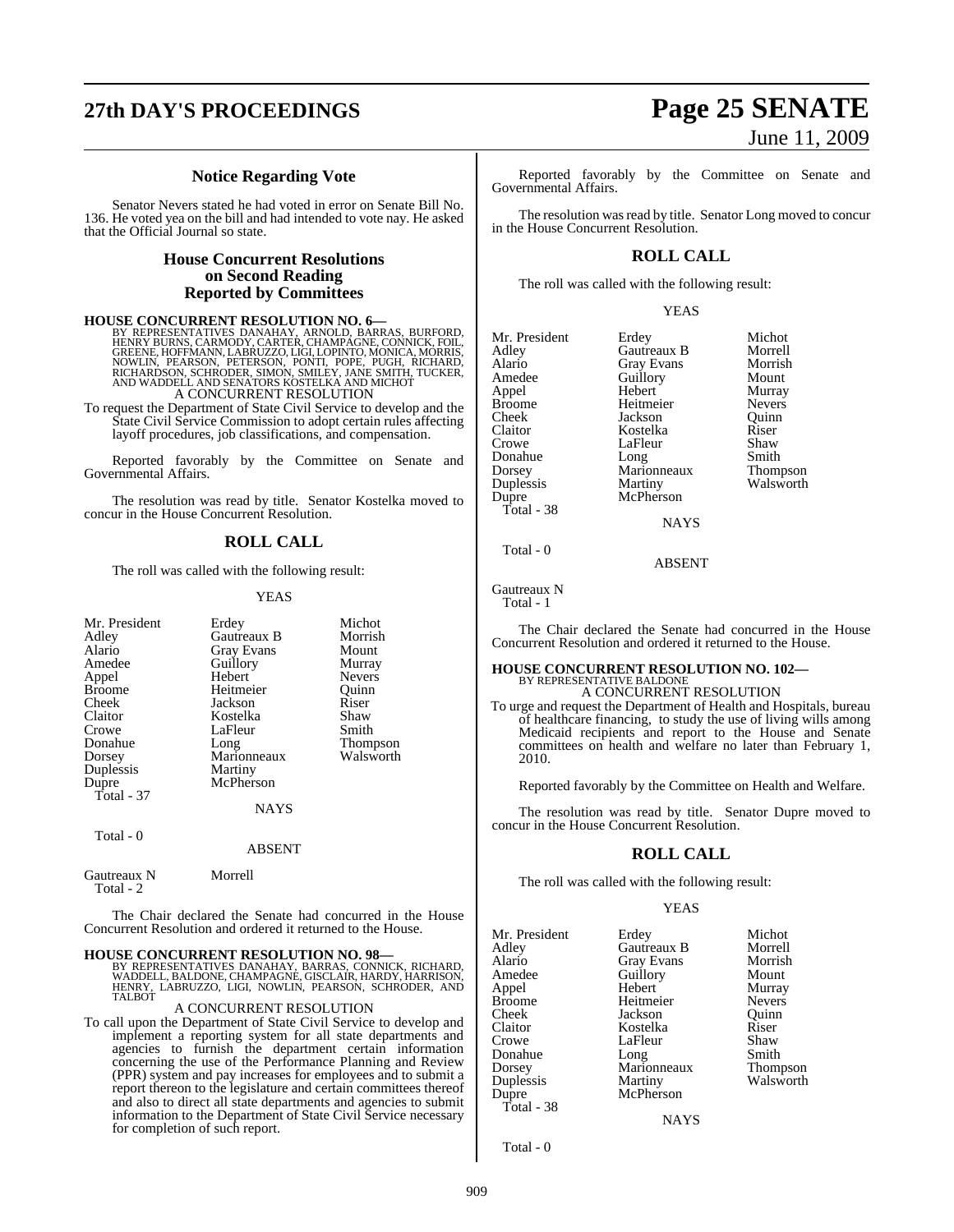## Notice Regarding Vote

Senator Nevers stated he had voted in error on Senate Bill No. 136. He voted yea on the bill and had intended to vote nay. He asked that the Official Journal so state.

## House Concurrent Resolutions on Second Reading Reported by Committees

**HOUSE CONCURRENT RESOLUTION NO. 6—**
BY REPRESENTATIVES DANAHAY, ARNOLD, BARRAS, BURFORD, HENRY BURNS, CARMODY, CARTER, CHAMPAGNE, CONNICK, FOIL, GREENE, HOFFMANN, LABRUZZO, LIGI, LOPINTO, MONICA, MORRIS, NOWLIN, PEARSON, PETERSON, PONTI, POPE, PUGH, RICHARD, RICHARDSON, SCHRODER, SIMON, SMILEY, JANE SMITH, TUCKER, AND WADDELL AND SENATORS KOSTELKA AND MICHOT

A CONCURRENT RESOLUTION

To request the Department of State Civil Service to develop and the State Civil Service Commission to adopt certain rules affecting layoff procedures, job classifications, and compensation.

Reported favorably by the Committee on Senate and Governmental Affairs.

The resolution was read by title. Senator Kostelka moved to concur in the House Concurrent Resolution.

### ROLL CALL

The roll was called with the following result:

YEAS

| | | |
|---|---|---|
| Mr. President | Erdey | Michot |
| Adley | Gautreaux B | Morrish |
| Alario | Gray Evans | Mount |
| Amedee | Guillory | Murray |
| Appel | Hebert | Nevers |
| Broome | Heitmeier | Quinn |
| Cheek | Jackson | Riser |
| Claitor | Kostelka | Shaw |
| Crowe | LaFleur | Smith |
| Donahue | Long | Thompson |
| Dorsey | Marionneaux | Walsworth |
| Duplessis | Martiny | |
| Dupre | McPherson | |

Total - 37

NAYS

Total - 0

ABSENT

Gautreaux N Morrell

Total - 2

The Chair declared the Senate had concurred in the House Concurrent Resolution and ordered it returned to the House.

**HOUSE CONCURRENT RESOLUTION NO. 98—**
BY REPRESENTATIVES DANAHAY, BARRAS, CONNICK, RICHARD, WADDELL, BALDONE, CHAMPAGNE, GISCLAIR, HARDY, HARRISON, HENRY, LABRUZZO, LIGI, NOWLIN, PEARSON, SCHRODER, AND TALBOT

A CONCURRENT RESOLUTION

To call upon the Department of State Civil Service to develop and implement a reporting system for all state departments and agencies to furnish the department certain information concerning the use of the Performance Planning and Review (PPR) system and pay increases for employees and to submit a report thereon to the legislature and certain committees thereof and also to direct all state departments and agencies to submit information to the Department of State Civil Service necessary for completion of such report.

Reported favorably by the Committee on Senate and Governmental Affairs.

The resolution was read by title. Senator Long moved to concur in the House Concurrent Resolution.

### ROLL CALL

The roll was called with the following result:

YEAS

| | | |
|---|---|---|
| Mr. President | Erdey | Michot |
| Adley | Gautreaux B | Morrell |
| Alario | Gray Evans | Morrish |
| Amedee | Guillory | Mount |
| Appel | Hebert | Murray |
| Broome | Heitmeier | Nevers |
| Cheek | Jackson | Quinn |
| Claitor | Kostelka | Riser |
| Crowe | LaFleur | Shaw |
| Donahue | Long | Smith |
| Dorsey | Marionneaux | Thompson |
| Duplessis | Martiny | Walsworth |
| Dupre | McPherson | |

Total - 38

NAYS

Total - 0

ABSENT

Gautreaux N

Total - 1

The Chair declared the Senate had concurred in the House Concurrent Resolution and ordered it returned to the House.

**HOUSE CONCURRENT RESOLUTION NO. 102—**
BY REPRESENTATIVE BALDONE

A CONCURRENT RESOLUTION

To urge and request the Department of Health and Hospitals, bureau of healthcare financing, to study the use of living wills among Medicaid recipients and report to the House and Senate committees on health and welfare no later than February 1, 2010.

Reported favorably by the Committee on Health and Welfare.

The resolution was read by title. Senator Dupre moved to concur in the House Concurrent Resolution.

### ROLL CALL

The roll was called with the following result:

YEAS

| | | |
|---|---|---|
| Mr. President | Erdey | Michot |
| Adley | Gautreaux B | Morrell |
| Alario | Gray Evans | Morrish |
| Amedee | Guillory | Mount |
| Appel | Hebert | Murray |
| Broome | Heitmeier | Nevers |
| Cheek | Jackson | Quinn |
| Claitor | Kostelka | Riser |
| Crowe | LaFleur | Shaw |
| Donahue | Long | Smith |
| Dorsey | Marionneaux | Thompson |
| Duplessis | Martiny | Walsworth |
| Dupre | McPherson | |

Total - 38

NAYS

Total - 0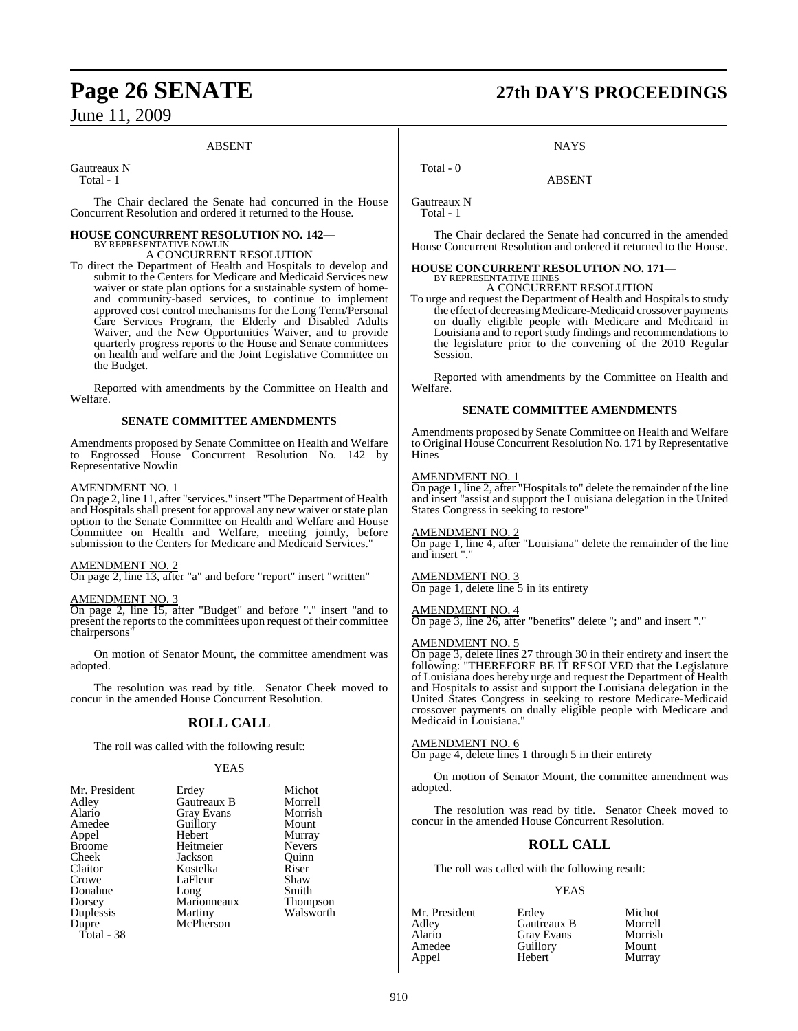ABSENT

Gautreaux N
Total - 1

The Chair declared the Senate had concurred in the House Concurrent Resolution and ordered it returned to the House.

**HOUSE CONCURRENT RESOLUTION NO. 142—**
BY REPRESENTATIVE NOWLIN
A CONCURRENT RESOLUTION

To direct the Department of Health and Hospitals to develop and submit to the Centers for Medicare and Medicaid Services new waiver or state plan options for a sustainable system of home- and community-based services, to continue to implement approved cost control mechanisms for the Long Term/Personal Care Services Program, the Elderly and Disabled Adults Waiver, and the New Opportunities Waiver, and to provide quarterly progress reports to the House and Senate committees on health and welfare and the Joint Legislative Committee on the Budget.

Reported with amendments by the Committee on Health and Welfare.

**SENATE COMMITTEE AMENDMENTS**

Amendments proposed by Senate Committee on Health and Welfare to Engrossed House Concurrent Resolution No. 142 by Representative Nowlin

AMENDMENT NO. 1
On page 2, line 11, after "services." insert "The Department of Health and Hospitals shall present for approval any new waiver or state plan option to the Senate Committee on Health and Welfare and House Committee on Health and Welfare, meeting jointly, before submission to the Centers for Medicare and Medicaid Services."

AMENDMENT NO. 2
On page 2, line 13, after "a" and before "report" insert "written"

AMENDMENT NO. 3
On page 2, line 15, after "Budget" and before "." insert "and to present the reports to the committees upon request of their committee chairpersons"

On motion of Senator Mount, the committee amendment was adopted.

The resolution was read by title. Senator Cheek moved to concur in the amended House Concurrent Resolution.

## ROLL CALL

The roll was called with the following result:

YEAS

| | | |
|---|---|---|
| Mr. President | Erdey | Michot |
| Adley | Gautreaux B | Morrell |
| Alario | Gray Evans | Morrish |
| Amedee | Guillory | Mount |
| Appel | Hebert | Murray |
| Broome | Heitmeier | Nevers |
| Cheek | Jackson | Quinn |
| Claitor | Kostelka | Riser |
| Crowe | LaFleur | Shaw |
| Donahue | Long | Smith |
| Dorsey | Marionneaux | Thompson |
| Duplessis | Martiny | Walsworth |
| Dupre | McPherson | |

Total - 38

NAYS

Total - 0

ABSENT

Gautreaux N
Total - 1

The Chair declared the Senate had concurred in the amended House Concurrent Resolution and ordered it returned to the House.

**HOUSE CONCURRENT RESOLUTION NO. 171—**
BY REPRESENTATIVE HINES
A CONCURRENT RESOLUTION

To urge and request the Department of Health and Hospitals to study the effect of decreasing Medicare-Medicaid crossover payments on dually eligible people with Medicare and Medicaid in Louisiana and to report study findings and recommendations to the legislature prior to the convening of the 2010 Regular Session.

Reported with amendments by the Committee on Health and Welfare.

**SENATE COMMITTEE AMENDMENTS**

Amendments proposed by Senate Committee on Health and Welfare to Original House Concurrent Resolution No. 171 by Representative Hines

AMENDMENT NO. 1
On page 1, line 2, after "Hospitals to" delete the remainder of the line and insert "assist and support the Louisiana delegation in the United States Congress in seeking to restore"

AMENDMENT NO. 2
On page 1, line 4, after "Louisiana" delete the remainder of the line and insert "."

AMENDMENT NO. 3
On page 1, delete line 5 in its entirety

AMENDMENT NO. 4
On page 3, line 26, after "benefits" delete "; and" and insert "."

AMENDMENT NO. 5
On page 3, delete lines 27 through 30 in their entirety and insert the following: "THEREFORE BE IT RESOLVED that the Legislature of Louisiana does hereby urge and request the Department of Health and Hospitals to assist and support the Louisiana delegation in the United States Congress in seeking to restore Medicare-Medicaid crossover payments on dually eligible people with Medicare and Medicaid in Louisiana."

AMENDMENT NO. 6
On page 4, delete lines 1 through 5 in their entirety

On motion of Senator Mount, the committee amendment was adopted.

The resolution was read by title. Senator Cheek moved to concur in the amended House Concurrent Resolution.

## ROLL CALL

The roll was called with the following result:

YEAS

| | | |
|---|---|---|
| Mr. President | Erdey | Michot |
| Adley | Gautreaux B | Morrell |
| Alario | Gray Evans | Morrish |
| Amedee | Guillory | Mount |
| Appel | Hebert | Murray |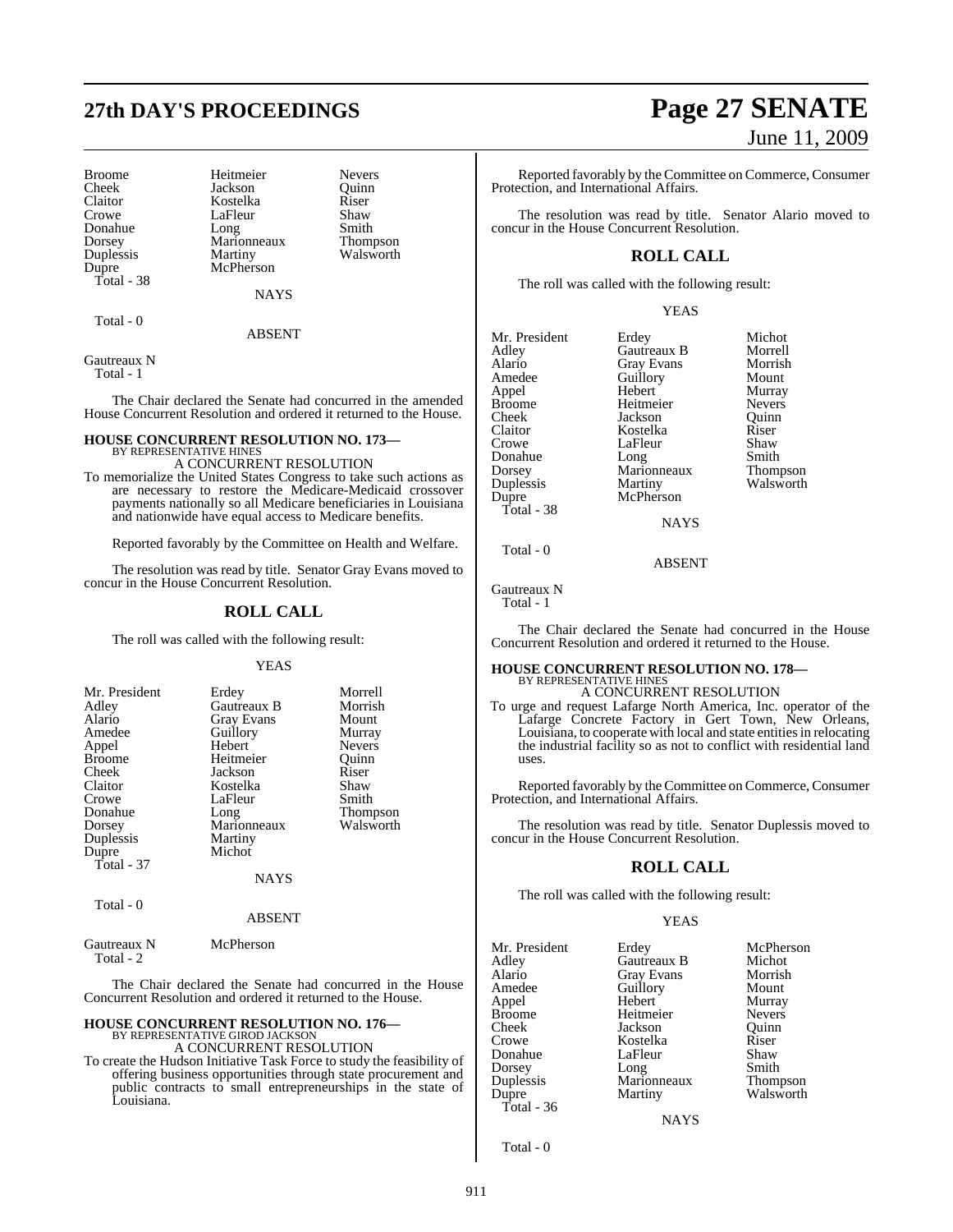| Broome | Heitmeier | Nevers |
|---|---|---|
| Cheek | Jackson | Quinn |
| Claitor | Kostelka | Riser |
| Crowe | LaFleur | Shaw |
| Donahue | Long | Smith |
| Dorsey | Marionneaux | Thompson |
| Duplessis | Martiny | Walsworth |
| Dupre | McPherson | |
| Total - 38 | | |

NAYS

Total - 0

ABSENT

Gautreaux N
Total - 1

The Chair declared the Senate had concurred in the amended House Concurrent Resolution and ordered it returned to the House.

**HOUSE CONCURRENT RESOLUTION NO. 173—**
BY REPRESENTATIVE HINES
A CONCURRENT RESOLUTION

To memorialize the United States Congress to take such actions as are necessary to restore the Medicare-Medicaid crossover payments nationally so all Medicare beneficiaries in Louisiana and nationwide have equal access to Medicare benefits.

Reported favorably by the Committee on Health and Welfare.

The resolution was read by title. Senator Gray Evans moved to concur in the House Concurrent Resolution.

## ROLL CALL

The roll was called with the following result:

YEAS

| Mr. President | Erdey | Morrell |
|---|---|---|
| Adley | Gautreaux B | Morrish |
| Alario | Gray Evans | Mount |
| Amedee | Guillory | Murray |
| Appel | Hebert | Nevers |
| Broome | Heitmeier | Quinn |
| Cheek | Jackson | Riser |
| Claitor | Kostelka | Shaw |
| Crowe | LaFleur | Smith |
| Donahue | Long | Thompson |
| Dorsey | Marionneaux | Walsworth |
| Duplessis | Martiny | |
| Dupre | Michot | |
| Total - 37 | | |

NAYS

Total - 0

ABSENT

Gautreaux N McPherson
Total - 2

The Chair declared the Senate had concurred in the House Concurrent Resolution and ordered it returned to the House.

**HOUSE CONCURRENT RESOLUTION NO. 176—**
BY REPRESENTATIVE GIROD JACKSON
A CONCURRENT RESOLUTION

To create the Hudson Initiative Task Force to study the feasibility of offering business opportunities through state procurement and public contracts to small entrepreneurships in the state of Louisiana.

Reported favorably by the Committee on Commerce, Consumer Protection, and International Affairs.

The resolution was read by title. Senator Alario moved to concur in the House Concurrent Resolution.

## ROLL CALL

The roll was called with the following result:

YEAS

| Mr. President | Erdey | Michot |
|---|---|---|
| Adley | Gautreaux B | Morrell |
| Alario | Gray Evans | Morrish |
| Amedee | Guillory | Mount |
| Appel | Hebert | Murray |
| Broome | Heitmeier | Nevers |
| Cheek | Jackson | Quinn |
| Claitor | Kostelka | Riser |
| Crowe | LaFleur | Shaw |
| Donahue | Long | Smith |
| Dorsey | Marionneaux | Thompson |
| Duplessis | Martiny | Walsworth |
| Dupre | McPherson | |
| Total - 38 | | |

NAYS

Total - 0

ABSENT

Gautreaux N
Total - 1

The Chair declared the Senate had concurred in the House Concurrent Resolution and ordered it returned to the House.

**HOUSE CONCURRENT RESOLUTION NO. 178—**
BY REPRESENTATIVE HINES
A CONCURRENT RESOLUTION

To urge and request Lafarge North America, Inc. operator of the Lafarge Concrete Factory in Gert Town, New Orleans, Louisiana, to cooperate with local and state entities in relocating the industrial facility so as not to conflict with residential land uses.

Reported favorably by the Committee on Commerce, Consumer Protection, and International Affairs.

The resolution was read by title. Senator Duplessis moved to concur in the House Concurrent Resolution.

## ROLL CALL

The roll was called with the following result:

YEAS

| Mr. President | Erdey | McPherson |
|---|---|---|
| Adley | Gautreaux B | Michot |
| Alario | Gray Evans | Morrish |
| Amedee | Guillory | Mount |
| Appel | Hebert | Murray |
| Broome | Heitmeier | Nevers |
| Cheek | Jackson | Quinn |
| Crowe | Kostelka | Riser |
| Donahue | LaFleur | Shaw |
| Dorsey | Long | Smith |
| Duplessis | Marionneaux | Thompson |
| Dupre | Martiny | Walsworth |
| Total - 36 | | |

NAYS

Total - 0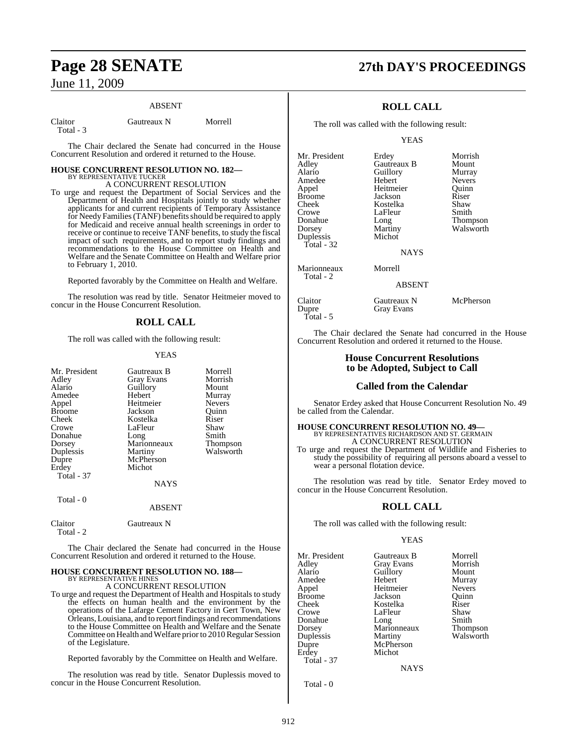ABSENT

| Claitor | Gautreaux N | Morrell |
|---|---|---|
| Total - 3 | | |

The Chair declared the Senate had concurred in the House Concurrent Resolution and ordered it returned to the House.

**HOUSE CONCURRENT RESOLUTION NO. 182—**
BY REPRESENTATIVE TUCKER
A CONCURRENT RESOLUTION

To urge and request the Department of Social Services and the Department of Health and Hospitals jointly to study whether applicants for and current recipients of Temporary Assistance for Needy Families (TANF) benefits should be required to apply for Medicaid and receive annual health screenings in order to receive or continue to receive TANF benefits, to study the fiscal impact of such requirements, and to report study findings and recommendations to the House Committee on Health and Welfare and the Senate Committee on Health and Welfare prior to February 1, 2010.

Reported favorably by the Committee on Health and Welfare.

The resolution was read by title. Senator Heitmeier moved to concur in the House Concurrent Resolution.

## ROLL CALL

The roll was called with the following result:

YEAS

| Mr. President | Gautreaux B | Morrell |
|---|---|---|
| Adley | Gray Evans | Morrish |
| Alario | Guillory | Mount |
| Amedee | Hebert | Murray |
| Appel | Heitmeier | Nevers |
| Broome | Jackson | Quinn |
| Cheek | Kostelka | Riser |
| Crowe | LaFleur | Shaw |
| Donahue | Long | Smith |
| Dorsey | Marionneaux | Thompson |
| Duplessis | Martiny | Walsworth |
| Dupre | McPherson | |
| Erdey | Michot | |
| Total - 37 | | |

NAYS

Total - 0

ABSENT

| Claitor | Gautreaux N |
|---|---|
| Total - 2 | |

The Chair declared the Senate had concurred in the House Concurrent Resolution and ordered it returned to the House.

**HOUSE CONCURRENT RESOLUTION NO. 188—**
BY REPRESENTATIVE HINES
A CONCURRENT RESOLUTION

To urge and request the Department of Health and Hospitals to study the effects on human health and the environment by the operations of the Lafarge Cement Factory in Gert Town, New Orleans, Louisiana, and to report findings and recommendations to the House Committee on Health and Welfare and the Senate Committee on Health and Welfare prior to 2010 Regular Session of the Legislature.

Reported favorably by the Committee on Health and Welfare.

The resolution was read by title. Senator Duplessis moved to concur in the House Concurrent Resolution.

## ROLL CALL

The roll was called with the following result:

YEAS

| Mr. President | Erdey | Morrish |
|---|---|---|
| Adley | Gautreaux B | Mount |
| Alario | Guillory | Murray |
| Amedee | Hebert | Nevers |
| Appel | Heitmeier | Quinn |
| Broome | Jackson | Riser |
| Cheek | Kostelka | Shaw |
| Crowe | LaFleur | Smith |
| Donahue | Long | Thompson |
| Dorsey | Martiny | Walsworth |
| Duplessis | Michot | |
| Total - 32 | | |

NAYS

| Marionneaux | Morrell |
|---|---|
| Total - 2 | |

ABSENT

| Claitor | Gautreaux N | McPherson |
|---|---|---|
| Dupre | Gray Evans | |
| Total - 5 | | |

The Chair declared the Senate had concurred in the House Concurrent Resolution and ordered it returned to the House.

## House Concurrent Resolutions to be Adopted, Subject to Call

## Called from the Calendar

Senator Erdey asked that House Concurrent Resolution No. 49 be called from the Calendar.

**HOUSE CONCURRENT RESOLUTION NO. 49—**
BY REPRESENTATIVES RICHARDSON AND ST. GERMAIN
A CONCURRENT RESOLUTION

To urge and request the Department of Wildlife and Fisheries to study the possibility of requiring all persons aboard a vessel to wear a personal flotation device.

The resolution was read by title. Senator Erdey moved to concur in the House Concurrent Resolution.

## ROLL CALL

The roll was called with the following result:

YEAS

| Mr. President | Gautreaux B | Morrell |
|---|---|---|
| Adley | Gray Evans | Morrish |
| Alario | Guillory | Mount |
| Amedee | Hebert | Murray |
| Appel | Heitmeier | Nevers |
| Broome | Jackson | Quinn |
| Cheek | Kostelka | Riser |
| Crowe | LaFleur | Shaw |
| Donahue | Long | Smith |
| Dorsey | Marionneaux | Thompson |
| Duplessis | Martiny | Walsworth |
| Dupre | McPherson | |
| Erdey | Michot | |
| Total - 37 | | |

NAYS

Total - 0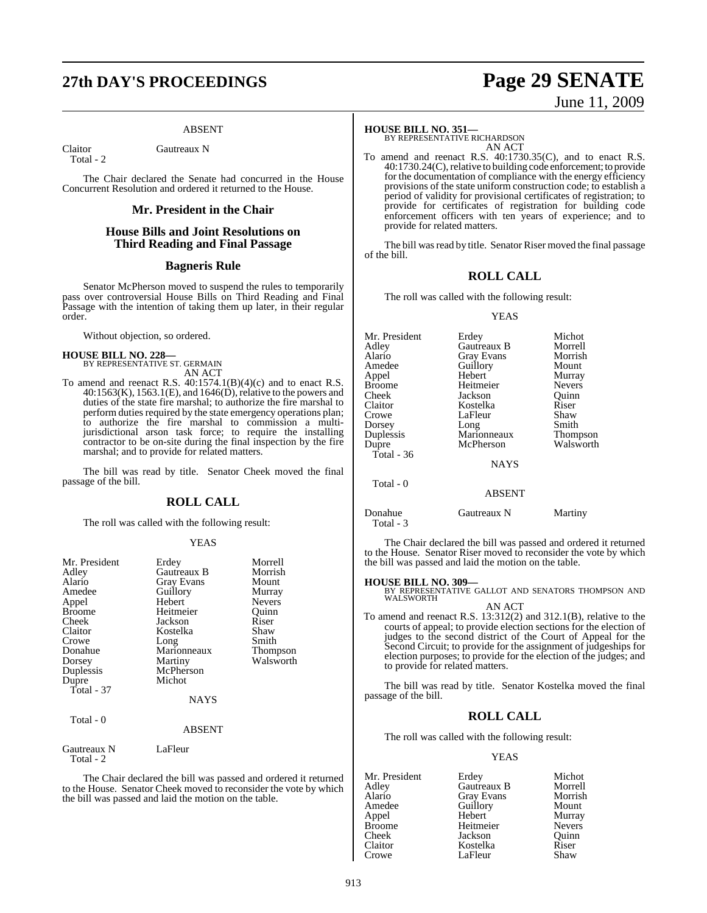ABSENT

| Claitor | Gautreaux N |
|---|---|
| Total - 2 | |

The Chair declared the Senate had concurred in the House Concurrent Resolution and ordered it returned to the House.

## Mr. President in the Chair

## House Bills and Joint Resolutions on Third Reading and Final Passage

## Bagneris Rule

Senator McPherson moved to suspend the rules to temporarily pass over controversial House Bills on Third Reading and Final Passage with the intention of taking them up later, in their regular order.

Without objection, so ordered.

**HOUSE BILL NO. 228—**
BY REPRESENTATIVE ST. GERMAIN
AN ACT

To amend and reenact R.S. 40:1574.1(B)(4)(c) and to enact R.S. 40:1563(K), 1563.1(E), and 1646(D), relative to the powers and duties of the state fire marshal; to authorize the fire marshal to perform duties required by the state emergency operations plan; to authorize the fire marshal to commission a multi-jurisdictional arson task force; to require the installing contractor to be on-site during the final inspection by the fire marshal; and to provide for related matters.

The bill was read by title. Senator Cheek moved the final passage of the bill.

## ROLL CALL

The roll was called with the following result:

YEAS

| | | |
|---|---|---|
| Mr. President | Erdey | Morrell |
| Adley | Gautreaux B | Morrish |
| Alario | Gray Evans | Mount |
| Amedee | Guillory | Murray |
| Appel | Hebert | Nevers |
| Broome | Heitmeier | Quinn |
| Cheek | Jackson | Riser |
| Claitor | Kostelka | Shaw |
| Crowe | Long | Smith |
| Donahue | Marionneaux | Thompson |
| Dorsey | Martiny | Walsworth |
| Duplessis | McPherson | |
| Dupre | Michot | |
| Total - 37 | | |

NAYS

Total - 0

ABSENT

| Gautreaux N | LaFleur |
|---|---|
| Total - 2 | |

The Chair declared the bill was passed and ordered it returned to the House. Senator Cheek moved to reconsider the vote by which the bill was passed and laid the motion on the table.

**HOUSE BILL NO. 351—**
BY REPRESENTATIVE RICHARDSON
AN ACT

To amend and reenact R.S. 40:1730.35(C), and to enact R.S. 40:1730.24(C), relative to building code enforcement; to provide for the documentation of compliance with the energy efficiency provisions of the state uniform construction code; to establish a period of validity for provisional certificates of registration; to provide for certificates of registration for building code enforcement officers with ten years of experience; and to provide for related matters.

The bill was read by title. Senator Riser moved the final passage of the bill.

## ROLL CALL

The roll was called with the following result:

YEAS

| | | |
|---|---|---|
| Mr. President | Erdey | Michot |
| Adley | Gautreaux B | Morrell |
| Alario | Gray Evans | Morrish |
| Amedee | Guillory | Mount |
| Appel | Hebert | Murray |
| Broome | Heitmeier | Nevers |
| Cheek | Jackson | Quinn |
| Claitor | Kostelka | Riser |
| Crowe | LaFleur | Shaw |
| Dorsey | Long | Smith |
| Duplessis | Marionneaux | Thompson |
| Dupre | McPherson | Walsworth |
| Total - 36 | | |

NAYS

Total - 0

ABSENT

| Donahue | Gautreaux N | Martiny |
|---|---|---|
| Total - 3 | | |

The Chair declared the bill was passed and ordered it returned to the House. Senator Riser moved to reconsider the vote by which the bill was passed and laid the motion on the table.

**HOUSE BILL NO. 309—**
BY REPRESENTATIVE GALLOT AND SENATORS THOMPSON AND WALSWORTH
AN ACT

To amend and reenact R.S. 13:312(2) and 312.1(B), relative to the courts of appeal; to provide election sections for the election of judges to the second district of the Court of Appeal for the Second Circuit; to provide for the assignment of judgeships for election purposes; to provide for the election of the judges; and to provide for related matters.

The bill was read by title. Senator Kostelka moved the final passage of the bill.

## ROLL CALL

The roll was called with the following result:

YEAS

| | | |
|---|---|---|
| Mr. President | Erdey | Michot |
| Adley | Gautreaux B | Morrell |
| Alario | Gray Evans | Morrish |
| Amedee | Guillory | Mount |
| Appel | Hebert | Murray |
| Broome | Heitmeier | Nevers |
| Cheek | Jackson | Quinn |
| Claitor | Kostelka | Riser |
| Crowe | LaFleur | Shaw |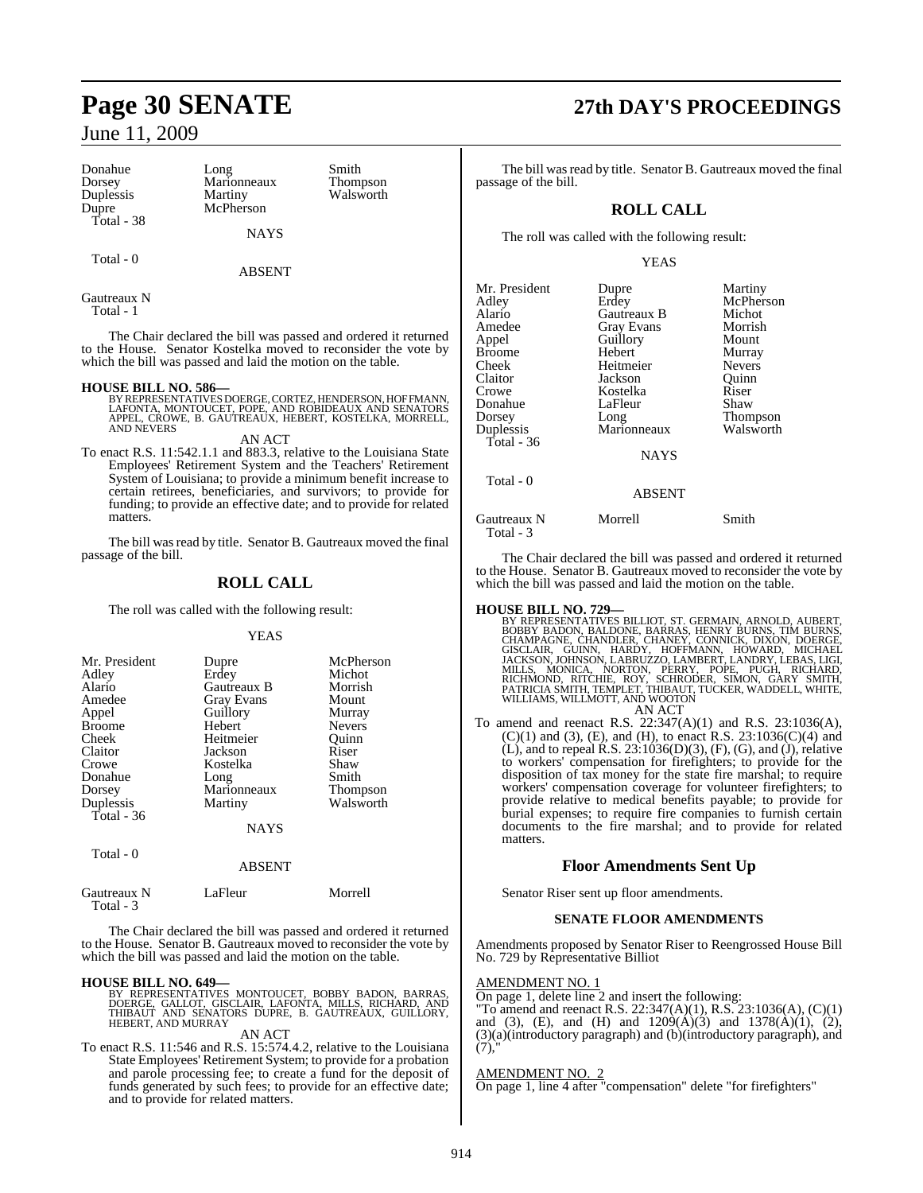| Donahue | Long | Smith |
|---|---|---|
| Dorsey | Marionneaux | Thompson |
| Duplessis | Martiny | Walsworth |
| Dupre | McPherson | |
| Total - 38 | | |

NAYS

Total - 0

ABSENT

Gautreaux N
Total - 1

The Chair declared the bill was passed and ordered it returned to the House. Senator Kostelka moved to reconsider the vote by which the bill was passed and laid the motion on the table.

**HOUSE BILL NO. 586—**
BY REPRESENTATIVES DOERGE, CORTEZ, HENDERSON, HOFFMANN, LAFONTA, MONTOUCET, POPE, AND ROBIDEAUX AND SENATORS APPEL, CROWE, B. GAUTREAUX, HEBERT, KOSTELKA, MORRELL, AND NEVERS

AN ACT

To enact R.S. 11:542.1.1 and 883.3, relative to the Louisiana State Employees' Retirement System and the Teachers' Retirement System of Louisiana; to provide a minimum benefit increase to certain retirees, beneficiaries, and survivors; to provide for funding; to provide an effective date; and to provide for related matters.

The bill was read by title. Senator B. Gautreaux moved the final passage of the bill.

## ROLL CALL

The roll was called with the following result:

YEAS

| Mr. President | Dupre | McPherson |
|---|---|---|
| Adley | Erdey | Michot |
| Alario | Gautreaux B | Morrish |
| Amedee | Gray Evans | Mount |
| Appel | Guillory | Murray |
| Broome | Hebert | Nevers |
| Cheek | Heitmeier | Quinn |
| Claitor | Jackson | Riser |
| Crowe | Kostelka | Shaw |
| Donahue | Long | Smith |
| Dorsey | Marionneaux | Thompson |
| Duplessis | Martiny | Walsworth |
| Total - 36 | | |

NAYS

Total - 0

ABSENT

| Gautreaux N | LaFleur | Morrell |
|---|---|---|
| Total - 3 | | |

The Chair declared the bill was passed and ordered it returned to the House. Senator B. Gautreaux moved to reconsider the vote by which the bill was passed and laid the motion on the table.

**HOUSE BILL NO. 649—**
BY REPRESENTATIVES MONTOUCET, BOBBY BADON, BARRAS, DOERGE, GALLOT, GISCLAIR, LAFONTA, MILLS, RICHARD, AND THIBAUT AND SENATORS DUPRE, B. GAUTREAUX, GUILLORY, HEBERT, AND MURRAY

AN ACT

To enact R.S. 11:546 and R.S. 15:574.4.2, relative to the Louisiana State Employees' Retirement System; to provide for a probation and parole processing fee; to create a fund for the deposit of funds generated by such fees; to provide for an effective date; and to provide for related matters.

The bill was read by title. Senator B. Gautreaux moved the final passage of the bill.

## ROLL CALL

The roll was called with the following result:

YEAS

| Mr. President | Dupre | Martiny |
|---|---|---|
| Adley | Erdey | McPherson |
| Alario | Gautreaux B | Michot |
| Amedee | Gray Evans | Morrish |
| Appel | Guillory | Mount |
| Broome | Hebert | Murray |
| Cheek | Heitmeier | Nevers |
| Claitor | Jackson | Quinn |
| Crowe | Kostelka | Riser |
| Donahue | LaFleur | Shaw |
| Dorsey | Long | Thompson |
| Duplessis | Marionneaux | Walsworth |
| Total - 36 | | |

NAYS

Total - 0

ABSENT

| Gautreaux N | Morrell | Smith |
|---|---|---|
| Total - 3 | | |

The Chair declared the bill was passed and ordered it returned to the House. Senator B. Gautreaux moved to reconsider the vote by which the bill was passed and laid the motion on the table.

**HOUSE BILL NO. 729—**
BY REPRESENTATIVES BILLIOT, ST. GERMAIN, ARNOLD, AUBERT, BOBBY BADON, BALDONE, BARRAS, HENRY BURNS, TIM BURNS, CHAMPAGNE, CHANDLER, CHANEY, CONNICK, DIXON, DOERGE, GISCLAIR, GUINN, HARDY, HOFFMANN, HOWARD, MICHAEL JACKSON, JOHNSON, LABRUZZO, LAMBERT, LANDRY, LEBAS, LIGI, MILLS, MONICA, NORTON, PERRY, POPE, PUGH, RICHARD, RICHMOND, RITCHIE, ROY, SCHRODER, SIMON, GARY SMITH, PATRICIA SMITH, TEMPLET, THIBAUT, TUCKER, WADDELL, WHITE, WILLIAMS, WILLMOTT, AND WOOTON

AN ACT

To amend and reenact R.S. 22:347(A)(1) and R.S. 23:1036(A), (C)(1) and (3), (E), and (H), to enact R.S. 23:1036(C)(4) and (L), and to repeal R.S. 23:1036(D)(3), (F), (G), and (J), relative to workers' compensation for firefighters; to provide for the disposition of tax money for the state fire marshal; to require workers' compensation coverage for volunteer firefighters; to provide relative to medical benefits payable; to provide for burial expenses; to require fire companies to furnish certain documents to the fire marshal; and to provide for related matters.

## Floor Amendments Sent Up

Senator Riser sent up floor amendments.

### SENATE FLOOR AMENDMENTS

Amendments proposed by Senator Riser to Reengrossed House Bill No. 729 by Representative Billiot

AMENDMENT NO. 1
On page 1, delete line 2 and insert the following:
"To amend and reenact R.S. 22:347(A)(1), R.S. 23:1036(A), (C)(1) and (3), (E), and (H) and 1209(A)(3) and 1378(A)(1), (2), (3)(a)(introductory paragraph) and (b)(introductory paragraph), and (7),"

AMENDMENT NO. 2
On page 1, line 4 after "compensation" delete "for firefighters"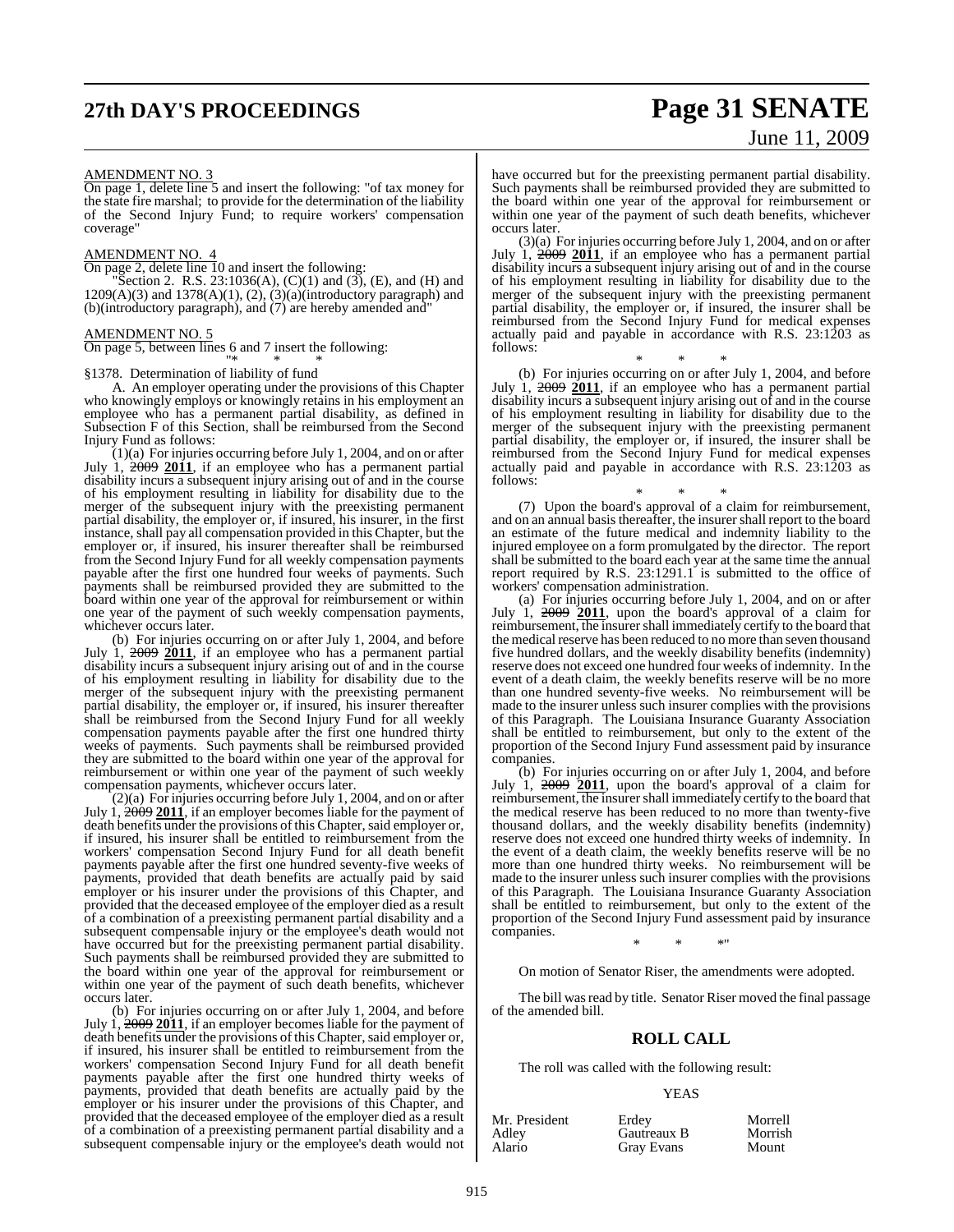AMENDMENT NO. 3

On page 1, delete line 5 and insert the following: "of tax money for the state fire marshal; to provide for the determination of the liability of the Second Injury Fund; to require workers' compensation coverage"

AMENDMENT NO. 4

On page 2, delete line 10 and insert the following:

"Section 2. R.S. 23:1036(A), (C)(1) and (3), (E), and (H) and 1209(A)(3) and 1378(A)(1), (2), (3)(a)(introductory paragraph) and (b)(introductory paragraph), and (7) are hereby amended and"

AMENDMENT NO. 5

On page 5, between lines 6 and 7 insert the following:

"* * *

§1378. Determination of liability of fund

A. An employer operating under the provisions of this Chapter who knowingly employs or knowingly retains in his employment an employee who has a permanent partial disability, as defined in Subsection F of this Section, shall be reimbursed from the Second Injury Fund as follows:

(1)(a) For injuries occurring before July 1, 2004, and on or after July 1, ~~2009~~ **2011**, if an employee who has a permanent partial disability incurs a subsequent injury arising out of and in the course of his employment resulting in liability for disability due to the merger of the subsequent injury with the preexisting permanent partial disability, the employer or, if insured, his insurer, in the first instance, shall pay all compensation provided in this Chapter, but the employer or, if insured, his insurer thereafter shall be reimbursed from the Second Injury Fund for all weekly compensation payments payable after the first one hundred four weeks of payments. Such payments shall be reimbursed provided they are submitted to the board within one year of the approval for reimbursement or within one year of the payment of such weekly compensation payments, whichever occurs later.

(b) For injuries occurring on or after July 1, 2004, and before July 1, ~~2009~~ **2011**, if an employee who has a permanent partial disability incurs a subsequent injury arising out of and in the course of his employment resulting in liability for disability due to the merger of the subsequent injury with the preexisting permanent partial disability, the employer or, if insured, his insurer thereafter shall be reimbursed from the Second Injury Fund for all weekly compensation payments payable after the first one hundred thirty weeks of payments. Such payments shall be reimbursed provided they are submitted to the board within one year of the approval for reimbursement or within one year of the payment of such weekly compensation payments, whichever occurs later.

(2)(a) For injuries occurring before July 1, 2004, and on or after July 1, ~~2009~~ **2011**, if an employer becomes liable for the payment of death benefits under the provisions of this Chapter, said employer or, if insured, his insurer shall be entitled to reimbursement from the workers' compensation Second Injury Fund for all death benefit payments payable after the first one hundred seventy-five weeks of payments, provided that death benefits are actually paid by said employer or his insurer under the provisions of this Chapter, and provided that the deceased employee of the employer died as a result of a combination of a preexisting permanent partial disability and a subsequent compensable injury or the employee's death would not have occurred but for the preexisting permanent partial disability. Such payments shall be reimbursed provided they are submitted to the board within one year of the approval for reimbursement or within one year of the payment of such death benefits, whichever occurs later.

(b) For injuries occurring on or after July 1, 2004, and before July 1, ~~2009~~ **2011**, if an employer becomes liable for the payment of death benefits under the provisions of this Chapter, said employer or, if insured, his insurer shall be entitled to reimbursement from the workers' compensation Second Injury Fund for all death benefit payments payable after the first one hundred thirty weeks of payments, provided that death benefits are actually paid by the employer or his insurer under the provisions of this Chapter, and provided that the deceased employee of the employer died as a result of a combination of a preexisting permanent partial disability and a subsequent compensable injury or the employee's death would not have occurred but for the preexisting permanent partial disability. Such payments shall be reimbursed provided they are submitted to the board within one year of the approval for reimbursement or within one year of the payment of such death benefits, whichever occurs later.

(3)(a) For injuries occurring before July 1, 2004, and on or after July 1, ~~2009~~ **2011**, if an employee who has a permanent partial disability incurs a subsequent injury arising out of and in the course of his employment resulting in liability for disability due to the merger of the subsequent injury with the preexisting permanent partial disability, the employer or, if insured, the insurer shall be reimbursed from the Second Injury Fund for medical expenses actually paid and payable in accordance with R.S. 23:1203 as follows:

\* \* \*

(b) For injuries occurring on or after July 1, 2004, and before July 1, ~~2009~~ **2011**, if an employee who has a permanent partial disability incurs a subsequent injury arising out of and in the course of his employment resulting in liability for disability due to the merger of the subsequent injury with the preexisting permanent partial disability, the employer or, if insured, the insurer shall be reimbursed from the Second Injury Fund for medical expenses actually paid and payable in accordance with R.S. 23:1203 as follows:

\* \* \*

(7) Upon the board's approval of a claim for reimbursement, and on an annual basis thereafter, the insurer shall report to the board an estimate of the future medical and indemnity liability to the injured employee on a form promulgated by the director. The report shall be submitted to the board each year at the same time the annual report required by R.S. 23:1291.1 is submitted to the office of workers' compensation administration.

(a) For injuries occurring before July 1, 2004, and on or after July 1, ~~2009~~ **2011**, upon the board's approval of a claim for reimbursement, the insurer shall immediately certify to the board that the medical reserve has been reduced to no more than seven thousand five hundred dollars, and the weekly disability benefits (indemnity) reserve does not exceed one hundred four weeks of indemnity. In the event of a death claim, the weekly benefits reserve will be no more than one hundred seventy-five weeks. No reimbursement will be made to the insurer unless such insurer complies with the provisions of this Paragraph. The Louisiana Insurance Guaranty Association shall be entitled to reimbursement, but only to the extent of the proportion of the Second Injury Fund assessment paid by insurance companies.

(b) For injuries occurring on or after July 1, 2004, and before July 1, ~~2009~~ **2011**, upon the board's approval of a claim for reimbursement, the insurer shall immediately certify to the board that the medical reserve has been reduced to no more than twenty-five thousand dollars, and the weekly disability benefits (indemnity) reserve does not exceed one hundred thirty weeks of indemnity. In the event of a death claim, the weekly benefits reserve will be no more than one hundred thirty weeks. No reimbursement will be made to the insurer unless such insurer complies with the provisions of this Paragraph. The Louisiana Insurance Guaranty Association shall be entitled to reimbursement, but only to the extent of the proportion of the Second Injury Fund assessment paid by insurance companies.

\* \* \*"

On motion of Senator Riser, the amendments were adopted.

The bill was read by title. Senator Riser moved the final passage of the amended bill.

## ROLL CALL

The roll was called with the following result:

YEAS

| | | |
|---|---|---|
| Mr. President | Erdey | Morrell |
| Adley | Gautreaux B | Morrish |
| Alario | Gray Evans | Mount |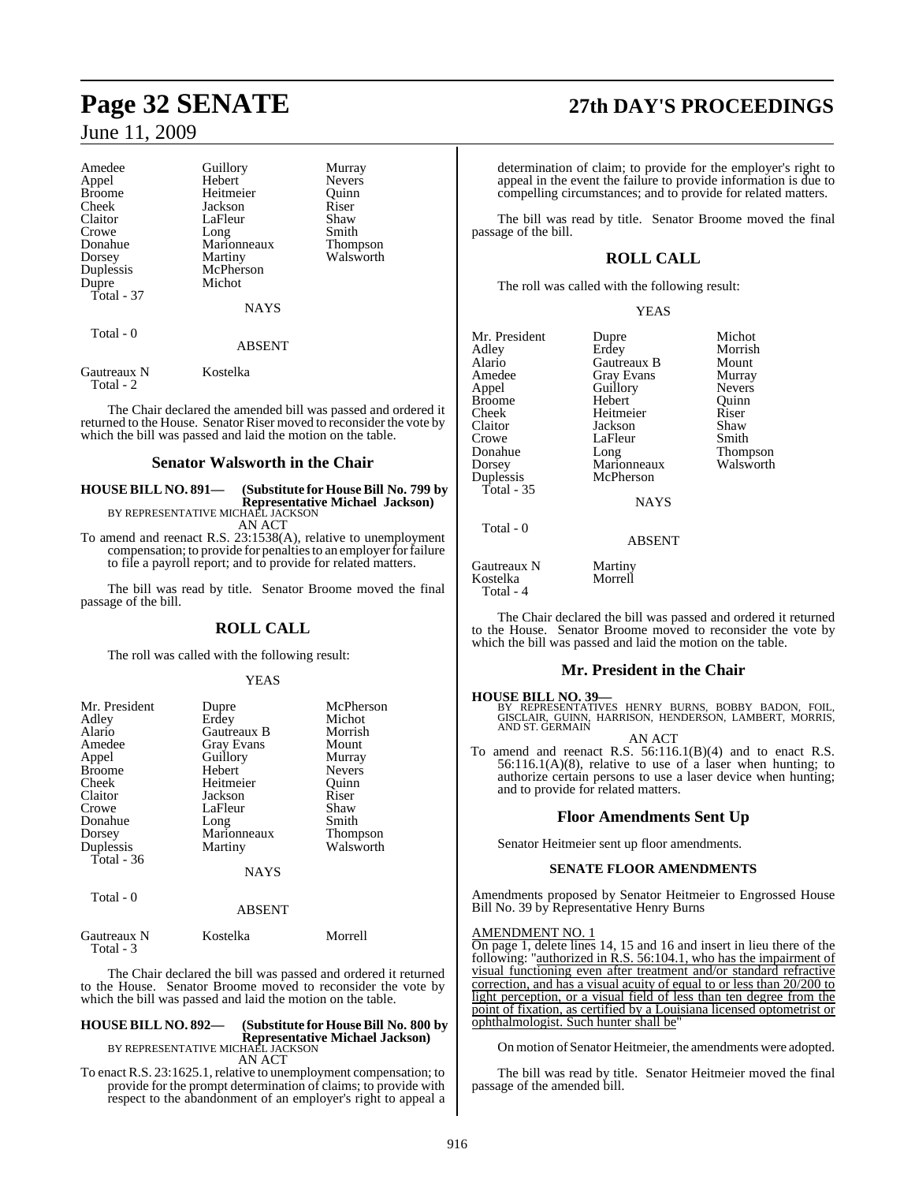| | | |
|---|---|---|
| Amedee | Guillory | Murray |
| Appel | Hebert | Nevers |
| Broome | Heitmeier | Quinn |
| Cheek | Jackson | Riser |
| Claitor | LaFleur | Shaw |
| Crowe | Long | Smith |
| Donahue | Marionneaux | Thompson |
| Dorsey | Martiny | Walsworth |
| Duplessis | McPherson | |
| Dupre | Michot | |
| Total - 37 | | |

NAYS

Total - 0

ABSENT

| | |
|---|---|
| Gautreaux N | Kostelka |
| Total - 2 | |

The Chair declared the amended bill was passed and ordered it returned to the House. Senator Riser moved to reconsider the vote by which the bill was passed and laid the motion on the table.

## Senator Walsworth in the Chair

**HOUSE BILL NO. 891— (Substitute for House Bill No. 799 by Representative Michael Jackson)**
BY REPRESENTATIVE MICHAEL JACKSON

AN ACT

To amend and reenact R.S. 23:1538(A), relative to unemployment compensation; to provide for penalties to an employer for failure to file a payroll report; and to provide for related matters.

The bill was read by title. Senator Broome moved the final passage of the bill.

## ROLL CALL

The roll was called with the following result:

YEAS

| | | |
|---|---|---|
| Mr. President | Dupre | McPherson |
| Adley | Erdey | Michot |
| Alario | Gautreaux B | Morrish |
| Amedee | Gray Evans | Mount |
| Appel | Guillory | Murray |
| Broome | Hebert | Nevers |
| Cheek | Heitmeier | Quinn |
| Claitor | Jackson | Riser |
| Crowe | LaFleur | Shaw |
| Donahue | Long | Smith |
| Dorsey | Marionneaux | Thompson |
| Duplessis | Martiny | Walsworth |
| Total - 36 | | |

NAYS

Total - 0

ABSENT

| | | |
|---|---|---|
| Gautreaux N | Kostelka | Morrell |
| Total - 3 | | |

The Chair declared the bill was passed and ordered it returned to the House. Senator Broome moved to reconsider the vote by which the bill was passed and laid the motion on the table.

**HOUSE BILL NO. 892— (Substitute for House Bill No. 800 by Representative Michael Jackson)**
BY REPRESENTATIVE MICHAEL JACKSON

AN ACT

To enact R.S. 23:1625.1, relative to unemployment compensation; to provide for the prompt determination of claims; to provide with respect to the abandonment of an employer's right to appeal a determination of claim; to provide for the employer's right to appeal in the event the failure to provide information is due to compelling circumstances; and to provide for related matters.

The bill was read by title. Senator Broome moved the final passage of the bill.

## ROLL CALL

The roll was called with the following result:

YEAS

| | | |
|---|---|---|
| Mr. President | Dupre | Michot |
| Adley | Erdey | Morrish |
| Alario | Gautreaux B | Mount |
| Amedee | Gray Evans | Murray |
| Appel | Guillory | Nevers |
| Broome | Hebert | Quinn |
| Cheek | Heitmeier | Riser |
| Claitor | Jackson | Shaw |
| Crowe | LaFleur | Smith |
| Donahue | Long | Thompson |
| Dorsey | Marionneaux | Walsworth |
| Duplessis | McPherson | |
| Total - 35 | | |

NAYS

Total - 0

ABSENT

| | |
|---|---|
| Gautreaux N | Martiny |
| Kostelka | Morrell |
| Total - 4 | |

The Chair declared the bill was passed and ordered it returned to the House. Senator Broome moved to reconsider the vote by which the bill was passed and laid the motion on the table.

## Mr. President in the Chair

**HOUSE BILL NO. 39—**
BY REPRESENTATIVES HENRY BURNS, BOBBY BADON, FOIL, GISCLAIR, GUINN, HARRISON, HENDERSON, LAMBERT, MORRIS, AND ST. GERMAIN

AN ACT

To amend and reenact R.S. 56:116.1(B)(4) and to enact R.S. 56:116.1(A)(8), relative to use of a laser when hunting; to authorize certain persons to use a laser device when hunting; and to provide for related matters.

## Floor Amendments Sent Up

Senator Heitmeier sent up floor amendments.

### SENATE FLOOR AMENDMENTS

Amendments proposed by Senator Heitmeier to Engrossed House Bill No. 39 by Representative Henry Burns

AMENDMENT NO. 1

On page 1, delete lines 14, 15 and 16 and insert in lieu there of the following: "authorized in R.S. 56:104.1, who has the impairment of visual functioning even after treatment and/or standard refractive correction, and has a visual acuity of equal to or less than 20/200 to light perception, or a visual field of less than ten degree from the point of fixation, as certified by a Louisiana licensed optometrist or ophthalmologist. Such hunter shall be"

On motion of Senator Heitmeier, the amendments were adopted.

The bill was read by title. Senator Heitmeier moved the final passage of the amended bill.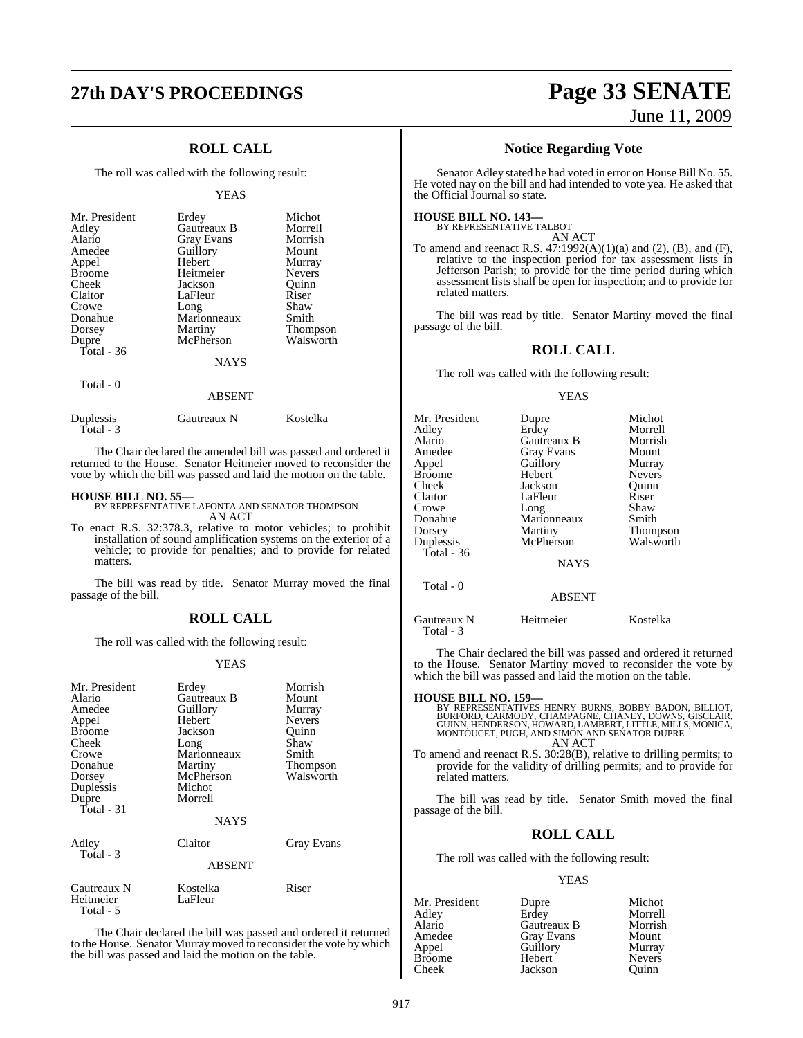## ROLL CALL

The roll was called with the following result:

YEAS

| | | |
|---|---|---|
| Mr. President | Erdey | Michot |
| Adley | Gautreaux B | Morrell |
| Alario | Gray Evans | Morrish |
| Amedee | Guillory | Mount |
| Appel | Hebert | Murray |
| Broome | Heitmeier | Nevers |
| Cheek | Jackson | Quinn |
| Claitor | LaFleur | Riser |
| Crowe | Long | Shaw |
| Donahue | Marionneaux | Smith |
| Dorsey | Martiny | Thompson |
| Dupre | McPherson | Walsworth |

Total - 36

NAYS

Total - 0

ABSENT

| | | |
|---|---|---|
| Duplessis | Gautreaux N | Kostelka |

Total - 3

The Chair declared the amended bill was passed and ordered it returned to the House. Senator Heitmeier moved to reconsider the vote by which the bill was passed and laid the motion on the table.

**HOUSE BILL NO. 55—**
BY REPRESENTATIVE LAFONTA AND SENATOR THOMPSON
AN ACT

To enact R.S. 32:378.3, relative to motor vehicles; to prohibit installation of sound amplification systems on the exterior of a vehicle; to provide for penalties; and to provide for related matters.

The bill was read by title. Senator Murray moved the final passage of the bill.

## ROLL CALL

The roll was called with the following result:

YEAS

| | | |
|---|---|---|
| Mr. President | Erdey | Morrish |
| Alario | Gautreaux B | Mount |
| Amedee | Guillory | Murray |
| Appel | Hebert | Nevers |
| Broome | Jackson | Quinn |
| Cheek | Long | Shaw |
| Crowe | Marionneaux | Smith |
| Donahue | Martiny | Thompson |
| Dorsey | McPherson | Walsworth |
| Duplessis | Michot | |
| Dupre | Morrell | |

Total - 31

NAYS

| | | |
|---|---|---|
| Adley | Claitor | Gray Evans |

Total - 3

ABSENT

| | | |
|---|---|---|
| Gautreaux N | Kostelka | Riser |
| Heitmeier | LaFleur | |

Total - 5

The Chair declared the bill was passed and ordered it returned to the House. Senator Murray moved to reconsider the vote by which the bill was passed and laid the motion on the table.

## Notice Regarding Vote

Senator Adley stated he had voted in error on House Bill No. 55. He voted nay on the bill and had intended to vote yea. He asked that the Official Journal so state.

**HOUSE BILL NO. 143—**
BY REPRESENTATIVE TALBOT
AN ACT

To amend and reenact R.S. 47:1992(A)(1)(a) and (2), (B), and (F), relative to the inspection period for tax assessment lists in Jefferson Parish; to provide for the time period during which assessment lists shall be open for inspection; and to provide for related matters.

The bill was read by title. Senator Martiny moved the final passage of the bill.

## ROLL CALL

The roll was called with the following result:

YEAS

| | | |
|---|---|---|
| Mr. President | Dupre | Michot |
| Adley | Erdey | Morrell |
| Alario | Gautreaux B | Morrish |
| Amedee | Gray Evans | Mount |
| Appel | Guillory | Murray |
| Broome | Hebert | Nevers |
| Cheek | Jackson | Quinn |
| Claitor | LaFleur | Riser |
| Crowe | Long | Shaw |
| Donahue | Marionneaux | Smith |
| Dorsey | Martiny | Thompson |
| Duplessis | McPherson | Walsworth |

Total - 36

NAYS

Total - 0

ABSENT

| | | |
|---|---|---|
| Gautreaux N | Heitmeier | Kostelka |

Total - 3

The Chair declared the bill was passed and ordered it returned to the House. Senator Martiny moved to reconsider the vote by which the bill was passed and laid the motion on the table.

**HOUSE BILL NO. 159—**
BY REPRESENTATIVES HENRY BURNS, BOBBY BADON, BILLIOT, BURFORD, CARMODY, CHAMPAGNE, CHANEY, DOWNS, GISCLAIR, GUINN, HENDERSON, HOWARD, LAMBERT, LITTLE, MILLS, MONICA, MONTOUCET, PUGH, AND SIMON AND SENATOR DUPRE
AN ACT

To amend and reenact R.S. 30:28(B), relative to drilling permits; to provide for the validity of drilling permits; and to provide for related matters.

The bill was read by title. Senator Smith moved the final passage of the bill.

## ROLL CALL

The roll was called with the following result:

YEAS

| | | |
|---|---|---|
| Mr. President | Dupre | Michot |
| Adley | Erdey | Morrell |
| Alario | Gautreaux B | Morrish |
| Amedee | Gray Evans | Mount |
| Appel | Guillory | Murray |
| Broome | Hebert | Nevers |
| Cheek | Jackson | Quinn |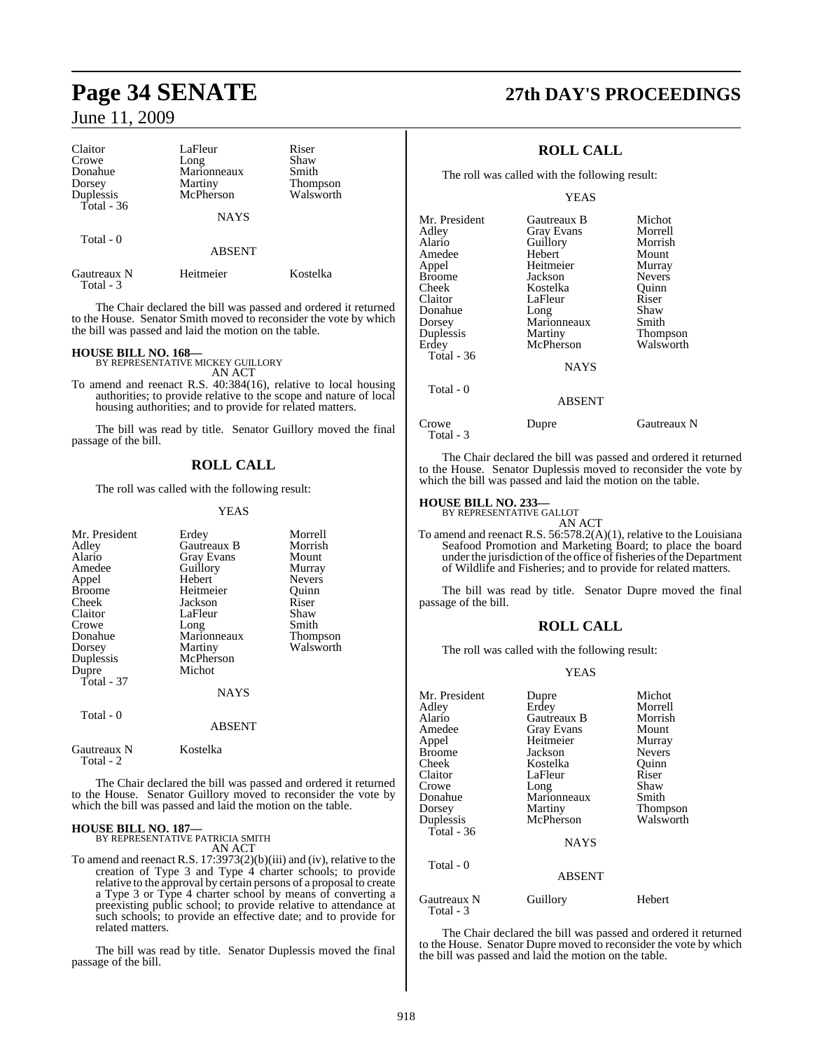| Claitor | LaFleur | Riser |
|---|---|---|
| Crowe | Long | Shaw |
| Donahue | Marionneaux | Smith |
| Dorsey | Martiny | Thompson |
| Duplessis | McPherson | Walsworth |
| Total - 36 | | |

NAYS

Total - 0

ABSENT

| Gautreaux N | Heitmeier | Kostelka |
|---|---|---|
| Total - 3 | | |

The Chair declared the bill was passed and ordered it returned to the House. Senator Smith moved to reconsider the vote by which the bill was passed and laid the motion on the table.

**HOUSE BILL NO. 168—**
BY REPRESENTATIVE MICKEY GUILLORY
AN ACT

To amend and reenact R.S. 40:384(16), relative to local housing authorities; to provide relative to the scope and nature of local housing authorities; and to provide for related matters.

The bill was read by title. Senator Guillory moved the final passage of the bill.

## ROLL CALL

The roll was called with the following result:

YEAS

| Mr. President | Erdey | Morrell |
|---|---|---|
| Adley | Gautreaux B | Morrish |
| Alario | Gray Evans | Mount |
| Amedee | Guillory | Murray |
| Appel | Hebert | Nevers |
| Broome | Heitmeier | Quinn |
| Cheek | Jackson | Riser |
| Claitor | LaFleur | Shaw |
| Crowe | Long | Smith |
| Donahue | Marionneaux | Thompson |
| Dorsey | Martiny | Walsworth |
| Duplessis | McPherson | |
| Dupre | Michot | |
| Total - 37 | | |

NAYS

Total - 0

ABSENT

| Gautreaux N | Kostelka |
|---|---|
| Total - 2 | |

The Chair declared the bill was passed and ordered it returned to the House. Senator Guillory moved to reconsider the vote by which the bill was passed and laid the motion on the table.

**HOUSE BILL NO. 187—**
BY REPRESENTATIVE PATRICIA SMITH
AN ACT

To amend and reenact R.S. 17:3973(2)(b)(iii) and (iv), relative to the creation of Type 3 and Type 4 charter schools; to provide relative to the approval by certain persons of a proposal to create a Type 3 or Type 4 charter school by means of converting a preexisting public school; to provide relative to attendance at such schools; to provide an effective date; and to provide for related matters.

The bill was read by title. Senator Duplessis moved the final passage of the bill.

## ROLL CALL

The roll was called with the following result:

YEAS

| Mr. President | Gautreaux B | Michot |
|---|---|---|
| Adley | Gray Evans | Morrell |
| Alario | Guillory | Morrish |
| Amedee | Hebert | Mount |
| Appel | Heitmeier | Murray |
| Broome | Jackson | Nevers |
| Cheek | Kostelka | Quinn |
| Claitor | LaFleur | Riser |
| Donahue | Long | Shaw |
| Dorsey | Marionneaux | Smith |
| Duplessis | Martiny | Thompson |
| Erdey | McPherson | Walsworth |
| Total - 36 | | |

NAYS

Total - 0

ABSENT

| Crowe | Dupre | Gautreaux N |
|---|---|---|
| Total - 3 | | |

The Chair declared the bill was passed and ordered it returned to the House. Senator Duplessis moved to reconsider the vote by which the bill was passed and laid the motion on the table.

**HOUSE BILL NO. 233—**
BY REPRESENTATIVE GALLOT
AN ACT

To amend and reenact R.S. 56:578.2(A)(1), relative to the Louisiana Seafood Promotion and Marketing Board; to place the board under the jurisdiction of the office of fisheries of the Department of Wildlife and Fisheries; and to provide for related matters.

The bill was read by title. Senator Dupre moved the final passage of the bill.

## ROLL CALL

The roll was called with the following result:

YEAS

| Mr. President | Dupre | Michot |
|---|---|---|
| Adley | Erdey | Morrell |
| Alario | Gautreaux B | Morrish |
| Amedee | Gray Evans | Mount |
| Appel | Heitmeier | Murray |
| Broome | Jackson | Nevers |
| Cheek | Kostelka | Quinn |
| Claitor | LaFleur | Riser |
| Crowe | Long | Shaw |
| Donahue | Marionneaux | Smith |
| Dorsey | Martiny | Thompson |
| Duplessis | McPherson | Walsworth |
| Total - 36 | | |

NAYS

Total - 0

ABSENT

| Gautreaux N | Guillory | Hebert |
|---|---|---|
| Total - 3 | | |

The Chair declared the bill was passed and ordered it returned to the House. Senator Dupre moved to reconsider the vote by which the bill was passed and laid the motion on the table.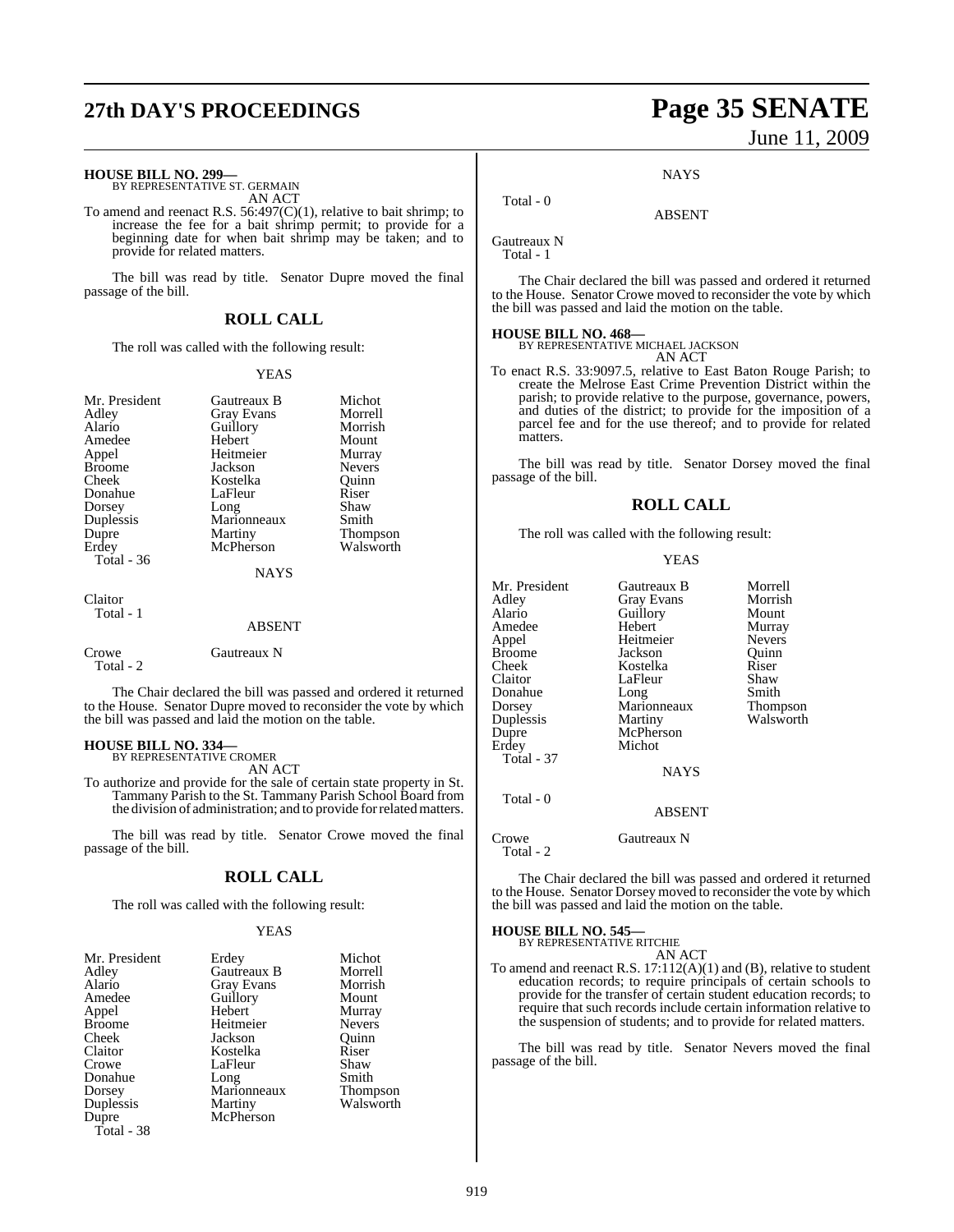**HOUSE BILL NO. 299—**
BY REPRESENTATIVE ST. GERMAIN
AN ACT

To amend and reenact R.S. 56:497(C)(1), relative to bait shrimp; to increase the fee for a bait shrimp permit; to provide for a beginning date for when bait shrimp may be taken; and to provide for related matters.

The bill was read by title. Senator Dupre moved the final passage of the bill.

## ROLL CALL

The roll was called with the following result:

YEAS

| | | |
|---|---|---|
| Mr. President | Gautreaux B | Michot |
| Adley | Gray Evans | Morrell |
| Alario | Guillory | Morrish |
| Amedee | Hebert | Mount |
| Appel | Heitmeier | Murray |
| Broome | Jackson | Nevers |
| Cheek | Kostelka | Quinn |
| Donahue | LaFleur | Riser |
| Dorsey | Long | Shaw |
| Duplessis | Marionneaux | Smith |
| Dupre | Martiny | Thompson |
| Erdey | McPherson | Walsworth |
| Total - 36 | | |

NAYS

Claitor
Total - 1

ABSENT

Crowe Gautreaux N
Total - 2

The Chair declared the bill was passed and ordered it returned to the House. Senator Dupre moved to reconsider the vote by which the bill was passed and laid the motion on the table.

**HOUSE BILL NO. 334—**
BY REPRESENTATIVE CROMER
AN ACT

To authorize and provide for the sale of certain state property in St. Tammany Parish to the St. Tammany Parish School Board from the division of administration; and to provide for related matters.

The bill was read by title. Senator Crowe moved the final passage of the bill.

## ROLL CALL

The roll was called with the following result:

YEAS

| | | |
|---|---|---|
| Mr. President | Erdey | Michot |
| Adley | Gautreaux B | Morrell |
| Alario | Gray Evans | Morrish |
| Amedee | Guillory | Mount |
| Appel | Hebert | Murray |
| Broome | Heitmeier | Nevers |
| Cheek | Jackson | Quinn |
| Claitor | Kostelka | Riser |
| Crowe | LaFleur | Shaw |
| Donahue | Long | Smith |
| Dorsey | Marionneaux | Thompson |
| Duplessis | Martiny | Walsworth |
| Dupre | McPherson | |
| Total - 38 | | |

NAYS

Total - 0

ABSENT

Gautreaux N
Total - 1

The Chair declared the bill was passed and ordered it returned to the House. Senator Crowe moved to reconsider the vote by which the bill was passed and laid the motion on the table.

**HOUSE BILL NO. 468—**
BY REPRESENTATIVE MICHAEL JACKSON
AN ACT

To enact R.S. 33:9097.5, relative to East Baton Rouge Parish; to create the Melrose East Crime Prevention District within the parish; to provide relative to the purpose, governance, powers, and duties of the district; to provide for the imposition of a parcel fee and for the use thereof; and to provide for related matters.

The bill was read by title. Senator Dorsey moved the final passage of the bill.

## ROLL CALL

The roll was called with the following result:

YEAS

| | | |
|---|---|---|
| Mr. President | Gautreaux B | Morrell |
| Adley | Gray Evans | Morrish |
| Alario | Guillory | Mount |
| Amedee | Hebert | Murray |
| Appel | Heitmeier | Nevers |
| Broome | Jackson | Quinn |
| Cheek | Kostelka | Riser |
| Claitor | LaFleur | Shaw |
| Donahue | Long | Smith |
| Dorsey | Marionneaux | Thompson |
| Duplessis | Martiny | Walsworth |
| Dupre | McPherson | |
| Erdey | Michot | |
| Total - 37 | | |

NAYS

Total - 0

ABSENT

Crowe Gautreaux N
Total - 2

The Chair declared the bill was passed and ordered it returned to the House. Senator Dorsey moved to reconsider the vote by which the bill was passed and laid the motion on the table.

**HOUSE BILL NO. 545—**
BY REPRESENTATIVE RITCHIE
AN ACT

To amend and reenact R.S. 17:112(A)(1) and (B), relative to student education records; to require principals of certain schools to provide for the transfer of certain student education records; to require that such records include certain information relative to the suspension of students; and to provide for related matters.

The bill was read by title. Senator Nevers moved the final passage of the bill.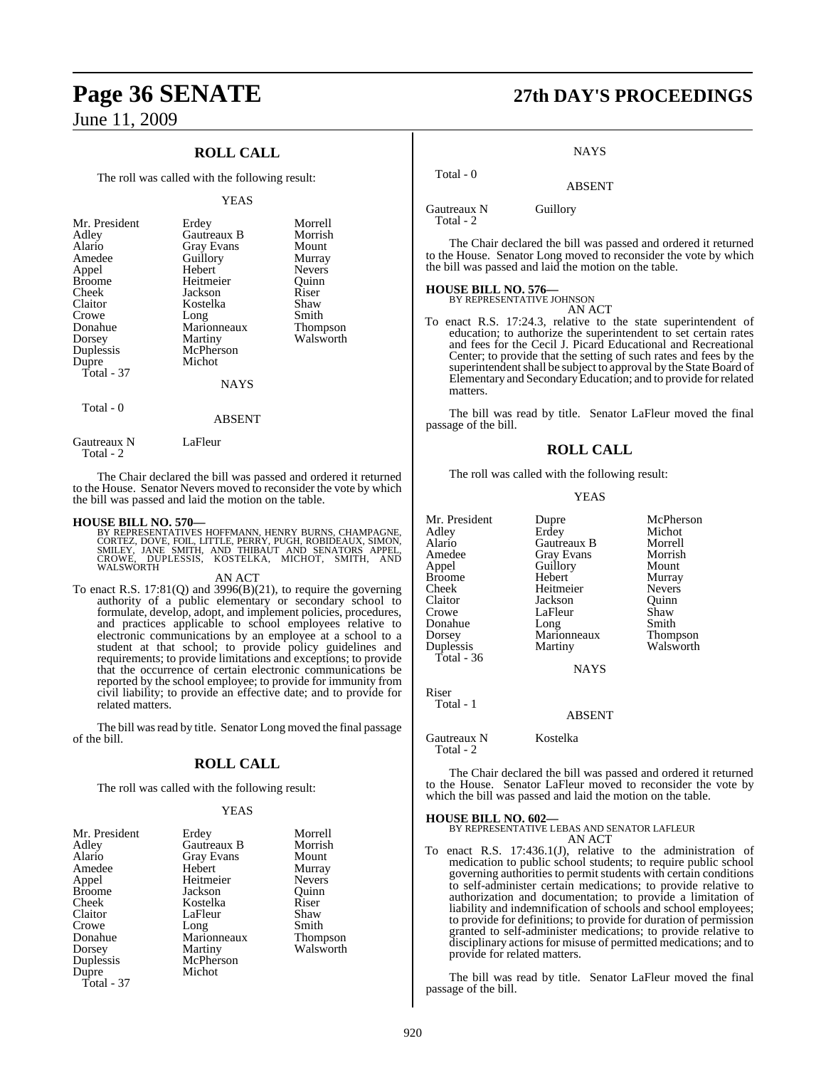## ROLL CALL

The roll was called with the following result:

YEAS

| | | |
|---|---|---|
| Mr. President | Erdey | Morrell |
| Adley | Gautreaux B | Morrish |
| Alario | Gray Evans | Mount |
| Amedee | Guillory | Murray |
| Appel | Hebert | Nevers |
| Broome | Heitmeier | Quinn |
| Cheek | Jackson | Riser |
| Claitor | Kostelka | Shaw |
| Crowe | Long | Smith |
| Donahue | Marionneaux | Thompson |
| Dorsey | Martiny | Walsworth |
| Duplessis | McPherson | |
| Dupre | Michot | |
| Total - 37 | | |

NAYS

Total - 0

ABSENT

| | |
|---|---|
| Gautreaux N | LaFleur |
| Total - 2 | |

The Chair declared the bill was passed and ordered it returned to the House. Senator Nevers moved to reconsider the vote by which the bill was passed and laid the motion on the table.

**HOUSE BILL NO. 570—**
BY REPRESENTATIVES HOFFMANN, HENRY BURNS, CHAMPAGNE, CORTEZ, DOVE, FOIL, LITTLE, PERRY, PUGH, ROBIDEAUX, SIMON, SMILEY, JANE SMITH, AND THIBAUT AND SENATORS APPEL, CROWE, DUPLESSIS, KOSTELKA, MICHOT, SMITH, AND WALSWORTH

AN ACT

To enact R.S. 17:81(Q) and 3996(B)(21), to require the governing authority of a public elementary or secondary school to formulate, develop, adopt, and implement policies, procedures, and practices applicable to school employees relative to electronic communications by an employee at a school to a student at that school; to provide policy guidelines and requirements; to provide limitations and exceptions; to provide that the occurrence of certain electronic communications be reported by the school employee; to provide for immunity from civil liability; to provide an effective date; and to provide for related matters.

The bill was read by title. Senator Long moved the final passage of the bill.

## ROLL CALL

The roll was called with the following result:

YEAS

| | | |
|---|---|---|
| Mr. President | Erdey | Morrell |
| Adley | Gautreaux B | Morrish |
| Alario | Gray Evans | Mount |
| Amedee | Hebert | Murray |
| Appel | Heitmeier | Nevers |
| Broome | Jackson | Quinn |
| Cheek | Kostelka | Riser |
| Claitor | LaFleur | Shaw |
| Crowe | Long | Smith |
| Donahue | Marionneaux | Thompson |
| Dorsey | Martiny | Walsworth |
| Duplessis | McPherson | |
| Dupre | Michot | |
| Total - 37 | | |

NAYS

Total - 0

ABSENT

| | |
|---|---|
| Gautreaux N | Guillory |
| Total - 2 | |

The Chair declared the bill was passed and ordered it returned to the House. Senator Long moved to reconsider the vote by which the bill was passed and laid the motion on the table.

**HOUSE BILL NO. 576—**
BY REPRESENTATIVE JOHNSON

AN ACT

To enact R.S. 17:24.3, relative to the state superintendent of education; to authorize the superintendent to set certain rates and fees for the Cecil J. Picard Educational and Recreational Center; to provide that the setting of such rates and fees by the superintendent shall be subject to approval by the State Board of Elementary and Secondary Education; and to provide for related matters.

The bill was read by title. Senator LaFleur moved the final passage of the bill.

## ROLL CALL

The roll was called with the following result:

YEAS

| | | |
|---|---|---|
| Mr. President | Dupre | McPherson |
| Adley | Erdey | Michot |
| Alario | Gautreaux B | Morrell |
| Amedee | Gray Evans | Morrish |
| Appel | Guillory | Mount |
| Broome | Hebert | Murray |
| Cheek | Heitmeier | Nevers |
| Claitor | Jackson | Quinn |
| Crowe | LaFleur | Shaw |
| Donahue | Long | Smith |
| Dorsey | Marionneaux | Thompson |
| Duplessis | Martiny | Walsworth |
| Total - 36 | | |

NAYS

Riser
Total - 1

ABSENT

| | |
|---|---|
| Gautreaux N | Kostelka |
| Total - 2 | |

The Chair declared the bill was passed and ordered it returned to the House. Senator LaFleur moved to reconsider the vote by which the bill was passed and laid the motion on the table.

**HOUSE BILL NO. 602—**
BY REPRESENTATIVE LEBAS AND SENATOR LAFLEUR

AN ACT

To enact R.S. 17:436.1(J), relative to the administration of medication to public school students; to require public school governing authorities to permit students with certain conditions to self-administer certain medications; to provide relative to authorization and documentation; to provide a limitation of liability and indemnification of schools and school employees; to provide for definitions; to provide for duration of permission granted to self-administer medications; to provide relative to disciplinary actions for misuse of permitted medications; and to provide for related matters.

The bill was read by title. Senator LaFleur moved the final passage of the bill.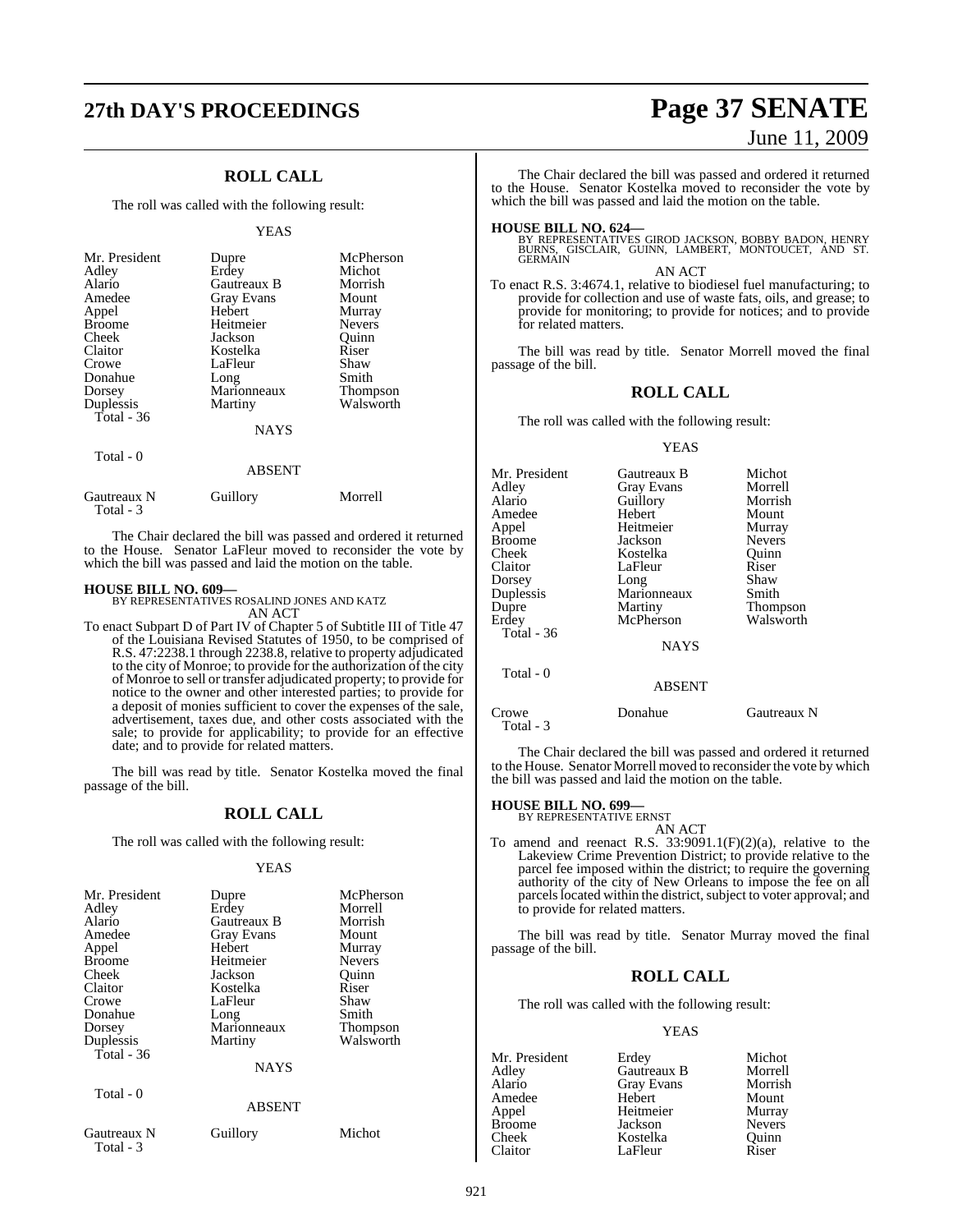## ROLL CALL

The roll was called with the following result:

YEAS

| | | |
|---|---|---|
| Mr. President | Dupre | McPherson |
| Adley | Erdey | Michot |
| Alario | Gautreaux B | Morrish |
| Amedee | Gray Evans | Mount |
| Appel | Hebert | Murray |
| Broome | Heitmeier | Nevers |
| Cheek | Jackson | Quinn |
| Claitor | Kostelka | Riser |
| Crowe | LaFleur | Shaw |
| Donahue | Long | Smith |
| Dorsey | Marionneaux | Thompson |
| Duplessis | Martiny | Walsworth |
| Total - 36 | | |

NAYS

Total - 0

ABSENT

| | | |
|---|---|---|
| Gautreaux N | Guillory | Morrell |
| Total - 3 | | |

The Chair declared the bill was passed and ordered it returned to the House. Senator LaFleur moved to reconsider the vote by which the bill was passed and laid the motion on the table.

**HOUSE BILL NO. 609—**
BY REPRESENTATIVES ROSALIND JONES AND KATZ
AN ACT

To enact Subpart D of Part IV of Chapter 5 of Subtitle III of Title 47 of the Louisiana Revised Statutes of 1950, to be comprised of R.S. 47:2238.1 through 2238.8, relative to property adjudicated to the city of Monroe; to provide for the authorization of the city of Monroe to sell or transfer adjudicated property; to provide for notice to the owner and other interested parties; to provide for a deposit of monies sufficient to cover the expenses of the sale, advertisement, taxes due, and other costs associated with the sale; to provide for applicability; to provide for an effective date; and to provide for related matters.

The bill was read by title. Senator Kostelka moved the final passage of the bill.

## ROLL CALL

The roll was called with the following result:

YEAS

| | | |
|---|---|---|
| Mr. President | Dupre | McPherson |
| Adley | Erdey | Morrell |
| Alario | Gautreaux B | Morrish |
| Amedee | Gray Evans | Mount |
| Appel | Hebert | Murray |
| Broome | Heitmeier | Nevers |
| Cheek | Jackson | Quinn |
| Claitor | Kostelka | Riser |
| Crowe | LaFleur | Shaw |
| Donahue | Long | Smith |
| Dorsey | Marionneaux | Thompson |
| Duplessis | Martiny | Walsworth |
| Total - 36 | | |

NAYS

Total - 0

ABSENT

| | | |
|---|---|---|
| Gautreaux N | Guillory | Michot |
| Total - 3 | | |

The Chair declared the bill was passed and ordered it returned to the House. Senator Kostelka moved to reconsider the vote by which the bill was passed and laid the motion on the table.

**HOUSE BILL NO. 624—**
BY REPRESENTATIVES GIROD JACKSON, BOBBY BADON, HENRY BURNS, GISCLAIR, GUINN, LAMBERT, MONTOUCET, AND ST. GERMAIN
AN ACT

To enact R.S. 3:4674.1, relative to biodiesel fuel manufacturing; to provide for collection and use of waste fats, oils, and grease; to provide for monitoring; to provide for notices; and to provide for related matters.

The bill was read by title. Senator Morrell moved the final passage of the bill.

## ROLL CALL

The roll was called with the following result:

YEAS

| | | |
|---|---|---|
| Mr. President | Gautreaux B | Michot |
| Adley | Gray Evans | Morrell |
| Alario | Guillory | Morrish |
| Amedee | Hebert | Mount |
| Appel | Heitmeier | Murray |
| Broome | Jackson | Nevers |
| Cheek | Kostelka | Quinn |
| Claitor | LaFleur | Riser |
| Dorsey | Long | Shaw |
| Duplessis | Marionneaux | Smith |
| Dupre | Martiny | Thompson |
| Erdey | McPherson | Walsworth |
| Total - 36 | | |

NAYS

Total - 0

ABSENT

| | | |
|---|---|---|
| Crowe | Donahue | Gautreaux N |
| Total - 3 | | |

The Chair declared the bill was passed and ordered it returned to the House. Senator Morrell moved to reconsider the vote by which the bill was passed and laid the motion on the table.

**HOUSE BILL NO. 699—**
BY REPRESENTATIVE ERNST
AN ACT

To amend and reenact R.S. 33:9091.1(F)(2)(a), relative to the Lakeview Crime Prevention District; to provide relative to the parcel fee imposed within the district; to require the governing authority of the city of New Orleans to impose the fee on all parcels located within the district, subject to voter approval; and to provide for related matters.

The bill was read by title. Senator Murray moved the final passage of the bill.

## ROLL CALL

The roll was called with the following result:

YEAS

| | | |
|---|---|---|
| Mr. President | Erdey | Michot |
| Adley | Gautreaux B | Morrell |
| Alario | Gray Evans | Morrish |
| Amedee | Hebert | Mount |
| Appel | Heitmeier | Murray |
| Broome | Jackson | Nevers |
| Cheek | Kostelka | Quinn |
| Claitor | LaFleur | Riser |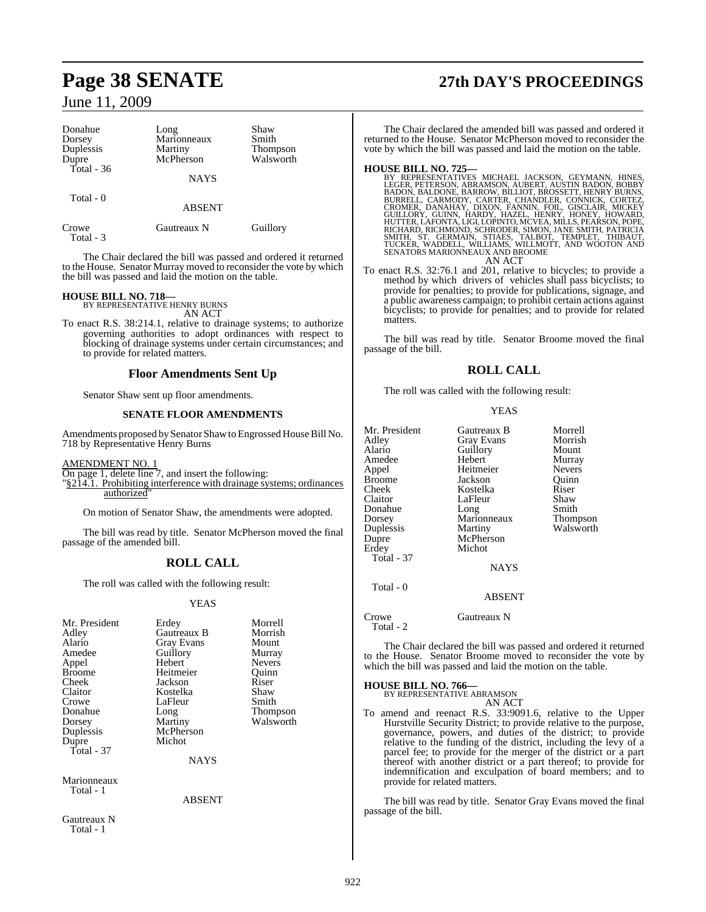| Donahue | Long | Shaw |
|---|---|---|
| Dorsey | Marionneaux | Smith |
| Duplessis | Martiny | Thompson |
| Dupre | McPherson | Walsworth |
| Total - 36 | | |

NAYS

Total - 0

ABSENT

| Crowe | Gautreaux N | Guillory |
|---|---|---|
| Total - 3 | | |

The Chair declared the bill was passed and ordered it returned to the House. Senator Murray moved to reconsider the vote by which the bill was passed and laid the motion on the table.

**HOUSE BILL NO. 718—**
BY REPRESENTATIVE HENRY BURNS
AN ACT

To enact R.S. 38:214.1, relative to drainage systems; to authorize governing authorities to adopt ordinances with respect to blocking of drainage systems under certain circumstances; and to provide for related matters.

## Floor Amendments Sent Up

Senator Shaw sent up floor amendments.

### SENATE FLOOR AMENDMENTS

Amendments proposed by Senator Shaw to Engrossed House Bill No. 718 by Representative Henry Burns

AMENDMENT NO. 1
On page 1, delete line 7, and insert the following:
"§214.1. Prohibiting interference with drainage systems; ordinances authorized"

On motion of Senator Shaw, the amendments were adopted.

The bill was read by title. Senator McPherson moved the final passage of the amended bill.

## ROLL CALL

The roll was called with the following result:

YEAS

| Mr. President | Erdey | Morrell |
|---|---|---|
| Adley | Gautreaux B | Morrish |
| Alario | Gray Evans | Mount |
| Amedee | Guillory | Murray |
| Appel | Hebert | Nevers |
| Broome | Heitmeier | Quinn |
| Cheek | Jackson | Riser |
| Claitor | Kostelka | Shaw |
| Crowe | LaFleur | Smith |
| Donahue | Long | Thompson |
| Dorsey | Martiny | Walsworth |
| Duplessis | McPherson | |
| Dupre | Michot | |
| Total - 37 | | |

NAYS

Marionneaux
Total - 1

ABSENT

Gautreaux N
Total - 1

The Chair declared the amended bill was passed and ordered it returned to the House. Senator McPherson moved to reconsider the vote by which the bill was passed and laid the motion on the table.

**HOUSE BILL NO. 725—**
BY REPRESENTATIVES MICHAEL JACKSON, GEYMANN, HINES, LEGER, PETERSON, ABRAMSON, AUBERT, AUSTIN BADON, BOBBY BADON, BALDONE, BARROW, BILLIOT, BROSSETT, HENRY BURNS, BURRELL, CARMODY, CARTER, CHANDLER, CONNICK, CORTEZ, CROMER, DANAHAY, DIXON, FANNIN, FOIL, GISCLAIR, MICKEY GUILLORY, GUINN, HARDY, HAZEL, HENRY, HONEY, HOWARD, HUTTER, LAFONTA, LIGI, LOPINTO, MCVEA, MILLS, PEARSON, POPE, RICHARD, RICHMOND, SCHRODER, SIMON, JANE SMITH, PATRICIA SMITH, ST. GERMAIN, STIAES, TALBOT, TEMPLET, THIBAUT, TUCKER, WADDELL, WILLIAMS, WILLMOTT, AND WOOTON AND SENATORS MARIONNEAUX AND BROOME
AN ACT

To enact R.S. 32:76.1 and 201, relative to bicycles; to provide a method by which drivers of vehicles shall pass bicyclists; to provide for penalties; to provide for publications, signage, and a public awareness campaign; to prohibit certain actions against bicyclists; to provide for penalties; and to provide for related matters.

The bill was read by title. Senator Broome moved the final passage of the bill.

## ROLL CALL

The roll was called with the following result:

YEAS

| Mr. President | Gautreaux B | Morrell |
|---|---|---|
| Adley | Gray Evans | Morrish |
| Alario | Guillory | Mount |
| Amedee | Hebert | Murray |
| Appel | Heitmeier | Nevers |
| Broome | Jackson | Quinn |
| Cheek | Kostelka | Riser |
| Claitor | LaFleur | Shaw |
| Donahue | Long | Smith |
| Dorsey | Marionneaux | Thompson |
| Duplessis | Martiny | Walsworth |
| Dupre | McPherson | |
| Erdey | Michot | |
| Total - 37 | | |

NAYS

Total - 0

ABSENT

Crowe Gautreaux N
Total - 2

The Chair declared the bill was passed and ordered it returned to the House. Senator Broome moved to reconsider the vote by which the bill was passed and laid the motion on the table.

**HOUSE BILL NO. 766—**
BY REPRESENTATIVE ABRAMSON
AN ACT

To amend and reenact R.S. 33:9091.6, relative to the Upper Hurstville Security District; to provide relative to the purpose, governance, powers, and duties of the district; to provide relative to the funding of the district, including the levy of a parcel fee; to provide for the merger of the district or a part thereof with another district or a part thereof; to provide for indemnification and exculpation of board members; and to provide for related matters.

The bill was read by title. Senator Gray Evans moved the final passage of the bill.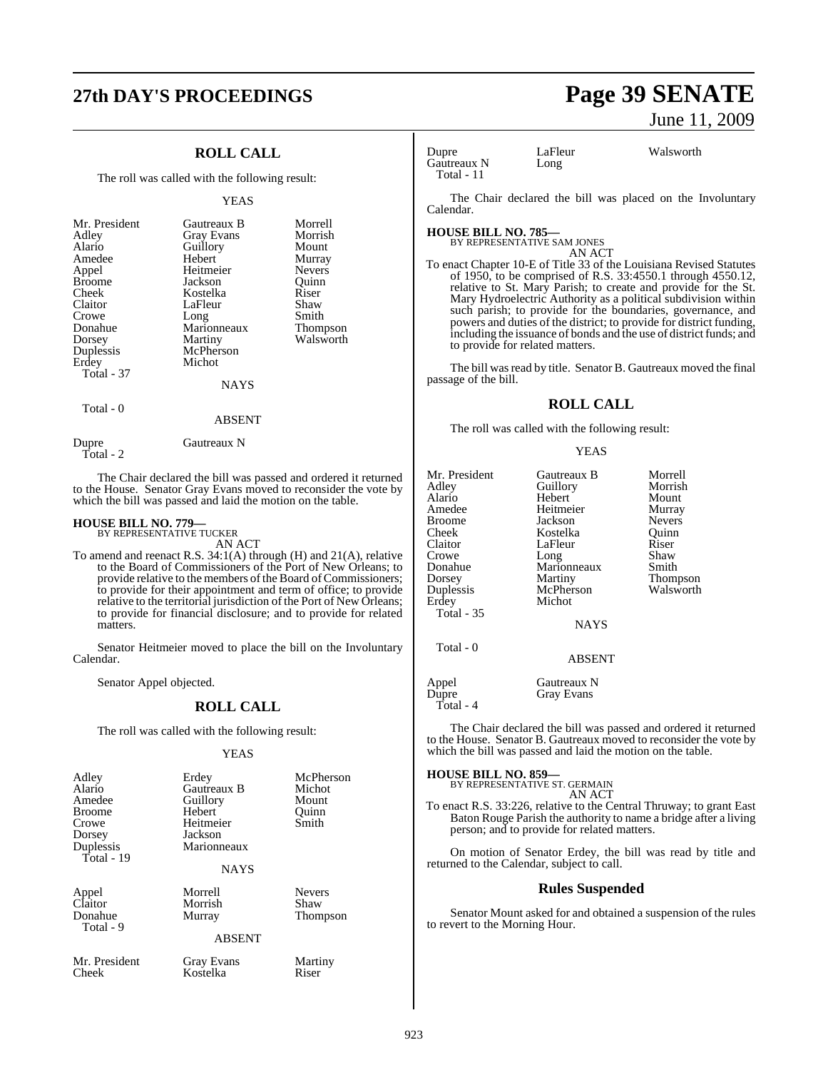## ROLL CALL

The roll was called with the following result:

YEAS

| | | |
|---|---|---|
| Mr. President | Gautreaux B | Morrell |
| Adley | Gray Evans | Morrish |
| Alario | Guillory | Mount |
| Amedee | Hebert | Murray |
| Appel | Heitmeier | Nevers |
| Broome | Jackson | Quinn |
| Cheek | Kostelka | Riser |
| Claitor | LaFleur | Shaw |
| Crowe | Long | Smith |
| Donahue | Marionneaux | Thompson |
| Dorsey | Martiny | Walsworth |
| Duplessis | McPherson | |
| Erdey | Michot | |
| Total - 37 | | |

NAYS

Total - 0

ABSENT

| | |
|---|---|
| Dupre | Gautreaux N |
| Total - 2 | |

The Chair declared the bill was passed and ordered it returned to the House. Senator Gray Evans moved to reconsider the vote by which the bill was passed and laid the motion on the table.

**HOUSE BILL NO. 779—**
BY REPRESENTATIVE TUCKER
AN ACT

To amend and reenact R.S. 34:1(A) through (H) and 21(A), relative to the Board of Commissioners of the Port of New Orleans; to provide relative to the members of the Board of Commissioners; to provide for their appointment and term of office; to provide relative to the territorial jurisdiction of the Port of New Orleans; to provide for financial disclosure; and to provide for related matters.

Senator Heitmeier moved to place the bill on the Involuntary Calendar.

Senator Appel objected.

## ROLL CALL

The roll was called with the following result:

YEAS

| | | |
|---|---|---|
| Adley | Erdey | McPherson |
| Alario | Gautreaux B | Michot |
| Amedee | Guillory | Mount |
| Broome | Hebert | Quinn |
| Crowe | Heitmeier | Smith |
| Dorsey | Jackson | |
| Duplessis | Marionneaux | |
| Total - 19 | | |

NAYS

| | | |
|---|---|---|
| Appel | Morrell | Nevers |
| Claitor | Morrish | Shaw |
| Donahue | Murray | Thompson |
| Total - 9 | | |

ABSENT

| | | |
|---|---|---|
| Mr. President | Gray Evans | Martiny |
| Cheek | Kostelka | Riser |
| Dupre | LaFleur | Walsworth |
| Gautreaux N | Long | |
| Total - 11 | | |

The Chair declared the bill was placed on the Involuntary Calendar.

**HOUSE BILL NO. 785—**
BY REPRESENTATIVE SAM JONES
AN ACT

To enact Chapter 10-E of Title 33 of the Louisiana Revised Statutes of 1950, to be comprised of R.S. 33:4550.1 through 4550.12, relative to St. Mary Parish; to create and provide for the St. Mary Hydroelectric Authority as a political subdivision within such parish; to provide for the boundaries, governance, and powers and duties of the district; to provide for district funding, including the issuance of bonds and the use of district funds; and to provide for related matters.

The bill was read by title. Senator B. Gautreaux moved the final passage of the bill.

## ROLL CALL

The roll was called with the following result:

YEAS

| | | |
|---|---|---|
| Mr. President | Gautreaux B | Morrell |
| Adley | Guillory | Morrish |
| Alario | Hebert | Mount |
| Amedee | Heitmeier | Murray |
| Broome | Jackson | Nevers |
| Cheek | Kostelka | Quinn |
| Claitor | LaFleur | Riser |
| Crowe | Long | Shaw |
| Donahue | Marionneaux | Smith |
| Dorsey | Martiny | Thompson |
| Duplessis | McPherson | Walsworth |
| Erdey | Michot | |
| Total - 35 | | |

NAYS

Total - 0

ABSENT

| | |
|---|---|
| Appel | Gautreaux N |
| Dupre | Gray Evans |
| Total - 4 | |

The Chair declared the bill was passed and ordered it returned to the House. Senator B. Gautreaux moved to reconsider the vote by which the bill was passed and laid the motion on the table.

**HOUSE BILL NO. 859—**
BY REPRESENTATIVE ST. GERMAIN
AN ACT

To enact R.S. 33:226, relative to the Central Thruway; to grant East Baton Rouge Parish the authority to name a bridge after a living person; and to provide for related matters.

On motion of Senator Erdey, the bill was read by title and returned to the Calendar, subject to call.

## Rules Suspended

Senator Mount asked for and obtained a suspension of the rules to revert to the Morning Hour.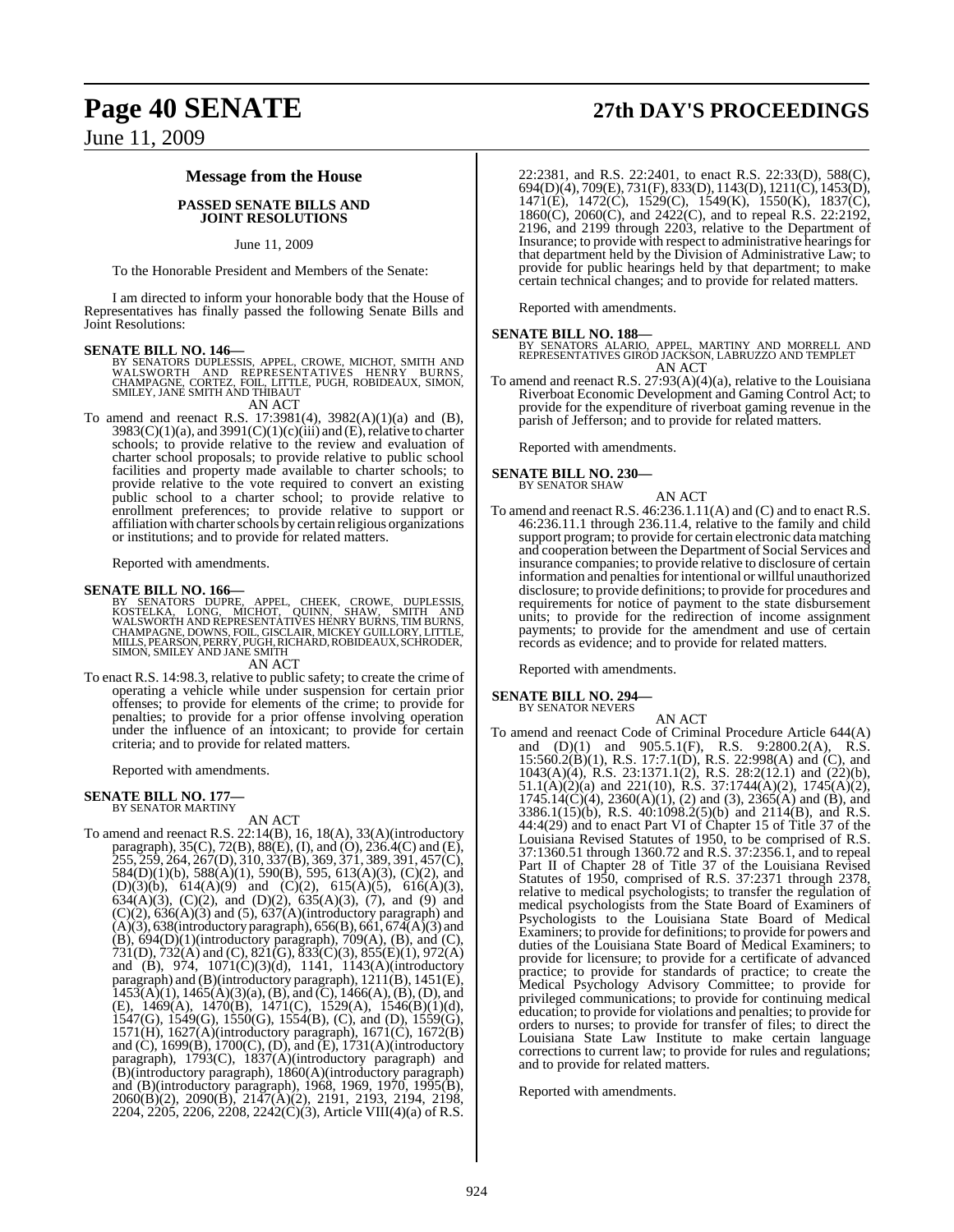## Message from the House

**PASSED SENATE BILLS AND JOINT RESOLUTIONS**

June 11, 2009

To the Honorable President and Members of the Senate:

I am directed to inform your honorable body that the House of Representatives has finally passed the following Senate Bills and Joint Resolutions:

**SENATE BILL NO. 146—**
BY SENATORS DUPLESSIS, APPEL, CROWE, MICHOT, SMITH AND WALSWORTH AND REPRESENTATIVES HENRY BURNS, CHAMPAGNE, CORTEZ, FOIL, LITTLE, PUGH, ROBIDEAUX, SIMON, SMILEY, JANE SMITH AND THIBAUT

AN ACT

To amend and reenact R.S. 17:3981(4), 3982(A)(1)(a) and (B), 3983(C)(1)(a), and 3991(C)(1)(c)(iii) and (E), relative to charter schools; to provide relative to the review and evaluation of charter school proposals; to provide relative to public school facilities and property made available to charter schools; to provide relative to the vote required to convert an existing public school to a charter school; to provide relative to enrollment preferences; to provide relative to support or affiliation with charter schools by certain religious organizations or institutions; and to provide for related matters.

Reported with amendments.

**SENATE BILL NO. 166—**
BY SENATORS DUPRE, APPEL, CHEEK, CROWE, DUPLESSIS, KOSTELKA, LONG, MICHOT, QUINN, SHAW, SMITH AND WALSWORTH AND REPRESENTATIVES HENRY BURNS, TIM BURNS, CHAMPAGNE, DOWNS, FOIL, GISCLAIR, MICKEY GUILLORY, LITTLE, MILLS, PEARSON, PERRY, PUGH, RICHARD, ROBIDEAUX, SCHRODER, SIMON, SMILEY AND JANE SMITH

AN ACT

To enact R.S. 14:98.3, relative to public safety; to create the crime of operating a vehicle while under suspension for certain prior offenses; to provide for elements of the crime; to provide for penalties; to provide for a prior offense involving operation under the influence of an intoxicant; to provide for certain criteria; and to provide for related matters.

Reported with amendments.

**SENATE BILL NO. 177—**
BY SENATOR MARTINY

AN ACT

To amend and reenact R.S. 22:14(B), 16, 18(A), 33(A)(introductory paragraph), 35(C), 72(B), 88(E), (I), and (O), 236.4(C) and (E), 255, 259, 264, 267(D), 310, 337(B), 369, 371, 389, 391, 457(C), 584(D)(1)(b), 588(A)(1), 590(B), 595, 613(A)(3), (C)(2), and (D)(3)(b), 614(A)(9) and (C)(2), 615(A)(5), 616(A)(3), 634(A)(3), (C)(2), and (D)(2), 635(A)(3), (7), and (9) and (C)(2), 636(A)(3) and (5), 637(A)(introductory paragraph) and (A)(3), 638(introductory paragraph), 656(B), 661, 674(A)(3) and (B), 694(D)(1)(introductory paragraph), 709(A), (B), and (C), 731(D), 732(A) and (C), 821(G), 833(C)(3), 855(E)(1), 972(A) and (B), 974, 1071(C)(3)(d), 1141, 1143(A)(introductory paragraph) and (B)(introductory paragraph), 1211(B), 1451(E), 1453(A)(1), 1465(A)(3)(a), (B), and (C), 1466(A), (B), (D), and (E), 1469(A), 1470(B), 1471(C), 1529(A), 1546(B)(1)(d), 1547(G), 1549(G), 1550(G), 1554(B), (C), and (D), 1559(G), 1571(H), 1627(A)(introductory paragraph), 1671(C), 1672(B) and (C), 1699(B), 1700(C), (D), and (E), 1731(A)(introductory paragraph), 1793(C), 1837(A)(introductory paragraph) and (B)(introductory paragraph), 1860(A)(introductory paragraph) and (B)(introductory paragraph), 1968, 1969, 1970, 1995(B), 2060(B)(2), 2090(B), 2147(A)(2), 2191, 2193, 2194, 2198, 2204, 2205, 2206, 2208, 2242(C)(3), Article VIII(4)(a) of R.S. 22:2381, and R.S. 22:2401, to enact R.S. 22:33(D), 588(C), 694(D)(4), 709(E), 731(F), 833(D), 1143(D), 1211(C), 1453(D), 1471(E), 1472(C), 1529(C), 1549(K), 1550(K), 1837(C), 1860(C), 2060(C), and 2422(C), and to repeal R.S. 22:2192, 2196, and 2199 through 2203, relative to the Department of Insurance; to provide with respect to administrative hearings for that department held by the Division of Administrative Law; to provide for public hearings held by that department; to make certain technical changes; and to provide for related matters.

Reported with amendments.

**SENATE BILL NO. 188—**
BY SENATORS ALARIO, APPEL, MARTINY AND MORRELL AND REPRESENTATIVES GIROD JACKSON, LABRUZZO AND TEMPLET

AN ACT

To amend and reenact R.S. 27:93(A)(4)(a), relative to the Louisiana Riverboat Economic Development and Gaming Control Act; to provide for the expenditure of riverboat gaming revenue in the parish of Jefferson; and to provide for related matters.

Reported with amendments.

**SENATE BILL NO. 230—**
BY SENATOR SHAW

AN ACT

To amend and reenact R.S. 46:236.1.11(A) and (C) and to enact R.S. 46:236.11.1 through 236.11.4, relative to the family and child support program; to provide for certain electronic data matching and cooperation between the Department of Social Services and insurance companies; to provide relative to disclosure of certain information and penalties for intentional or willful unauthorized disclosure; to provide definitions; to provide for procedures and requirements for notice of payment to the state disbursement units; to provide for the redirection of income assignment payments; to provide for the amendment and use of certain records as evidence; and to provide for related matters.

Reported with amendments.

**SENATE BILL NO. 294—**
BY SENATOR NEVERS

AN ACT

To amend and reenact Code of Criminal Procedure Article 644(A) and (D)(1) and 905.5.1(F), R.S. 9:2800.2(A), R.S. 15:560.2(B)(1), R.S. 17:7.1(D), R.S. 22:998(A) and (C), and 1043(A)(4), R.S. 23:1371.1(2), R.S. 28:2(12.1) and (22)(b), 51.1(A)(2)(a) and 221(10), R.S. 37:1744(A)(2), 1745(A)(2), 1745.14(C)(4), 2360(A)(1), (2) and (3), 2365(A) and (B), and 3386.1(15)(b), R.S. 40:1098.2(5)(b) and 2114(B), and R.S. 44:4(29) and to enact Part VI of Chapter 15 of Title 37 of the Louisiana Revised Statutes of 1950, to be comprised of R.S. 37:1360.51 through 1360.72 and R.S. 37:2356.1, and to repeal Part II of Chapter 28 of Title 37 of the Louisiana Revised Statutes of 1950, comprised of R.S. 37:2371 through 2378, relative to medical psychologists; to transfer the regulation of medical psychologists from the State Board of Examiners of Psychologists to the Louisiana State Board of Medical Examiners; to provide for definitions; to provide for powers and duties of the Louisiana State Board of Medical Examiners; to provide for licensure; to provide for a certificate of advanced practice; to provide for standards of practice; to create the Medical Psychology Advisory Committee; to provide for privileged communications; to provide for continuing medical education; to provide for violations and penalties; to provide for orders to nurses; to provide for transfer of files; to direct the Louisiana State Law Institute to make certain language corrections to current law; to provide for rules and regulations; and to provide for related matters.

Reported with amendments.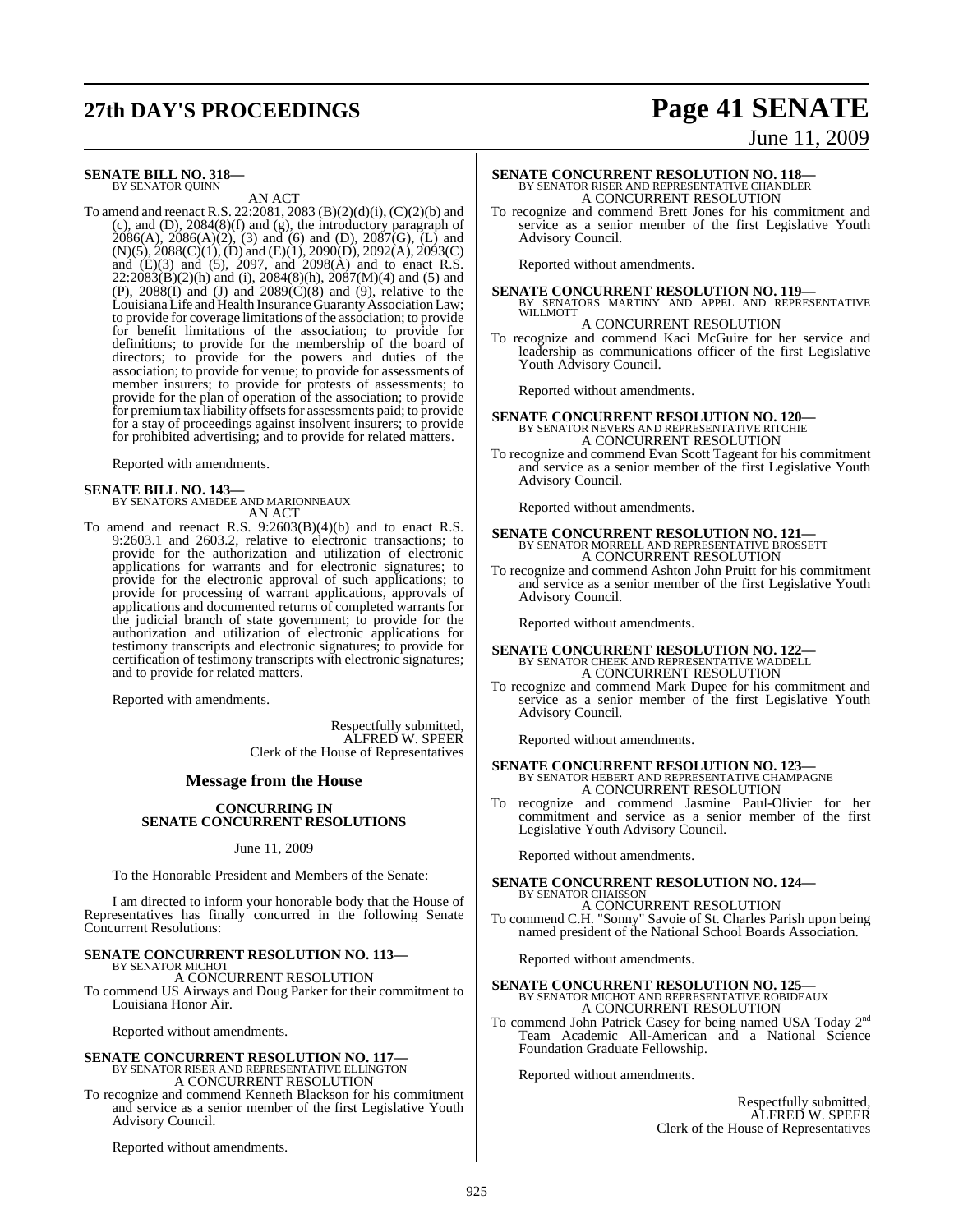**SENATE BILL NO. 318—**
BY SENATOR QUINN

AN ACT

To amend and reenact R.S. 22:2081, 2083 (B)(2)(d)(i), (C)(2)(b) and (c), and (D), 2084(8)(f) and (g), the introductory paragraph of 2086(A), 2086(A)(2), (3) and (6) and (D), 2087(G), (L) and (N)(5), 2088(C)(1), (D) and (E)(1), 2090(D), 2092(A), 2093(C) and (E)(3) and (5), 2097, and 2098(A) and to enact R.S. 22:2083(B)(2)(h) and (i), 2084(8)(h), 2087(M)(4) and (5) and (P), 2088(I) and (J) and 2089(C)(8) and (9), relative to the Louisiana Life and Health Insurance Guaranty Association Law; to provide for coverage limitations of the association; to provide for benefit limitations of the association; to provide for definitions; to provide for the membership of the board of directors; to provide for the powers and duties of the association; to provide for venue; to provide for assessments of member insurers; to provide for protests of assessments; to provide for the plan of operation of the association; to provide for premium tax liability offsets for assessments paid; to provide for a stay of proceedings against insolvent insurers; to provide for prohibited advertising; and to provide for related matters.

Reported with amendments.

**SENATE BILL NO. 143—**
BY SENATORS AMEDEE AND MARIONNEAUX

AN ACT

To amend and reenact R.S. 9:2603(B)(4)(b) and to enact R.S. 9:2603.1 and 2603.2, relative to electronic transactions; to provide for the authorization and utilization of electronic applications for warrants and for electronic signatures; to provide for the electronic approval of such applications; to provide for processing of warrant applications, approvals of applications and documented returns of completed warrants for the judicial branch of state government; to provide for the authorization and utilization of electronic applications for testimony transcripts and electronic signatures; to provide for certification of testimony transcripts with electronic signatures; and to provide for related matters.

Reported with amendments.

Respectfully submitted,
ALFRED W. SPEER
Clerk of the House of Representatives

## Message from the House

**CONCURRING IN SENATE CONCURRENT RESOLUTIONS**

June 11, 2009

To the Honorable President and Members of the Senate:

I am directed to inform your honorable body that the House of Representatives has finally concurred in the following Senate Concurrent Resolutions:

**SENATE CONCURRENT RESOLUTION NO. 113—**
BY SENATOR MICHOT

A CONCURRENT RESOLUTION

To commend US Airways and Doug Parker for their commitment to Louisiana Honor Air.

Reported without amendments.

**SENATE CONCURRENT RESOLUTION NO. 117—**
BY SENATOR RISER AND REPRESENTATIVE ELLINGTON

A CONCURRENT RESOLUTION

To recognize and commend Kenneth Blackson for his commitment and service as a senior member of the first Legislative Youth Advisory Council.

Reported without amendments.

**SENATE CONCURRENT RESOLUTION NO. 118—**
BY SENATOR RISER AND REPRESENTATIVE CHANDLER

A CONCURRENT RESOLUTION

To recognize and commend Brett Jones for his commitment and service as a senior member of the first Legislative Youth Advisory Council.

Reported without amendments.

**SENATE CONCURRENT RESOLUTION NO. 119—**
BY SENATORS MARTINY AND APPEL AND REPRESENTATIVE WILLMOTT

A CONCURRENT RESOLUTION

To recognize and commend Kaci McGuire for her service and leadership as communications officer of the first Legislative Youth Advisory Council.

Reported without amendments.

**SENATE CONCURRENT RESOLUTION NO. 120—**
BY SENATOR NEVERS AND REPRESENTATIVE RITCHIE

A CONCURRENT RESOLUTION

To recognize and commend Evan Scott Tageant for his commitment and service as a senior member of the first Legislative Youth Advisory Council.

Reported without amendments.

**SENATE CONCURRENT RESOLUTION NO. 121—**
BY SENATOR MORRELL AND REPRESENTATIVE BROSSETT

A CONCURRENT RESOLUTION

To recognize and commend Ashton John Pruitt for his commitment and service as a senior member of the first Legislative Youth Advisory Council.

Reported without amendments.

**SENATE CONCURRENT RESOLUTION NO. 122—**
BY SENATOR CHEEK AND REPRESENTATIVE WADDELL

A CONCURRENT RESOLUTION

To recognize and commend Mark Dupee for his commitment and service as a senior member of the first Legislative Youth Advisory Council.

Reported without amendments.

**SENATE CONCURRENT RESOLUTION NO. 123—**
BY SENATOR HEBERT AND REPRESENTATIVE CHAMPAGNE

A CONCURRENT RESOLUTION

To recognize and commend Jasmine Paul-Olivier for her commitment and service as a senior member of the first Legislative Youth Advisory Council.

Reported without amendments.

**SENATE CONCURRENT RESOLUTION NO. 124—**
BY SENATOR CHAISSON

A CONCURRENT RESOLUTION

To commend C.H. "Sonny" Savoie of St. Charles Parish upon being named president of the National School Boards Association.

Reported without amendments.

**SENATE CONCURRENT RESOLUTION NO. 125—**
BY SENATOR MICHOT AND REPRESENTATIVE ROBIDEAUX

A CONCURRENT RESOLUTION

To commend John Patrick Casey for being named USA Today 2nd Team Academic All-American and a National Science Foundation Graduate Fellowship.

Reported without amendments.

Respectfully submitted,
ALFRED W. SPEER
Clerk of the House of Representatives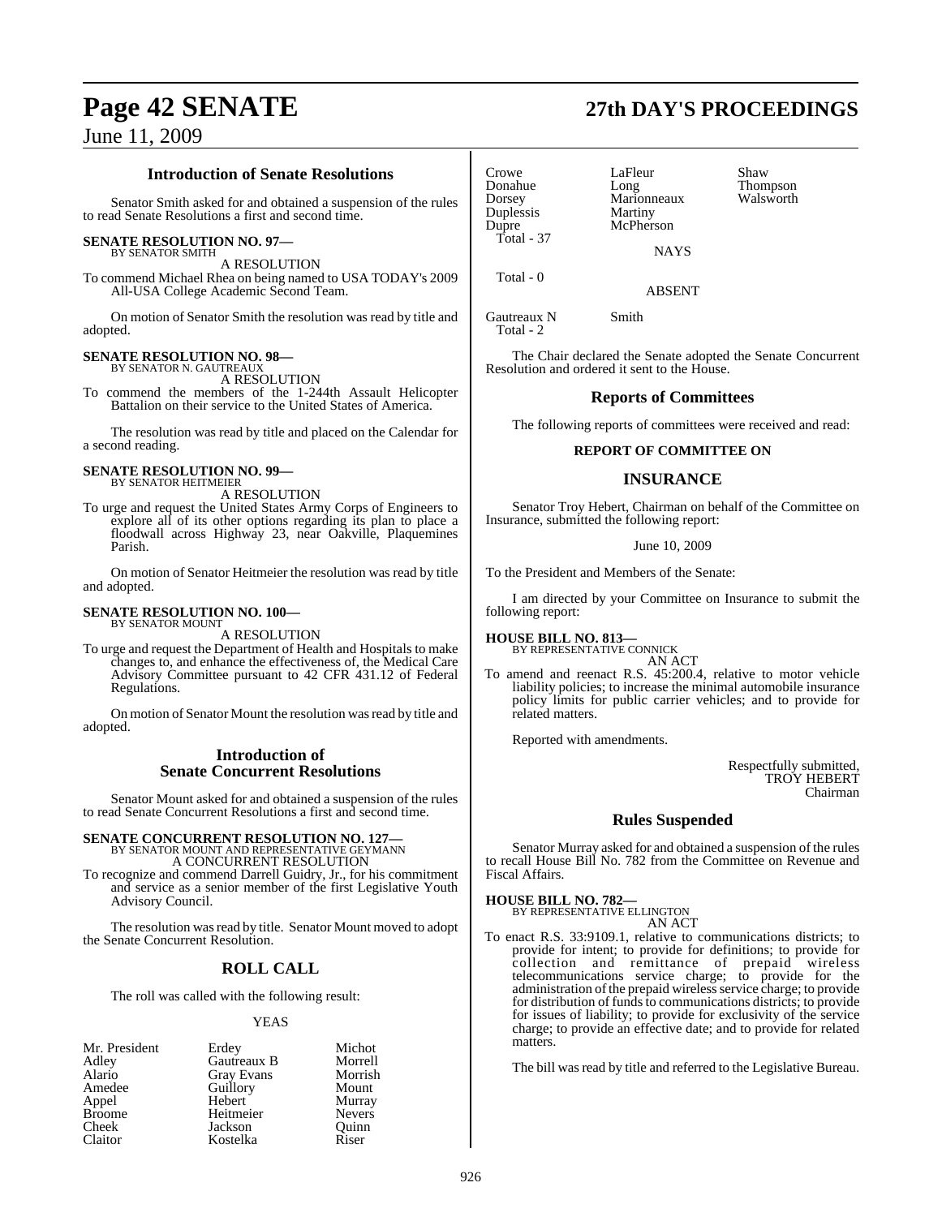## Introduction of Senate Resolutions

Senator Smith asked for and obtained a suspension of the rules to read Senate Resolutions a first and second time.

**SENATE RESOLUTION NO. 97—**
BY SENATOR SMITH

A RESOLUTION

To commend Michael Rhea on being named to USA TODAY's 2009 All-USA College Academic Second Team.

On motion of Senator Smith the resolution was read by title and adopted.

**SENATE RESOLUTION NO. 98—**
BY SENATOR N. GAUTREAUX

A RESOLUTION

To commend the members of the 1-244th Assault Helicopter Battalion on their service to the United States of America.

The resolution was read by title and placed on the Calendar for a second reading.

**SENATE RESOLUTION NO. 99—**
BY SENATOR HEITMEIER

A RESOLUTION

To urge and request the United States Army Corps of Engineers to explore all of its other options regarding its plan to place a floodwall across Highway 23, near Oakville, Plaquemines Parish.

On motion of Senator Heitmeier the resolution was read by title and adopted.

**SENATE RESOLUTION NO. 100—**
BY SENATOR MOUNT

A RESOLUTION

To urge and request the Department of Health and Hospitals to make changes to, and enhance the effectiveness of, the Medical Care Advisory Committee pursuant to 42 CFR 431.12 of Federal Regulations.

On motion of Senator Mount the resolution was read by title and adopted.

## Introduction of Senate Concurrent Resolutions

Senator Mount asked for and obtained a suspension of the rules to read Senate Concurrent Resolutions a first and second time.

**SENATE CONCURRENT RESOLUTION NO. 127—**
BY SENATOR MOUNT AND REPRESENTATIVE GEYMANN

A CONCURRENT RESOLUTION

To recognize and commend Darrell Guidry, Jr., for his commitment and service as a senior member of the first Legislative Youth Advisory Council.

The resolution was read by title. Senator Mount moved to adopt the Senate Concurrent Resolution.

## ROLL CALL

The roll was called with the following result:

YEAS

| | | |
|---|---|---|
| Mr. President | Erdey | Michot |
| Adley | Gautreaux B | Morrell |
| Alario | Gray Evans | Morrish |
| Amedee | Guillory | Mount |
| Appel | Hebert | Murray |
| Broome | Heitmeier | Nevers |
| Cheek | Jackson | Quinn |
| Claitor | Kostelka | Riser |
| Crowe | LaFleur | Shaw |
| Donahue | Long | Thompson |
| Dorsey | Marionneaux | Walsworth |
| Duplessis | Martiny | |
| Dupre | McPherson | |

Total - 37

NAYS

Total - 0

ABSENT

| | |
|---|---|
| Gautreaux N | Smith |

Total - 2

The Chair declared the Senate adopted the Senate Concurrent Resolution and ordered it sent to the House.

## Reports of Committees

The following reports of committees were received and read:

### REPORT OF COMMITTEE ON

## INSURANCE

Senator Troy Hebert, Chairman on behalf of the Committee on Insurance, submitted the following report:

June 10, 2009

To the President and Members of the Senate:

I am directed by your Committee on Insurance to submit the following report:

**HOUSE BILL NO. 813—**
BY REPRESENTATIVE CONNICK

AN ACT

To amend and reenact R.S. 45:200.4, relative to motor vehicle liability policies; to increase the minimal automobile insurance policy limits for public carrier vehicles; and to provide for related matters.

Reported with amendments.

Respectfully submitted,
TROY HEBERT
Chairman

## Rules Suspended

Senator Murray asked for and obtained a suspension of the rules to recall House Bill No. 782 from the Committee on Revenue and Fiscal Affairs.

**HOUSE BILL NO. 782—**
BY REPRESENTATIVE ELLINGTON

AN ACT

To enact R.S. 33:9109.1, relative to communications districts; to provide for intent; to provide for definitions; to provide for collection and remittance of prepaid wireless telecommunications service charge; to provide for the administration of the prepaid wireless service charge; to provide for distribution of funds to communications districts; to provide for issues of liability; to provide for exclusivity of the service charge; to provide an effective date; and to provide for related matters.

The bill was read by title and referred to the Legislative Bureau.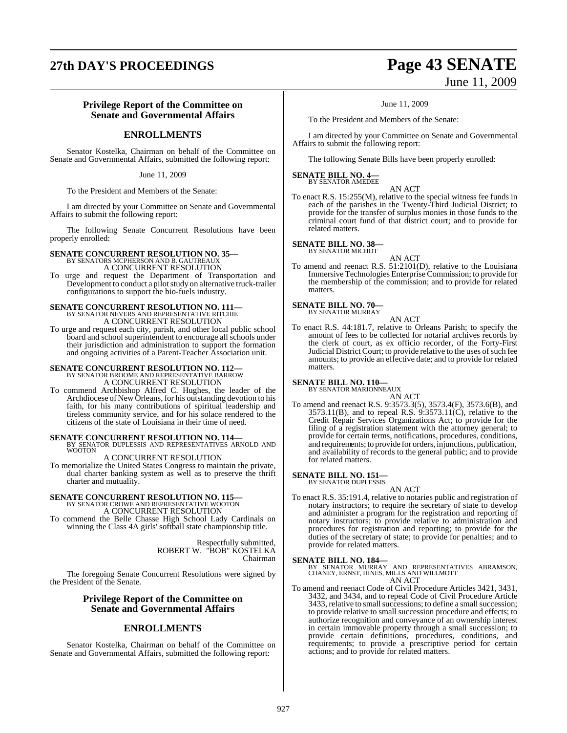## Privilege Report of the Committee on Senate and Governmental Affairs

## ENROLLMENTS

Senator Kostelka, Chairman on behalf of the Committee on Senate and Governmental Affairs, submitted the following report:

June 11, 2009

To the President and Members of the Senate:

I am directed by your Committee on Senate and Governmental Affairs to submit the following report:

The following Senate Concurrent Resolutions have been properly enrolled:

**SENATE CONCURRENT RESOLUTION NO. 35—**
BY SENATORS MCPHERSON AND B. GAUTREAUX
A CONCURRENT RESOLUTION

To urge and request the Department of Transportation and Development to conduct a pilot study on alternative truck-trailer configurations to support the bio-fuels industry.

**SENATE CONCURRENT RESOLUTION NO. 111—**
BY SENATOR NEVERS AND REPRESENTATIVE RITCHIE
A CONCURRENT RESOLUTION

To urge and request each city, parish, and other local public school board and school superintendent to encourage all schools under their jurisdiction and administration to support the formation and ongoing activities of a Parent-Teacher Association unit.

**SENATE CONCURRENT RESOLUTION NO. 112—**
BY SENATOR BROOME AND REPRESENTATIVE BARROW
A CONCURRENT RESOLUTION

To commend Archbishop Alfred C. Hughes, the leader of the Archdiocese of New Orleans, for his outstanding devotion to his faith, for his many contributions of spiritual leadership and tireless community service, and for his solace rendered to the citizens of the state of Louisiana in their time of need.

**SENATE CONCURRENT RESOLUTION NO. 114—**
BY SENATOR DUPLESSIS AND REPRESENTATIVES ARNOLD AND WOOTON
A CONCURRENT RESOLUTION

To memorialize the United States Congress to maintain the private, dual charter banking system as well as to preserve the thrift charter and mutuality.

**SENATE CONCURRENT RESOLUTION NO. 115—**
BY SENATOR CROWE AND REPRESENTATIVE WOOTON
A CONCURRENT RESOLUTION

To commend the Belle Chasse High School Lady Cardinals on winning the Class 4A girls' softball state championship title.

Respectfully submitted,
ROBERT W. "BOB" KOSTELKA
Chairman

The foregoing Senate Concurrent Resolutions were signed by the President of the Senate.

## Privilege Report of the Committee on Senate and Governmental Affairs

## ENROLLMENTS

Senator Kostelka, Chairman on behalf of the Committee on Senate and Governmental Affairs, submitted the following report:

June 11, 2009

To the President and Members of the Senate:

I am directed by your Committee on Senate and Governmental Affairs to submit the following report:

The following Senate Bills have been properly enrolled:

**SENATE BILL NO. 4—**
BY SENATOR AMEDEE
AN ACT

To enact R.S. 15:255(M), relative to the special witness fee funds in each of the parishes in the Twenty-Third Judicial District; to provide for the transfer of surplus monies in those funds to the criminal court fund of that district court; and to provide for related matters.

**SENATE BILL NO. 38—**
BY SENATOR MICHOT
AN ACT

To amend and reenact R.S. 51:2101(D), relative to the Louisiana Immersive Technologies Enterprise Commission; to provide for the membership of the commission; and to provide for related matters.

**SENATE BILL NO. 70—**
BY SENATOR MURRAY
AN ACT

To enact R.S. 44:181.7, relative to Orleans Parish; to specify the amount of fees to be collected for notarial archives records by the clerk of court, as ex officio recorder, of the Forty-First Judicial District Court; to provide relative to the uses of such fee amounts; to provide an effective date; and to provide for related matters.

**SENATE BILL NO. 110—**
BY SENATOR MARIONNEAUX
AN ACT

To amend and reenact R.S. 9:3573.3(5), 3573.4(F), 3573.6(B), and 3573.11(B), and to repeal R.S. 9:3573.11(C), relative to the Credit Repair Services Organizations Act; to provide for the filing of a registration statement with the attorney general; to provide for certain terms, notifications, procedures, conditions, and requirements; to provide for orders, injunctions, publication, and availability of records to the general public; and to provide for related matters.

**SENATE BILL NO. 151—**
BY SENATOR DUPLESSIS
AN ACT

To enact R.S. 35:191.4, relative to notaries public and registration of notary instructors; to require the secretary of state to develop and administer a program for the registration and reporting of notary instructors; to provide relative to administration and procedures for registration and reporting; to provide for the duties of the secretary of state; to provide for penalties; and to provide for related matters.

**SENATE BILL NO. 184—**
BY SENATOR MURRAY AND REPRESENTATIVES ABRAMSON, CHANEY, ERNST, HINES, MILLS AND WILLMOTT
AN ACT

To amend and reenact Code of Civil Procedure Articles 3421, 3431, 3432, and 3434, and to repeal Code of Civil Procedure Article 3433, relative to small successions; to define a small succession; to provide relative to small succession procedure and effects; to authorize recognition and conveyance of an ownership interest in certain immovable property through a small succession; to provide certain definitions, procedures, conditions, and requirements; to provide a prescriptive period for certain actions; and to provide for related matters.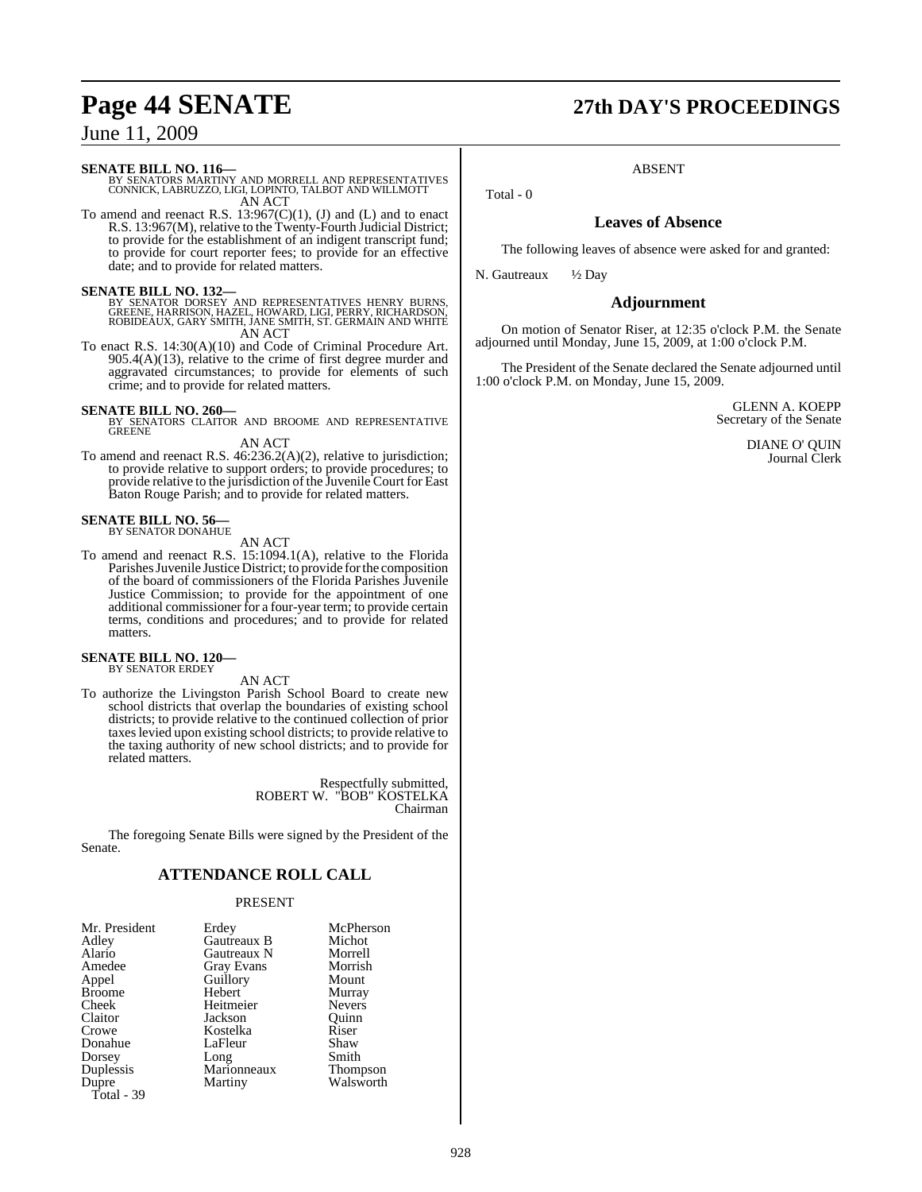**SENATE BILL NO. 116—**
BY SENATORS MARTINY AND MORRELL AND REPRESENTATIVES CONNICK, LABRUZZO, LIGI, LOPINTO, TALBOT AND WILLMOTT

AN ACT

To amend and reenact R.S. 13:967(C)(1), (J) and (L) and to enact R.S. 13:967(M), relative to the Twenty-Fourth Judicial District; to provide for the establishment of an indigent transcript fund; to provide for court reporter fees; to provide for an effective date; and to provide for related matters.

**SENATE BILL NO. 132—**
BY SENATOR DORSEY AND REPRESENTATIVES HENRY BURNS, GREENE, HARRISON, HAZEL, HOWARD, LIGI, PERRY, RICHARDSON, ROBIDEAUX, GARY SMITH, JANE SMITH, ST. GERMAIN AND WHITE

AN ACT

To enact R.S. 14:30(A)(10) and Code of Criminal Procedure Art. 905.4(A)(13), relative to the crime of first degree murder and aggravated circumstances; to provide for elements of such crime; and to provide for related matters.

**SENATE BILL NO. 260—**
BY SENATORS CLAITOR AND BROOME AND REPRESENTATIVE GREENE

AN ACT

To amend and reenact R.S. 46:236.2(A)(2), relative to jurisdiction; to provide relative to support orders; to provide procedures; to provide relative to the jurisdiction of the Juvenile Court for East Baton Rouge Parish; and to provide for related matters.

**SENATE BILL NO. 56—**
BY SENATOR DONAHUE

AN ACT

To amend and reenact R.S. 15:1094.1(A), relative to the Florida Parishes Juvenile Justice District; to provide for the composition of the board of commissioners of the Florida Parishes Juvenile Justice Commission; to provide for the appointment of one additional commissioner for a four-year term; to provide certain terms, conditions and procedures; and to provide for related matters.

**SENATE BILL NO. 120—**
BY SENATOR ERDEY

AN ACT

To authorize the Livingston Parish School Board to create new school districts that overlap the boundaries of existing school districts; to provide relative to the continued collection of prior taxes levied upon existing school districts; to provide relative to the taxing authority of new school districts; and to provide for related matters.

Respectfully submitted,
ROBERT W. "BOB" KOSTELKA
Chairman

The foregoing Senate Bills were signed by the President of the Senate.

## ATTENDANCE ROLL CALL

PRESENT

| | | |
|---|---|---|
| Mr. President | Erdey | McPherson |
| Adley | Gautreaux B | Michot |
| Alario | Gautreaux N | Morrell |
| Amedee | Gray Evans | Morrish |
| Appel | Guillory | Mount |
| Broome | Hebert | Murray |
| Cheek | Heitmeier | Nevers |
| Claitor | Jackson | Quinn |
| Crowe | Kostelka | Riser |
| Donahue | LaFleur | Shaw |
| Dorsey | Long | Smith |
| Duplessis | Marionneaux | Thompson |
| Dupre | Martiny | Walsworth |

Total - 39

ABSENT

Total - 0

## Leaves of Absence

The following leaves of absence were asked for and granted:

N. Gautreaux ½ Day

## Adjournment

On motion of Senator Riser, at 12:35 o'clock P.M. the Senate adjourned until Monday, June 15, 2009, at 1:00 o'clock P.M.

The President of the Senate declared the Senate adjourned until 1:00 o'clock P.M. on Monday, June 15, 2009.

GLENN A. KOEPP
Secretary of the Senate

DIANE O' QUIN
Journal Clerk